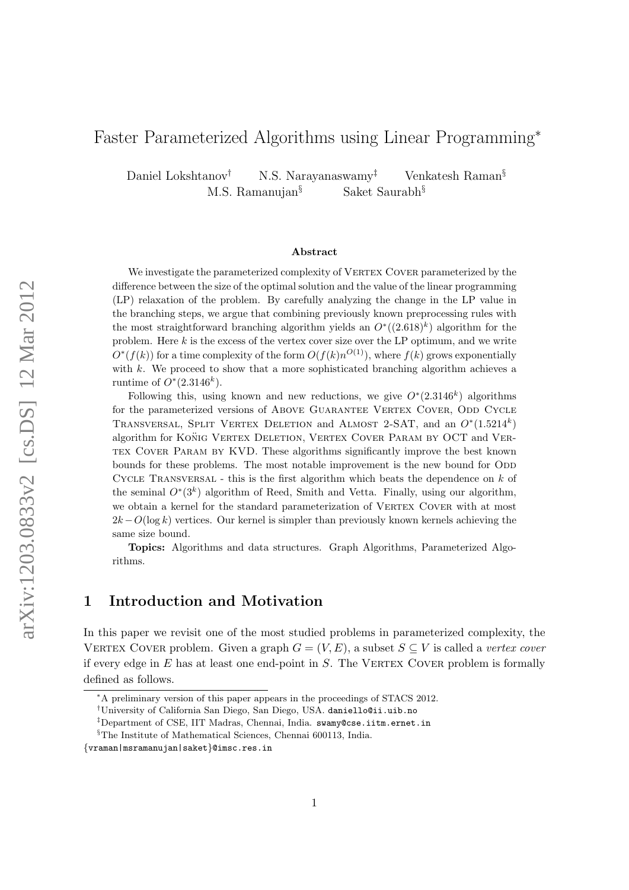# Faster Parameterized Algorithms using Linear Programming*

Daniel Lokshtanov† N.S. Narayanaswamy‡ Venkatesh Raman§ M.S. Ramanujan§ Saket Saurabh§

### Abstract

We investigate the parameterized complexity of Vertex Cover parameterized by the difference between the size of the optimal solution and the value of the linear programming (LP) relaxation of the problem. By carefully analyzing the change in the LP value in the branching steps, we argue that combining previously known preprocessing rules with the most straightforward branching algorithm yields an $O^*((2.618)^k)$ algorithm for the problem. Here $k$ is the excess of the vertex cover size over the LP optimum, and we write $O^*(f(k))$ for a time complexity of the form $O(f(k)n^{O(1)})$, where $f(k)$ grows exponentially with $k$. We proceed to show that a more sophisticated branching algorithm achieves a runtime of $O^*(2.3146^k)$.

Following this, using known and new reductions, we give $O^*(2.3146^k)$ algorithms for the parameterized versions of Above Guarantee Vertex Cover, Odd Cycle Transversal, Split Vertex Deletion and Almost 2-SAT, and an $O^*(1.5214^k)$ algorithm for Kőnig Vertex Deletion, Vertex Cover Param by OCT and Vertex Cover Param by KVD. These algorithms significantly improve the best known bounds for these problems. The most notable improvement is the new bound for Odd Cycle Transversal - this is the first algorithm which beats the dependence on $k$ of the seminal $O^*(3^k)$ algorithm of Reed, Smith and Vetta. Finally, using our algorithm, we obtain a kernel for the standard parameterization of Vertex Cover with at most $2k - O(\log k)$ vertices. Our kernel is simpler than previously known kernels achieving the same size bound.

**Topics:** Algorithms and data structures. Graph Algorithms, Parameterized Algorithms.

## 1 Introduction and Motivation

In this paper we revisit one of the most studied problems in parameterized complexity, the Vertex Cover problem. Given a graph $G = (V, E)$, a subset $S \subseteq V$ is called a *vertex cover* if every edge in $E$ has at least one end-point in $S$. The Vertex Cover problem is formally defined as follows.

---

*A preliminary version of this paper appears in the proceedings of STACS 2012.

†University of California San Diego, San Diego, USA. daniello@ii.uib.no

‡Department of CSE, IIT Madras, Chennai, India. swamy@cse.iitm.ernet.in

§The Institute of Mathematical Sciences, Chennai 600113, India.

{vraman|msramanujan|saket}@imsc.res.in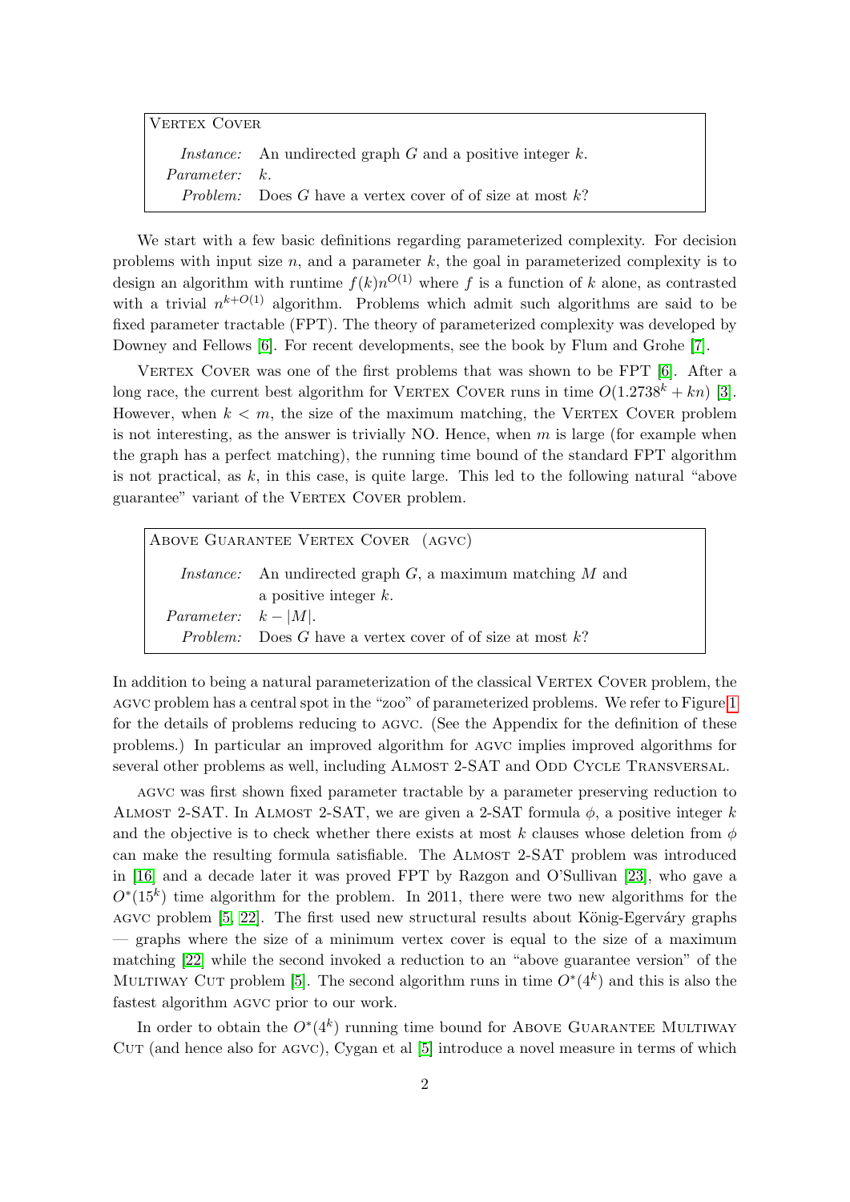| Vertex Cover | |
|---|---|
| *Instance:* | An undirected graph $G$ and a positive integer $k$. |
| *Parameter:* | $k$. |
| *Problem:* | Does $G$ have a vertex cover of of size at most $k$? |

We start with a few basic definitions regarding parameterized complexity. For decision problems with input size $n$, and a parameter $k$, the goal in parameterized complexity is to design an algorithm with runtime $f(k)n^{O(1)}$ where $f$ is a function of $k$ alone, as contrasted with a trivial $n^{k+O(1)}$ algorithm. Problems which admit such algorithms are said to be fixed parameter tractable (FPT). The theory of parameterized complexity was developed by Downey and Fellows [6]. For recent developments, see the book by Flum and Grohe [7].

Vertex Cover was one of the first problems that was shown to be FPT [6]. After a long race, the current best algorithm for Vertex Cover runs in time $O(1.2738^k + kn)$ [3]. However, when $k < m$, the size of the maximum matching, the Vertex Cover problem is not interesting, as the answer is trivially NO. Hence, when $m$ is large (for example when the graph has a perfect matching), the running time bound of the standard FPT algorithm is not practical, as $k$, in this case, is quite large. This led to the following natural "above guarantee" variant of the Vertex Cover problem.

| Above Guarantee Vertex Cover (agvc) | |
|---|---|
| *Instance:* | An undirected graph $G$, a maximum matching $M$ and a positive integer $k$. |
| *Parameter:* | $k - \|M\|$. |
| *Problem:* | Does $G$ have a vertex cover of of size at most $k$? |

In addition to being a natural parameterization of the classical Vertex Cover problem, the agvc problem has a central spot in the "zoo" of parameterized problems. We refer to Figure 1 for the details of problems reducing to agvc. (See the Appendix for the definition of these problems.) In particular an improved algorithm for agvc implies improved algorithms for several other problems as well, including Almost 2-SAT and Odd Cycle Transversal.

agvc was first shown fixed parameter tractable by a parameter preserving reduction to Almost 2-SAT. In Almost 2-SAT, we are given a 2-SAT formula $\phi$, a positive integer $k$ and the objective is to check whether there exists at most $k$ clauses whose deletion from $\phi$ can make the resulting formula satisfiable. The Almost 2-SAT problem was introduced in [16] and a decade later it was proved FPT by Razgon and O'Sullivan [23], who gave a $O^*(15^k)$ time algorithm for the problem. In 2011, there were two new algorithms for the agvc problem [5, 22]. The first used new structural results about König-Egerváry graphs — graphs where the size of a minimum vertex cover is equal to the size of a maximum matching [22] while the second invoked a reduction to an "above guarantee version" of the Multiway Cut problem [5]. The second algorithm runs in time $O^*(4^k)$ and this is also the fastest algorithm agvc prior to our work.

In order to obtain the $O^*(4^k)$ running time bound for Above Guarantee Multiway Cut (and hence also for agvc), Cygan et al [5] introduce a novel measure in terms of which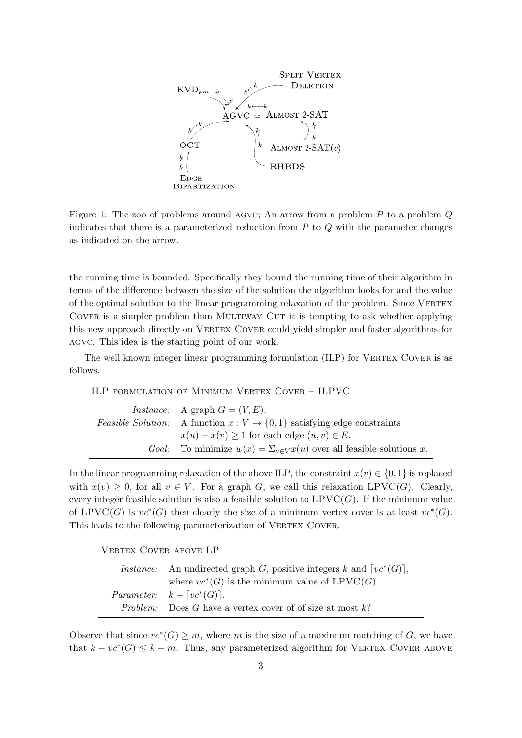Figure 1: The zoo of problems around AGVC; An arrow from a problem $P$ to a problem $Q$ indicates that there is a parameterized reduction from $P$ to $Q$ with the parameter changes as indicated on the arrow.

the running time is bounded. Specifically they bound the running time of their algorithm in terms of the difference between the size of the solution the algorithm looks for and the value of the optimal solution to the linear programming relaxation of the problem. Since VERTEX COVER is a simpler problem than MULTIWAY CUT it is tempting to ask whether applying this new approach directly on VERTEX COVER could yield simpler and faster algorithms for AGVC. This idea is the starting point of our work.

The well known integer linear programming formulation (ILP) for VERTEX COVER is as follows.

| ILP FORMULATION OF MINIMUM VERTEX COVER – ILPVC | |
|---|---|
| *Instance:* | A graph $G = (V, E)$. |
| *Feasible Solution:* | A function $x : V \to \{0, 1\}$ satisfying edge constraints $x(u) + x(v) \geq 1$ for each edge $(u, v) \in E$. |
| *Goal:* | To minimize $w(x) = \Sigma_{u \in V} x(u)$ over all feasible solutions $x$. |

In the linear programming relaxation of the above ILP, the constraint $x(v) \in \{0, 1\}$ is replaced with $x(v) \geq 0$, for all $v \in V$. For a graph $G$, we call this relaxation LPVC($G$). Clearly, every integer feasible solution is also a feasible solution to LPVC($G$). If the minimum value of LPVC($G$) is $vc^*(G)$ then clearly the size of a minimum vertex cover is at least $vc^*(G)$. This leads to the following parameterization of VERTEX COVER.

| VERTEX COVER ABOVE LP | |
|---|---|
| *Instance:* | An undirected graph $G$, positive integers $k$ and $\lceil vc^*(G) \rceil$, where $vc^*(G)$ is the minimum value of LPVC($G$). |
| *Parameter:* | $k - \lceil vc^*(G) \rceil$. |
| *Problem:* | Does $G$ have a vertex cover of of size at most $k$? |

Observe that since $vc^*(G) \geq m$, where $m$ is the size of a maximum matching of $G$, we have that $k - vc^*(G) \leq k - m$. Thus, any parameterized algorithm for VERTEX COVER ABOVE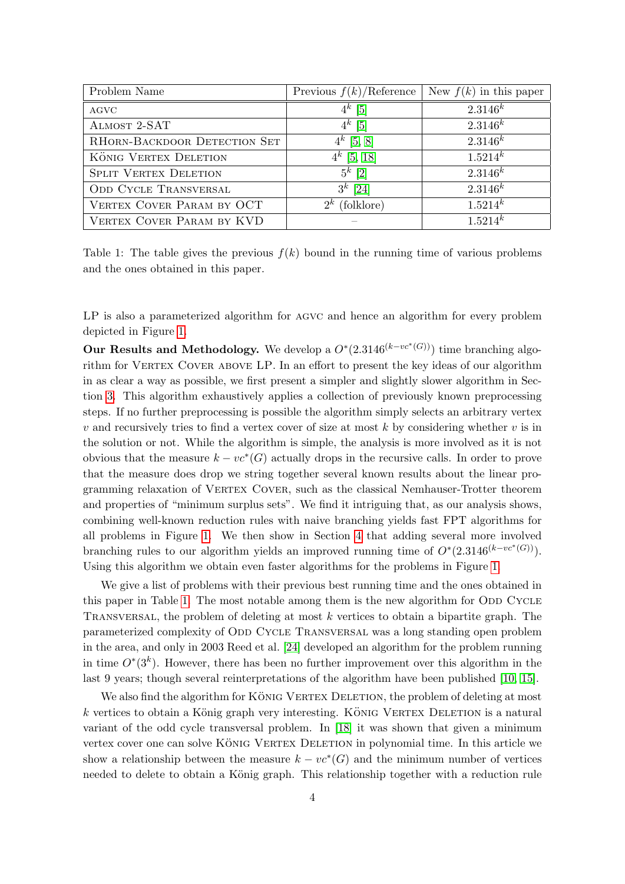| Problem Name | Previous $f(k)$/Reference | New $f(k)$ in this paper |
|---|---|---|
| AGVC | $4^k$ [5] | $2.3146^k$ |
| Almost 2-SAT | $4^k$ [5] | $2.3146^k$ |
| RHorn-Backdoor Detection Set | $4^k$ [5, 8] | $2.3146^k$ |
| König Vertex Deletion | $4^k$ [5, 18] | $1.5214^k$ |
| Split Vertex Deletion | $5^k$ [2] | $2.3146^k$ |
| Odd Cycle Transversal | $3^k$ [24] | $2.3146^k$ |
| Vertex Cover Param by OCT | $2^k$ (folklore) | $1.5214^k$ |
| Vertex Cover Param by KVD | – | $1.5214^k$ |

Table 1: The table gives the previous $f(k)$ bound in the running time of various problems and the ones obtained in this paper.

LP is also a parameterized algorithm for AGVC and hence an algorithm for every problem depicted in Figure 1.

**Our Results and Methodology.** We develop a $O^*(2.3146^{(k-vc^*(G))})$ time branching algorithm for Vertex Cover above LP. In an effort to present the key ideas of our algorithm in as clear a way as possible, we first present a simpler and slightly slower algorithm in Section 3. This algorithm exhaustively applies a collection of previously known preprocessing steps. If no further preprocessing is possible the algorithm simply selects an arbitrary vertex $v$ and recursively tries to find a vertex cover of size at most $k$ by considering whether $v$ is in the solution or not. While the algorithm is simple, the analysis is more involved as it is not obvious that the measure $k - vc^*(G)$ actually drops in the recursive calls. In order to prove that the measure does drop we string together several known results about the linear programming relaxation of Vertex Cover, such as the classical Nemhauser-Trotter theorem and properties of "minimum surplus sets". We find it intriguing that, as our analysis shows, combining well-known reduction rules with naive branching yields fast FPT algorithms for all problems in Figure 1. We then show in Section 4 that adding several more involved branching rules to our algorithm yields an improved running time of $O^*(2.3146^{(k-vc^*(G))})$. Using this algorithm we obtain even faster algorithms for the problems in Figure 1.

We give a list of problems with their previous best running time and the ones obtained in this paper in Table 1. The most notable among them is the new algorithm for Odd Cycle Transversal, the problem of deleting at most $k$ vertices to obtain a bipartite graph. The parameterized complexity of Odd Cycle Transversal was a long standing open problem in the area, and only in 2003 Reed et al. [24] developed an algorithm for the problem running in time $O^*(3^k)$. However, there has been no further improvement over this algorithm in the last 9 years; though several reinterpretations of the algorithm have been published [10, 15].

We also find the algorithm for König Vertex Deletion, the problem of deleting at most $k$ vertices to obtain a König graph very interesting. König Vertex Deletion is a natural variant of the odd cycle transversal problem. In [18] it was shown that given a minimum vertex cover one can solve König Vertex Deletion in polynomial time. In this article we show a relationship between the measure $k - vc^*(G)$ and the minimum number of vertices needed to delete to obtain a König graph. This relationship together with a reduction rule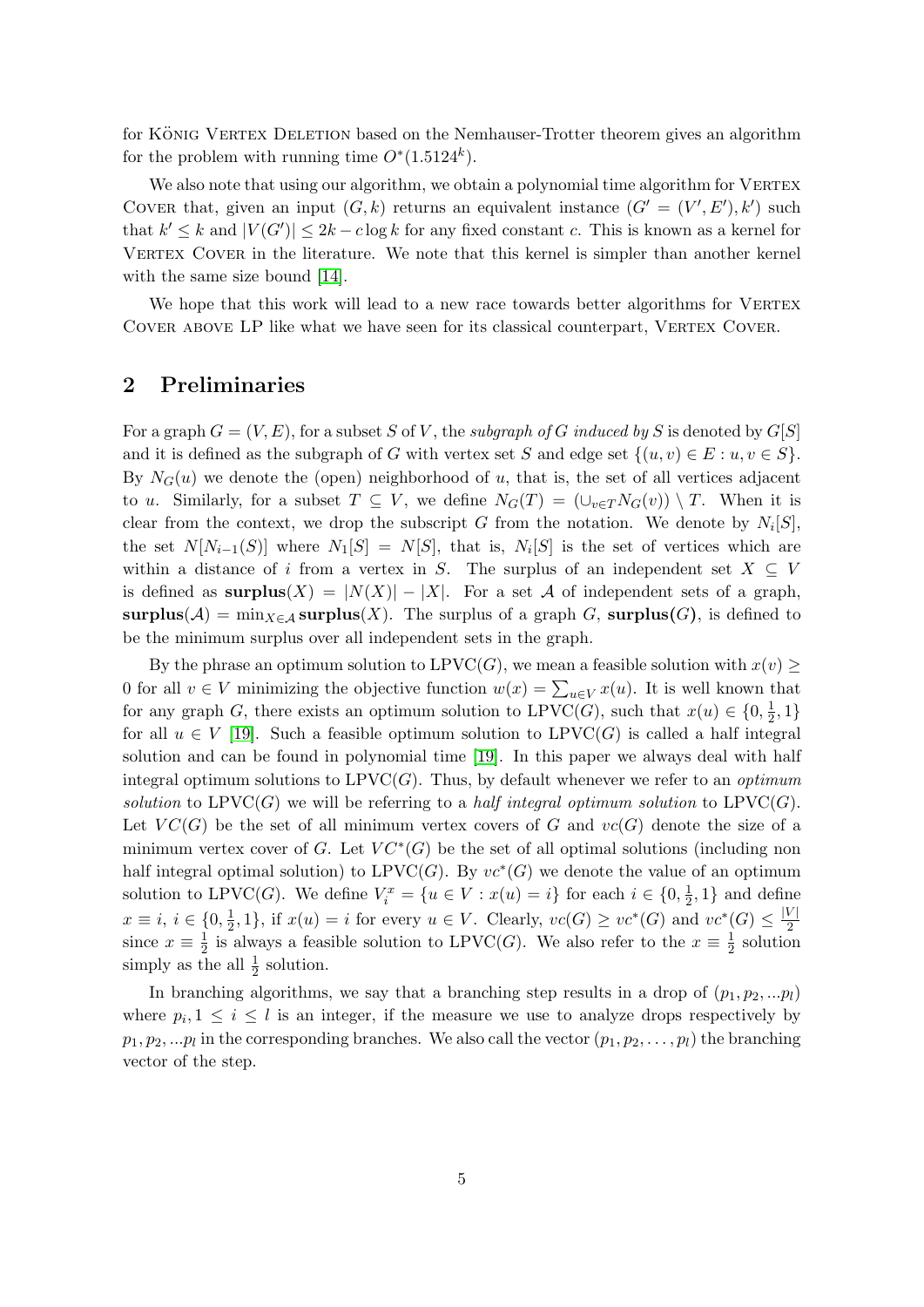for König Vertex Deletion based on the Nemhauser-Trotter theorem gives an algorithm for the problem with running time $O^*(1.5124^k)$.

We also note that using our algorithm, we obtain a polynomial time algorithm for Vertex Cover that, given an input $(G, k)$ returns an equivalent instance $(G' = (V', E'), k')$ such that $k' \leq k$ and $|V(G')| \leq 2k - c \log k$ for any fixed constant $c$. This is known as a kernel for Vertex Cover in the literature. We note that this kernel is simpler than another kernel with the same size bound [14].

We hope that this work will lead to a new race towards better algorithms for Vertex Cover above LP like what we have seen for its classical counterpart, Vertex Cover.

## 2 Preliminaries

For a graph $G = (V, E)$, for a subset $S$ of $V$, the *subgraph of* $G$ *induced by* $S$ is denoted by $G[S]$ and it is defined as the subgraph of $G$ with vertex set $S$ and edge set $\{(u, v) \in E : u, v \in S\}$. By $N_G(u)$ we denote the (open) neighborhood of $u$, that is, the set of all vertices adjacent to $u$. Similarly, for a subset $T \subseteq V$, we define $N_G(T) = (\cup_{v \in T} N_G(v)) \setminus T$. When it is clear from the context, we drop the subscript $G$ from the notation. We denote by $N_i[S]$, the set $N[N_{i-1}(S)]$ where $N_1[S] = N[S]$, that is, $N_i[S]$ is the set of vertices which are within a distance of $i$ from a vertex in $S$. The surplus of an independent set $X \subseteq V$ is defined as $\mathbf{surplus}(X) = |N(X)| - |X|$. For a set $\mathcal{A}$ of independent sets of a graph, $\mathbf{surplus}(\mathcal{A}) = \min_{X \in \mathcal{A}} \mathbf{surplus}(X)$. The surplus of a graph $G$, $\mathbf{surplus(}G\mathbf{)}$, is defined to be the minimum surplus over all independent sets in the graph.

By the phrase an optimum solution to LPVC($G$), we mean a feasible solution with $x(v) \geq 0$ for all $v \in V$ minimizing the objective function $w(x) = \sum_{u \in V} x(u)$. It is well known that for any graph $G$, there exists an optimum solution to LPVC($G$), such that $x(u) \in \{0, \frac{1}{2}, 1\}$ for all $u \in V$ [19]. Such a feasible optimum solution to LPVC($G$) is called a half integral solution and can be found in polynomial time [19]. In this paper we always deal with half integral optimum solutions to LPVC($G$). Thus, by default whenever we refer to an *optimum solution* to LPVC($G$) we will be referring to a *half integral optimum solution* to LPVC($G$). Let $VC(G)$ be the set of all minimum vertex covers of $G$ and $vc(G)$ denote the size of a minimum vertex cover of $G$. Let $VC^*(G)$ be the set of all optimal solutions (including non half integral optimal solution) to LPVC($G$). By $vc^*(G)$ we denote the value of an optimum solution to LPVC($G$). We define $V_i^x = \{u \in V : x(u) = i\}$ for each $i \in \{0, \frac{1}{2}, 1\}$ and define $x \equiv i$, $i \in \{0, \frac{1}{2}, 1\}$, if $x(u) = i$ for every $u \in V$. Clearly, $vc(G) \geq vc^*(G)$ and $vc^*(G) \leq \frac{|V|}{2}$ since $x \equiv \frac{1}{2}$ is always a feasible solution to LPVC($G$). We also refer to the $x \equiv \frac{1}{2}$ solution simply as the all $\frac{1}{2}$ solution.

In branching algorithms, we say that a branching step results in a drop of $(p_1, p_2, ...p_l)$ where $p_i, 1 \leq i \leq l$ is an integer, if the measure we use to analyze drops respectively by $p_1, p_2, ...p_l$ in the corresponding branches. We also call the vector $(p_1, p_2, \ldots, p_l)$ the branching vector of the step.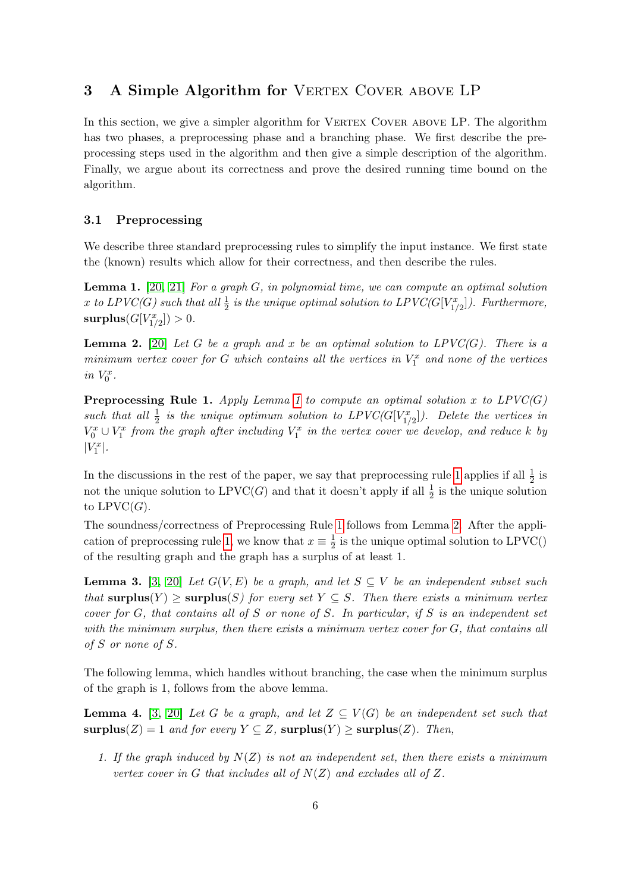## 3 A Simple Algorithm for Vertex Cover above LP

In this section, we give a simpler algorithm for Vertex Cover above LP. The algorithm has two phases, a preprocessing phase and a branching phase. We first describe the preprocessing steps used in the algorithm and then give a simple description of the algorithm. Finally, we argue about its correctness and prove the desired running time bound on the algorithm.

### 3.1 Preprocessing

We describe three standard preprocessing rules to simplify the input instance. We first state the (known) results which allow for their correctness, and then describe the rules.

**Lemma 1.** [20, 21] *For a graph $G$, in polynomial time, we can compute an optimal solution $x$ to LPVC(G) such that all $\frac{1}{2}$ is the unique optimal solution to LPVC($G[V^x_{1/2}]$). Furthermore, $\mathbf{surplus}(G[V^x_{1/2}]) > 0$.*

**Lemma 2.** [20] *Let $G$ be a graph and $x$ be an optimal solution to LPVC(G). There is a minimum vertex cover for $G$ which contains all the vertices in $V^x_1$ and none of the vertices in $V^x_0$.*

**Preprocessing Rule 1.** *Apply Lemma 1 to compute an optimal solution $x$ to LPVC(G) such that all $\frac{1}{2}$ is the unique optimum solution to LPVC($G[V^x_{1/2}]$). Delete the vertices in $V^x_0 \cup V^x_1$ from the graph after including $V^x_1$ in the vertex cover we develop, and reduce $k$ by $|V^x_1|$.*

In the discussions in the rest of the paper, we say that preprocessing rule 1 applies if all $\frac{1}{2}$ is not the unique solution to LPVC($G$) and that it doesn't apply if all $\frac{1}{2}$ is the unique solution to LPVC($G$).

The soundness/correctness of Preprocessing Rule 1 follows from Lemma 2. After the application of preprocessing rule 1, we know that $x \equiv \frac{1}{2}$ is the unique optimal solution to LPVC() of the resulting graph and the graph has a surplus of at least 1.

**Lemma 3.** [3, 20] *Let $G(V, E)$ be a graph, and let $S \subseteq V$ be an independent subset such that $\mathbf{surplus}(Y) \geq \mathbf{surplus}(S)$ for every set $Y \subseteq S$. Then there exists a minimum vertex cover for $G$, that contains all of $S$ or none of $S$. In particular, if $S$ is an independent set with the minimum surplus, then there exists a minimum vertex cover for $G$, that contains all of $S$ or none of $S$.*

The following lemma, which handles without branching, the case when the minimum surplus of the graph is 1, follows from the above lemma.

**Lemma 4.** [3, 20] *Let $G$ be a graph, and let $Z \subseteq V(G)$ be an independent set such that $\mathbf{surplus}(Z) = 1$ and for every $Y \subseteq Z$, $\mathbf{surplus}(Y) \geq \mathbf{surplus}(Z)$. Then,*

1. *If the graph induced by $N(Z)$ is not an independent set, then there exists a minimum vertex cover in $G$ that includes all of $N(Z)$ and excludes all of $Z$.*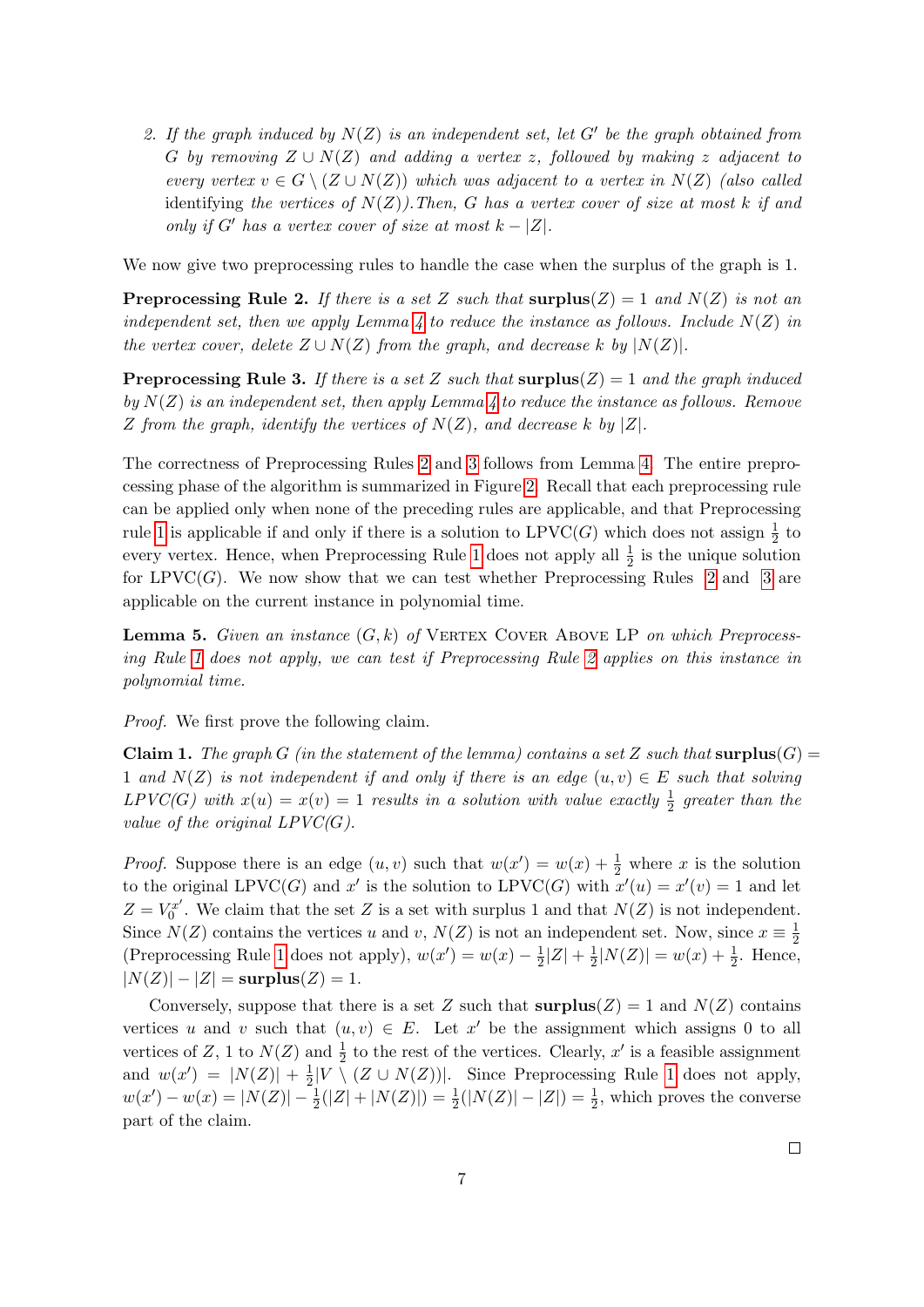2. *If the graph induced by $N(Z)$ is an independent set, let $G'$ be the graph obtained from $G$ by removing $Z \cup N(Z)$ and adding a vertex $z$, followed by making $z$ adjacent to every vertex $v \in G \setminus (Z \cup N(Z))$ which was adjacent to a vertex in $N(Z)$ (also called* identifying *the vertices of $N(Z)$). Then, $G$ has a vertex cover of size at most $k$ if and only if $G'$ has a vertex cover of size at most $k - |Z|$.*

We now give two preprocessing rules to handle the case when the surplus of the graph is 1.

**Preprocessing Rule 2.** *If there is a set $Z$ such that $\mathbf{surplus}(Z) = 1$ and $N(Z)$ is not an independent set, then we apply Lemma 4 to reduce the instance as follows. Include $N(Z)$ in the vertex cover, delete $Z \cup N(Z)$ from the graph, and decrease $k$ by $|N(Z)|$.*

**Preprocessing Rule 3.** *If there is a set $Z$ such that $\mathbf{surplus}(Z) = 1$ and the graph induced by $N(Z)$ is an independent set, then apply Lemma 4 to reduce the instance as follows. Remove $Z$ from the graph, identify the vertices of $N(Z)$, and decrease $k$ by $|Z|$.*

The correctness of Preprocessing Rules 2 and 3 follows from Lemma 4. The entire preprocessing phase of the algorithm is summarized in Figure 2. Recall that each preprocessing rule can be applied only when none of the preceding rules are applicable, and that Preprocessing rule 1 is applicable if and only if there is a solution to LPVC($G$) which does not assign $\frac{1}{2}$ to every vertex. Hence, when Preprocessing Rule 1 does not apply all $\frac{1}{2}$ is the unique solution for LPVC($G$). We now show that we can test whether Preprocessing Rules 2 and 3 are applicable on the current instance in polynomial time.

**Lemma 5.** *Given an instance $(G, k)$ of* Vertex Cover Above LP *on which Preprocessing Rule 1 does not apply, we can test if Preprocessing Rule 2 applies on this instance in polynomial time.*

*Proof.* We first prove the following claim.

**Claim 1.** *The graph $G$ (in the statement of the lemma) contains a set $Z$ such that $\mathbf{surplus}(G) = 1$ and $N(Z)$ is not independent if and only if there is an edge $(u, v) \in E$ such that solving LPVC(G) with $x(u) = x(v) = 1$ results in a solution with value exactly $\frac{1}{2}$ greater than the value of the original LPVC(G).*

*Proof.* Suppose there is an edge $(u, v)$ such that $w(x') = w(x) + \frac{1}{2}$ where $x$ is the solution to the original LPVC($G$) and $x'$ is the solution to LPVC($G$) with $x'(u) = x'(v) = 1$ and let $Z = V_0^{x'}$. We claim that the set $Z$ is a set with surplus 1 and that $N(Z)$ is not independent. Since $N(Z)$ contains the vertices $u$ and $v$, $N(Z)$ is not an independent set. Now, since $x \equiv \frac{1}{2}$ (Preprocessing Rule 1 does not apply), $w(x') = w(x) - \frac{1}{2}|Z| + \frac{1}{2}|N(Z)| = w(x) + \frac{1}{2}$. Hence, $|N(Z)| - |Z| = \mathbf{surplus}(Z) = 1$.

Conversely, suppose that there is a set $Z$ such that $\mathbf{surplus}(Z) = 1$ and $N(Z)$ contains vertices $u$ and $v$ such that $(u, v) \in E$. Let $x'$ be the assignment which assigns 0 to all vertices of $Z$, 1 to $N(Z)$ and $\frac{1}{2}$ to the rest of the vertices. Clearly, $x'$ is a feasible assignment and $w(x') = |N(Z)| + \frac{1}{2}|V \setminus (Z \cup N(Z))|$. Since Preprocessing Rule 1 does not apply, $w(x') - w(x) = |N(Z)| - \frac{1}{2}(|Z| + |N(Z)|) = \frac{1}{2}(|N(Z)| - |Z|) = \frac{1}{2}$, which proves the converse part of the claim.

∎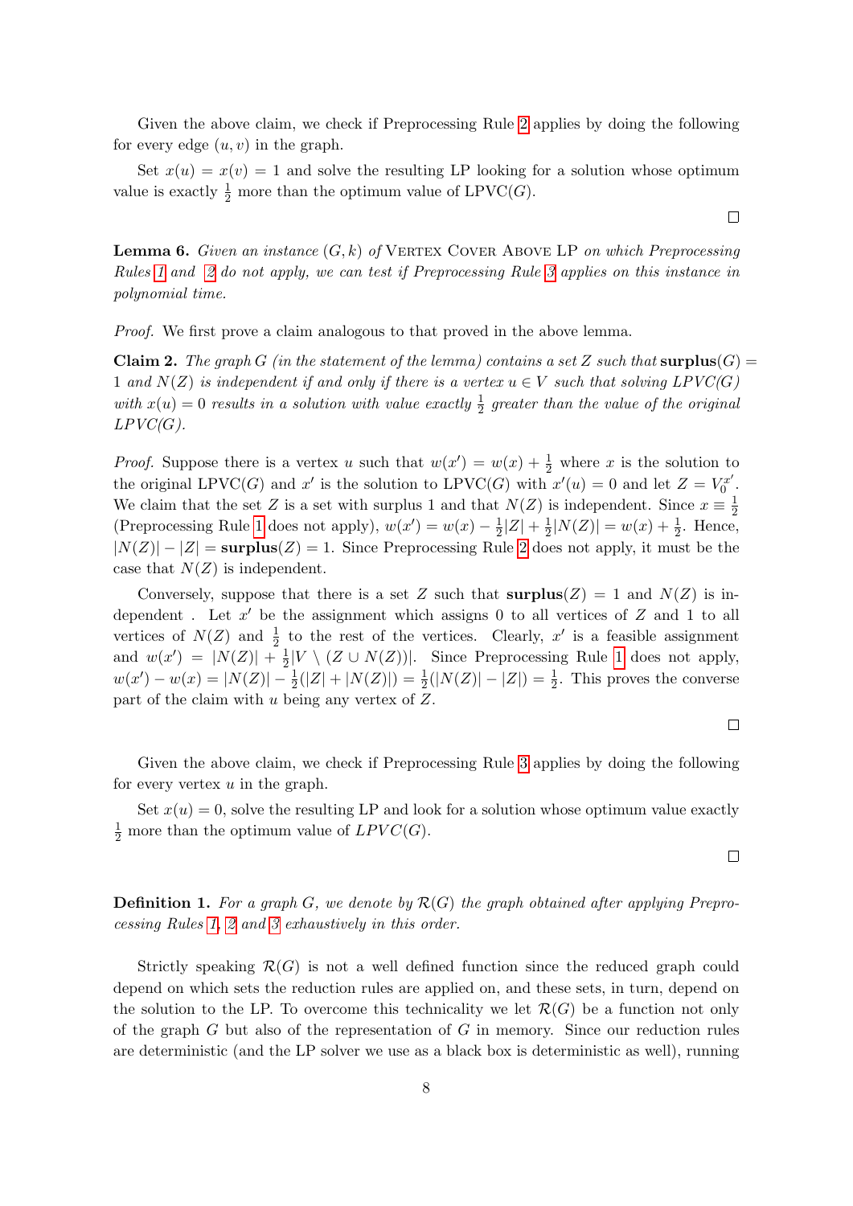Given the above claim, we check if Preprocessing Rule 2 applies by doing the following for every edge $(u, v)$ in the graph.

Set $x(u) = x(v) = 1$ and solve the resulting LP looking for a solution whose optimum value is exactly $\frac{1}{2}$ more than the optimum value of LPVC($G$).

□

**Lemma 6.** *Given an instance $(G, k)$ of* Vertex Cover Above LP *on which Preprocessing Rules 1 and 2 do not apply, we can test if Preprocessing Rule 3 applies on this instance in polynomial time.*

*Proof.* We first prove a claim analogous to that proved in the above lemma.

**Claim 2.** *The graph $G$ (in the statement of the lemma) contains a set $Z$ such that* $\textbf{surplus}(G) = 1$ *and $N(Z)$ is independent if and only if there is a vertex $u \in V$ such that solving LPVC($G$) with $x(u) = 0$ results in a solution with value exactly $\frac{1}{2}$ greater than the value of the original LPVC($G$).*

*Proof.* Suppose there is a vertex $u$ such that $w(x') = w(x) + \frac{1}{2}$ where $x$ is the solution to the original LPVC($G$) and $x'$ is the solution to LPVC($G$) with $x'(u) = 0$ and let $Z = V_0^{x'}$. We claim that the set $Z$ is a set with surplus 1 and that $N(Z)$ is independent. Since $x \equiv \frac{1}{2}$ (Preprocessing Rule 1 does not apply), $w(x') = w(x) - \frac{1}{2}|Z| + \frac{1}{2}|N(Z)| = w(x) + \frac{1}{2}$. Hence, $|N(Z)| - |Z| = \textbf{surplus}(Z) = 1$. Since Preprocessing Rule 2 does not apply, it must be the case that $N(Z)$ is independent.

Conversely, suppose that there is a set $Z$ such that $\textbf{surplus}(Z) = 1$ and $N(Z)$ is independent . Let $x'$ be the assignment which assigns 0 to all vertices of $Z$ and 1 to all vertices of $N(Z)$ and $\frac{1}{2}$ to the rest of the vertices. Clearly, $x'$ is a feasible assignment and $w(x') = |N(Z)| + \frac{1}{2}|V \setminus (Z \cup N(Z))|$. Since Preprocessing Rule 1 does not apply, $w(x') - w(x) = |N(Z)| - \frac{1}{2}(|Z| + |N(Z)|) = \frac{1}{2}(|N(Z)| - |Z|) = \frac{1}{2}$. This proves the converse part of the claim with $u$ being any vertex of $Z$.

□

Given the above claim, we check if Preprocessing Rule 3 applies by doing the following for every vertex $u$ in the graph.

Set $x(u) = 0$, solve the resulting LP and look for a solution whose optimum value exactly $\frac{1}{2}$ more than the optimum value of $LPVC(G)$.

□

**Definition 1.** *For a graph $G$, we denote by $\mathcal{R}(G)$ the graph obtained after applying Preprocessing Rules 1, 2 and 3 exhaustively in this order.*

Strictly speaking $\mathcal{R}(G)$ is not a well defined function since the reduced graph could depend on which sets the reduction rules are applied on, and these sets, in turn, depend on the solution to the LP. To overcome this technicality we let $\mathcal{R}(G)$ be a function not only of the graph $G$ but also of the representation of $G$ in memory. Since our reduction rules are deterministic (and the LP solver we use as a black box is deterministic as well), running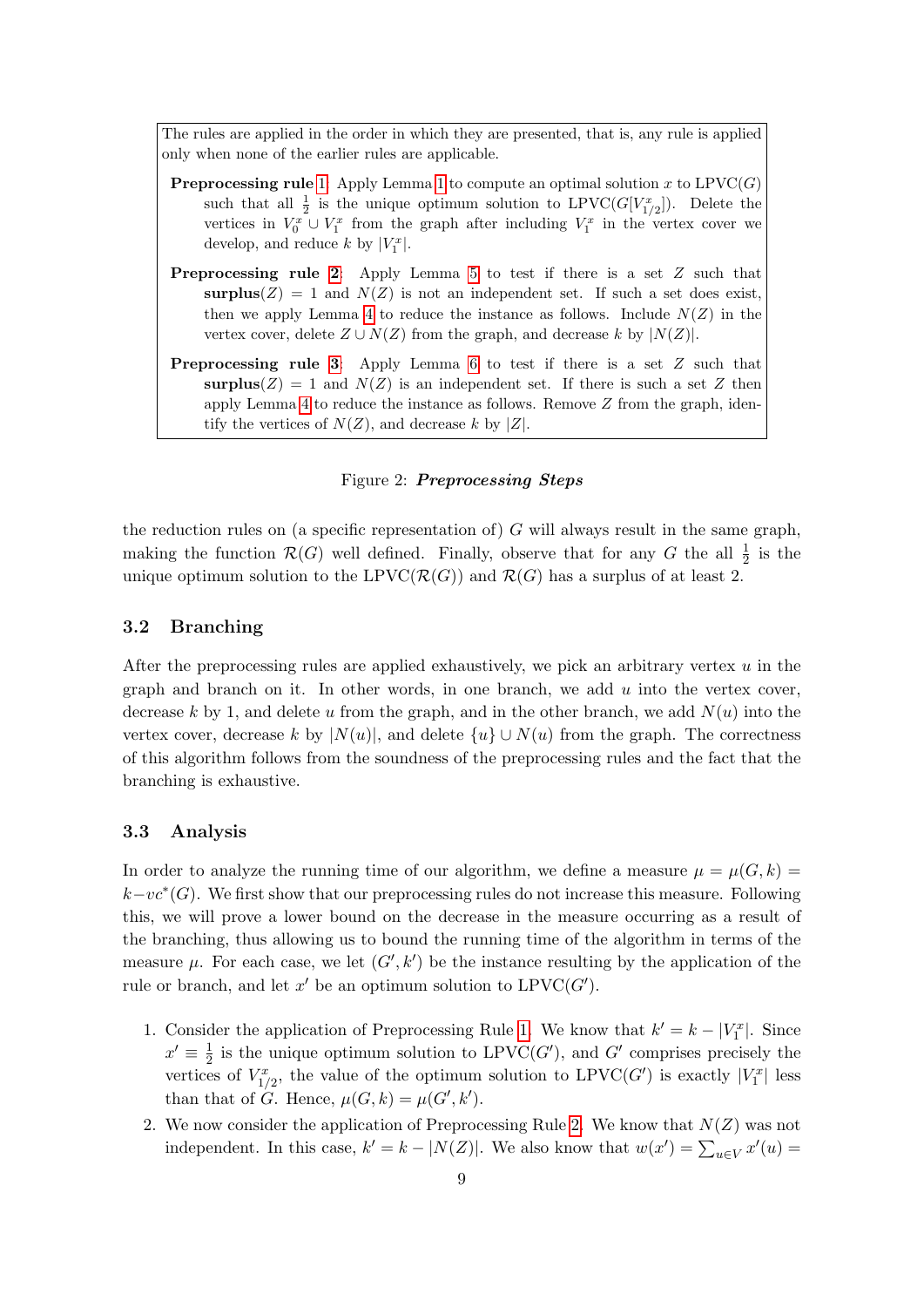The rules are applied in the order in which they are presented, that is, any rule is applied only when none of the earlier rules are applicable.

**Preprocessing rule 1**: Apply Lemma 1 to compute an optimal solution $x$ to LPVC($G$) such that all $\frac{1}{2}$ is the unique optimum solution to LPVC($G[V^x_{1/2}]$). Delete the vertices in $V^x_0 \cup V^x_1$ from the graph after including $V^x_1$ in the vertex cover we develop, and reduce $k$ by $|V^x_1|$.

**Preprocessing rule 2**: Apply Lemma 5 to test if there is a set $Z$ such that **surplus**$(Z) = 1$ and $N(Z)$ is not an independent set. If such a set does exist, then we apply Lemma 4 to reduce the instance as follows. Include $N(Z)$ in the vertex cover, delete $Z \cup N(Z)$ from the graph, and decrease $k$ by $|N(Z)|$.

**Preprocessing rule 3**: Apply Lemma 6 to test if there is a set $Z$ such that **surplus**$(Z) = 1$ and $N(Z)$ is an independent set. If there is such a set $Z$ then apply Lemma 4 to reduce the instance as follows. Remove $Z$ from the graph, identify the vertices of $N(Z)$, and decrease $k$ by $|Z|$.

Figure 2: ***Preprocessing Steps***

the reduction rules on (a specific representation of) $G$ will always result in the same graph, making the function $\mathcal{R}(G)$ well defined. Finally, observe that for any $G$ the all $\frac{1}{2}$ is the unique optimum solution to the LPVC($\mathcal{R}(G)$) and $\mathcal{R}(G)$ has a surplus of at least 2.

### 3.2 Branching

After the preprocessing rules are applied exhaustively, we pick an arbitrary vertex $u$ in the graph and branch on it. In other words, in one branch, we add $u$ into the vertex cover, decrease $k$ by 1, and delete $u$ from the graph, and in the other branch, we add $N(u)$ into the vertex cover, decrease $k$ by $|N(u)|$, and delete $\{u\} \cup N(u)$ from the graph. The correctness of this algorithm follows from the soundness of the preprocessing rules and the fact that the branching is exhaustive.

### 3.3 Analysis

In order to analyze the running time of our algorithm, we define a measure $\mu = \mu(G, k) = k - vc^*(G)$. We first show that our preprocessing rules do not increase this measure. Following this, we will prove a lower bound on the decrease in the measure occurring as a result of the branching, thus allowing us to bound the running time of the algorithm in terms of the measure $\mu$. For each case, we let $(G', k')$ be the instance resulting by the application of the rule or branch, and let $x'$ be an optimum solution to LPVC($G'$).

1. Consider the application of Preprocessing Rule 1. We know that $k' = k - |V^x_1|$. Since $x' \equiv \frac{1}{2}$ is the unique optimum solution to LPVC($G'$), and $G'$ comprises precisely the vertices of $V^x_{1/2}$, the value of the optimum solution to LPVC($G'$) is exactly $|V^x_1|$ less than that of $G$. Hence, $\mu(G, k) = \mu(G', k')$.
2. We now consider the application of Preprocessing Rule 2. We know that $N(Z)$ was not independent. In this case, $k' = k - |N(Z)|$. We also know that $w(x') = \sum_{u \in V} x'(u) =$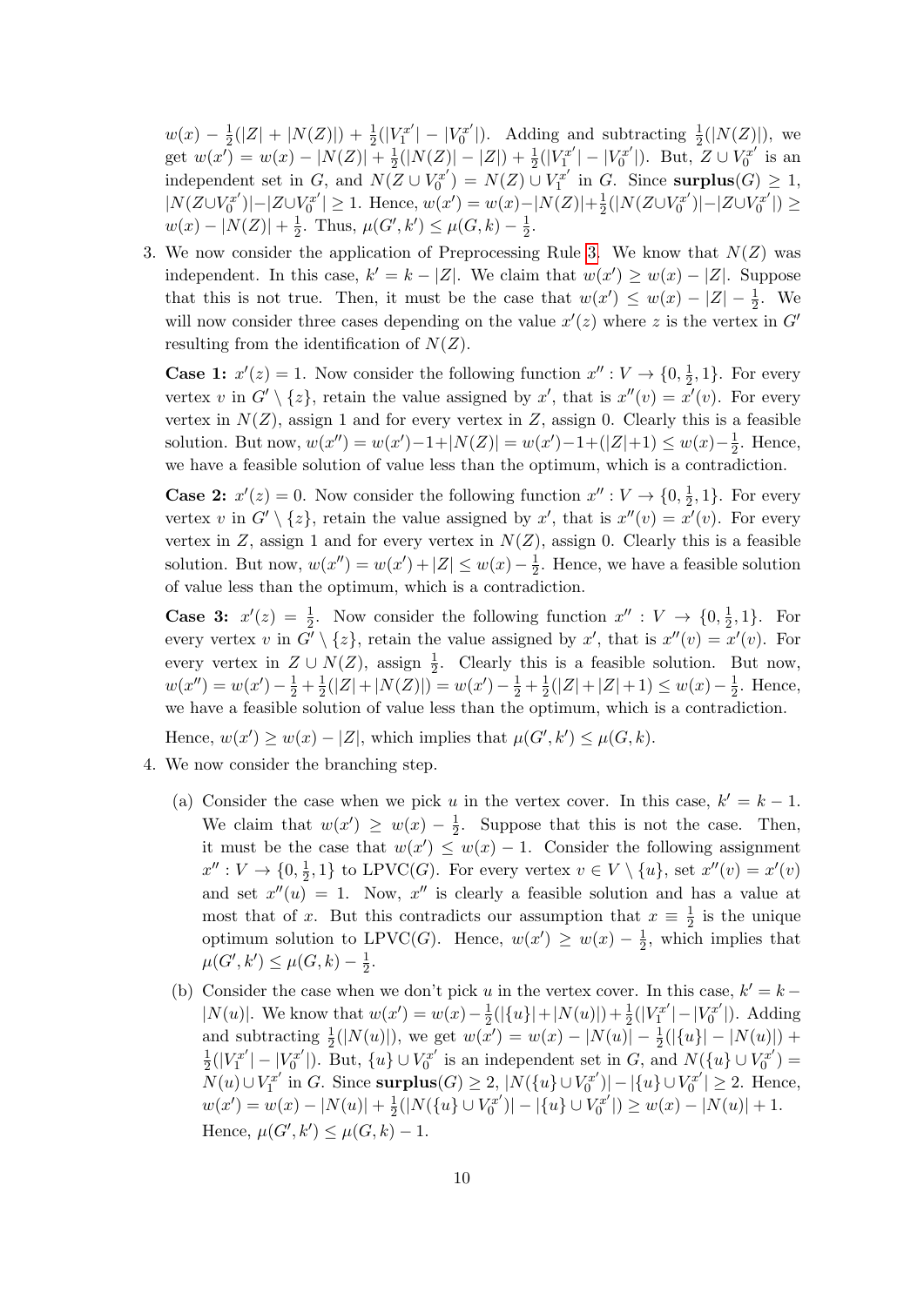$w(x) - \frac{1}{2}(|Z| + |N(Z)|) + \frac{1}{2}(|V_1^{x'}| - |V_0^{x'}|)$. Adding and subtracting $\frac{1}{2}(|N(Z)|)$, we get $w(x') = w(x) - |N(Z)| + \frac{1}{2}(|N(Z)| - |Z|) + \frac{1}{2}(|V_1^{x'}| - |V_0^{x'}|)$. But, $Z \cup V_0^{x'}$ is an independent set in $G$, and $N(Z \cup V_0^{x'}) = N(Z) \cup V_1^{x'}$ in $G$. Since **surplus**$(G) \geq 1$, $|N(Z \cup V_0^{x'})| - |Z \cup V_0^{x'}| \geq 1$. Hence, $w(x') = w(x) - |N(Z)| + \frac{1}{2}(|N(Z \cup V_0^{x'})| - |Z \cup V_0^{x'}|) \geq w(x) - |N(Z)| + \frac{1}{2}$. Thus, $\mu(G', k') \leq \mu(G, k) - \frac{1}{2}$.

3. We now consider the application of Preprocessing Rule 3. We know that $N(Z)$ was independent. In this case, $k' = k - |Z|$. We claim that $w(x') \geq w(x) - |Z|$. Suppose that this is not true. Then, it must be the case that $w(x') \leq w(x) - |Z| - \frac{1}{2}$. We will now consider three cases depending on the value $x'(z)$ where $z$ is the vertex in $G'$ resulting from the identification of $N(Z)$.

   **Case 1:** $x'(z) = 1$. Now consider the following function $x'' : V \to \{0, \frac{1}{2}, 1\}$. For every vertex $v$ in $G' \setminus \{z\}$, retain the value assigned by $x'$, that is $x''(v) = x'(v)$. For every vertex in $N(Z)$, assign 1 and for every vertex in $Z$, assign 0. Clearly this is a feasible solution. But now, $w(x'') = w(x') - 1 + |N(Z)| = w(x') - 1 + (|Z| + 1) \leq w(x) - \frac{1}{2}$. Hence, we have a feasible solution of value less than the optimum, which is a contradiction.

   **Case 2:** $x'(z) = 0$. Now consider the following function $x'' : V \to \{0, \frac{1}{2}, 1\}$. For every vertex $v$ in $G' \setminus \{z\}$, retain the value assigned by $x'$, that is $x''(v) = x'(v)$. For every vertex in $Z$, assign 1 and for every vertex in $N(Z)$, assign 0. Clearly this is a feasible solution. But now, $w(x'') = w(x') + |Z| \leq w(x) - \frac{1}{2}$. Hence, we have a feasible solution of value less than the optimum, which is a contradiction.

   **Case 3:** $x'(z) = \frac{1}{2}$. Now consider the following function $x'' : V \to \{0, \frac{1}{2}, 1\}$. For every vertex $v$ in $G' \setminus \{z\}$, retain the value assigned by $x'$, that is $x''(v) = x'(v)$. For every vertex in $Z \cup N(Z)$, assign $\frac{1}{2}$. Clearly this is a feasible solution. But now, $w(x'') = w(x') - \frac{1}{2} + \frac{1}{2}(|Z| + |N(Z)|) = w(x') - \frac{1}{2} + \frac{1}{2}(|Z| + |Z| + 1) \leq w(x) - \frac{1}{2}$. Hence, we have a feasible solution of value less than the optimum, which is a contradiction.

   Hence, $w(x') \geq w(x) - |Z|$, which implies that $\mu(G', k') \leq \mu(G, k)$.

4. We now consider the branching step.

   (a) Consider the case when we pick $u$ in the vertex cover. In this case, $k' = k - 1$. We claim that $w(x') \geq w(x) - \frac{1}{2}$. Suppose that this is not the case. Then, it must be the case that $w(x') \leq w(x) - 1$. Consider the following assignment $x'' : V \to \{0, \frac{1}{2}, 1\}$ to LPVC$(G)$. For every vertex $v \in V \setminus \{u\}$, set $x''(v) = x'(v)$ and set $x''(u) = 1$. Now, $x''$ is clearly a feasible solution and has a value at most that of $x$. But this contradicts our assumption that $x \equiv \frac{1}{2}$ is the unique optimum solution to LPVC$(G)$. Hence, $w(x') \geq w(x) - \frac{1}{2}$, which implies that $\mu(G', k') \leq \mu(G, k) - \frac{1}{2}$.

   (b) Consider the case when we don't pick $u$ in the vertex cover. In this case, $k' = k - |N(u)|$. We know that $w(x') = w(x) - \frac{1}{2}(|\{u\}| + |N(u)|) + \frac{1}{2}(|V_1^{x'}| - |V_0^{x'}|)$. Adding and subtracting $\frac{1}{2}(|N(u)|)$, we get $w(x') = w(x) - |N(u)| - \frac{1}{2}(|\{u\}| - |N(u)|) + \frac{1}{2}(|V_1^{x'}| - |V_0^{x'}|)$. But, $\{u\} \cup V_0^{x'}$ is an independent set in $G$, and $N(\{u\} \cup V_0^{x'}) = N(u) \cup V_1^{x'}$ in $G$. Since **surplus**$(G) \geq 2$, $|N(\{u\} \cup V_0^{x'})| - |\{u\} \cup V_0^{x'}| \geq 2$. Hence, $w(x') = w(x) - |N(u)| + \frac{1}{2}(|N(\{u\} \cup V_0^{x'})| - |\{u\} \cup V_0^{x'}|) \geq w(x) - |N(u)| + 1$. Hence, $\mu(G', k') \leq \mu(G, k) - 1$.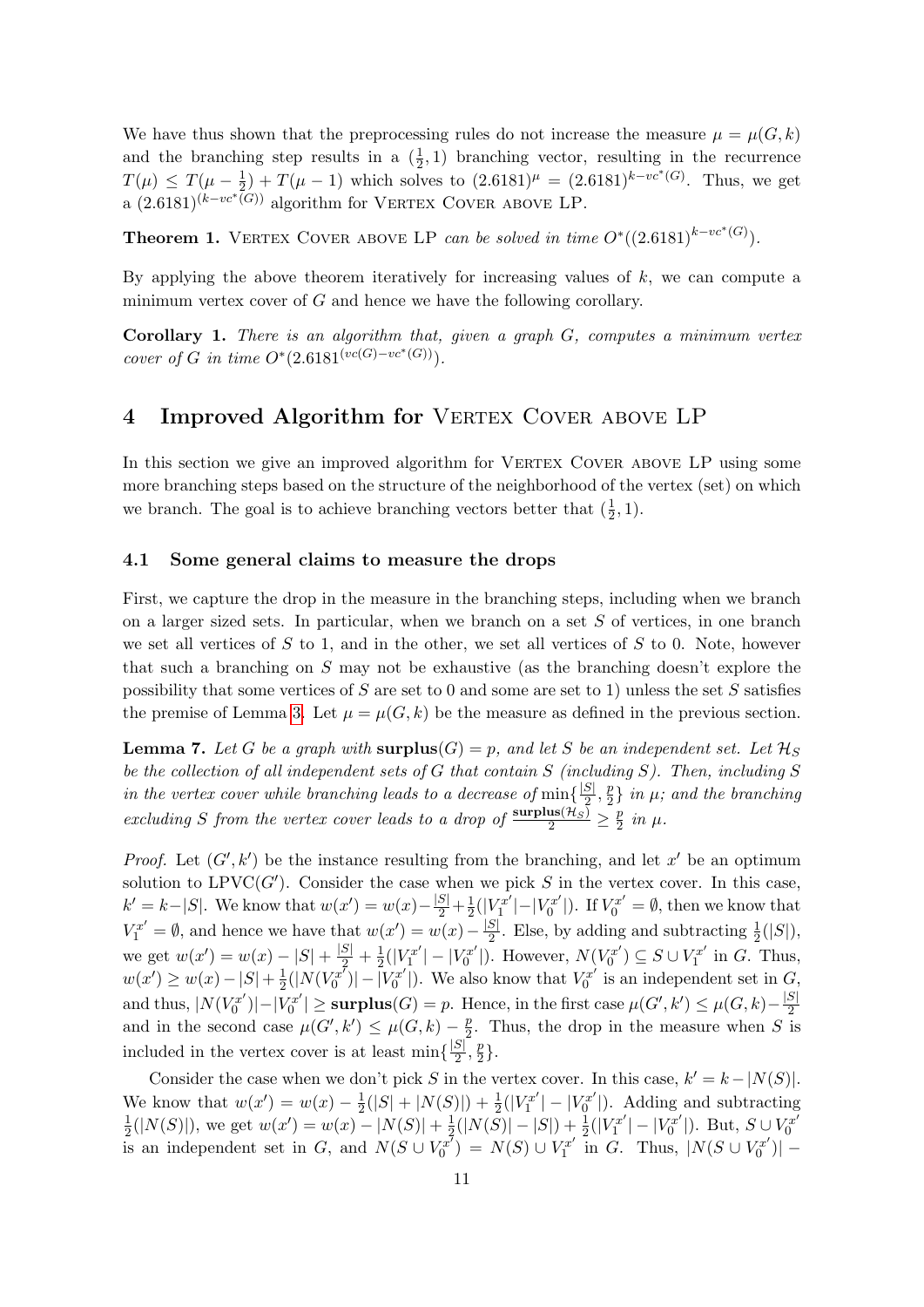We have thus shown that the preprocessing rules do not increase the measure $\mu = \mu(G, k)$ and the branching step results in a $(\frac{1}{2}, 1)$ branching vector, resulting in the recurrence $T(\mu) \leq T(\mu - \frac{1}{2}) + T(\mu - 1)$ which solves to $(2.6181)^{\mu} = (2.6181)^{k - vc^*(G)}$. Thus, we get a $(2.6181)^{(k-vc^*(G))}$ algorithm for Vertex Cover above LP.

**Theorem 1.** *Vertex Cover above LP can be solved in time $O^*((2.6181)^{k-vc^*(G)})$.*

By applying the above theorem iteratively for increasing values of $k$, we can compute a minimum vertex cover of $G$ and hence we have the following corollary.

**Corollary 1.** *There is an algorithm that, given a graph $G$, computes a minimum vertex cover of $G$ in time $O^*(2.6181^{(vc(G)-vc^*(G))})$.*

## 4 Improved Algorithm for Vertex Cover above LP

In this section we give an improved algorithm for Vertex Cover above LP using some more branching steps based on the structure of the neighborhood of the vertex (set) on which we branch. The goal is to achieve branching vectors better that $(\frac{1}{2}, 1)$.

### 4.1 Some general claims to measure the drops

First, we capture the drop in the measure in the branching steps, including when we branch on a larger sized sets. In particular, when we branch on a set $S$ of vertices, in one branch we set all vertices of $S$ to 1, and in the other, we set all vertices of $S$ to 0. Note, however that such a branching on $S$ may not be exhaustive (as the branching doesn't explore the possibility that some vertices of $S$ are set to 0 and some are set to 1) unless the set $S$ satisfies the premise of Lemma 3. Let $\mu = \mu(G, k)$ be the measure as defined in the previous section.

**Lemma 7.** *Let $G$ be a graph with $\mathbf{surplus}(G) = p$, and let $S$ be an independent set. Let $\mathcal{H}_S$ be the collection of all independent sets of $G$ that contain $S$ (including $S$). Then, including $S$ in the vertex cover while branching leads to a decrease of $\min\{\frac{|S|}{2}, \frac{p}{2}\}$ in $\mu$; and the branching excluding $S$ from the vertex cover leads to a drop of $\frac{\mathbf{surplus}(\mathcal{H}_S)}{2} \geq \frac{p}{2}$ in $\mu$.*

*Proof.* Let $(G', k')$ be the instance resulting from the branching, and let $x'$ be an optimum solution to LPVC$(G')$. Consider the case when we pick $S$ in the vertex cover. In this case, $k' = k - |S|$. We know that $w(x') = w(x) - \frac{|S|}{2} + \frac{1}{2}(|V_1^{x'}| - |V_0^{x'}|)$. If $V_0^{x'} = \emptyset$, then we know that $V_1^{x'} = \emptyset$, and hence we have that $w(x') = w(x) - \frac{|S|}{2}$. Else, by adding and subtracting $\frac{1}{2}(|S|)$, we get $w(x') = w(x) - |S| + \frac{|S|}{2} + \frac{1}{2}(|V_1^{x'}| - |V_0^{x'}|)$. However, $N(V_0^{x'}) \subseteq S \cup V_1^{x'}$ in $G$. Thus, $w(x') \geq w(x) - |S| + \frac{1}{2}(|N(V_0^{x'})| - |V_0^{x'}|)$. We also know that $V_0^{x'}$ is an independent set in $G$, and thus, $|N(V_0^{x'})| - |V_0^{x'}| \geq \mathbf{surplus}(G) = p$. Hence, in the first case $\mu(G', k') \leq \mu(G, k) - \frac{|S|}{2}$ and in the second case $\mu(G', k') \leq \mu(G, k) - \frac{p}{2}$. Thus, the drop in the measure when $S$ is included in the vertex cover is at least $\min\{\frac{|S|}{2}, \frac{p}{2}\}$.

Consider the case when we don't pick $S$ in the vertex cover. In this case, $k' = k - |N(S)|$. We know that $w(x') = w(x) - \frac{1}{2}(|S| + |N(S)|) + \frac{1}{2}(|V_1^{x'}| - |V_0^{x'}|)$. Adding and subtracting $\frac{1}{2}(|N(S)|)$, we get $w(x') = w(x) - |N(S)| + \frac{1}{2}(|N(S)| - |S|) + \frac{1}{2}(|V_1^{x'}| - |V_0^{x'}|)$. But, $S \cup V_0^{x'}$ is an independent set in $G$, and $N(S \cup V_0^{x'}) = N(S) \cup V_1^{x'}$ in $G$. Thus, $|N(S \cup V_0^{x'})| -$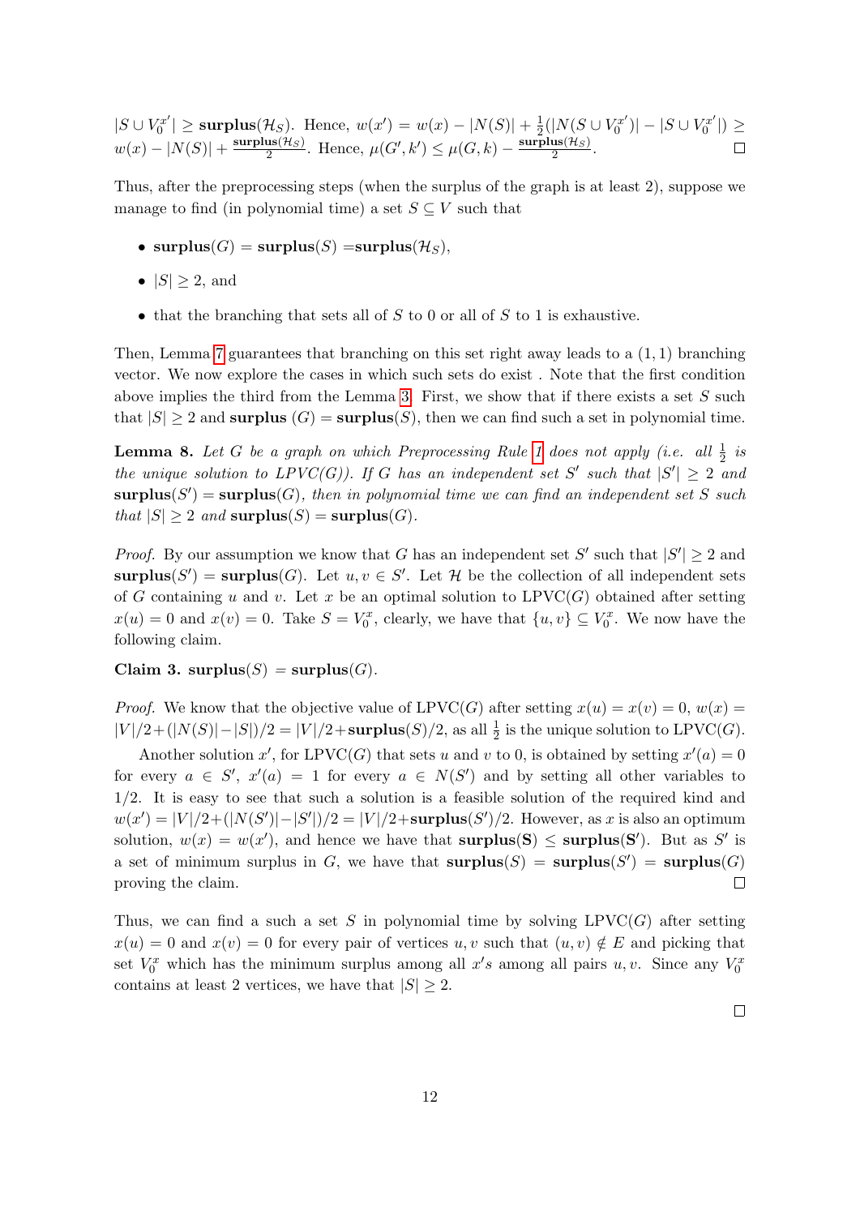$|S \cup V_0^{x'}| \geq \mathbf{surplus}(\mathcal{H}_S)$. Hence, $w(x') = w(x) - |N(S)| + \frac{1}{2}(|N(S \cup V_0^{x'})| - |S \cup V_0^{x'}|) \geq w(x) - |N(S)| + \frac{\mathbf{surplus}(\mathcal{H}_S)}{2}$. Hence, $\mu(G', k') \leq \mu(G, k) - \frac{\mathbf{surplus}(\mathcal{H}_S)}{2}$. ☐

Thus, after the preprocessing steps (when the surplus of the graph is at least 2), suppose we manage to find (in polynomial time) a set $S \subseteq V$ such that

- $\mathbf{surplus}(G) = \mathbf{surplus}(S) = \mathbf{surplus}(\mathcal{H}_S)$,
- $|S| \geq 2$, and
- that the branching that sets all of $S$ to 0 or all of $S$ to 1 is exhaustive.

Then, Lemma 7 guarantees that branching on this set right away leads to a $(1, 1)$ branching vector. We now explore the cases in which such sets do exist . Note that the first condition above implies the third from the Lemma 3. First, we show that if there exists a set $S$ such that $|S| \geq 2$ and $\mathbf{surplus}$ $(G) = \mathbf{surplus}(S)$, then we can find such a set in polynomial time.

**Lemma 8.** *Let $G$ be a graph on which Preprocessing Rule 1 does not apply (i.e. all $\frac{1}{2}$ is the unique solution to LPVC(G)). If $G$ has an independent set $S'$ such that $|S'| \geq 2$ and $\mathbf{surplus}(S') = \mathbf{surplus}(G)$, then in polynomial time we can find an independent set $S$ such that $|S| \geq 2$ and $\mathbf{surplus}(S) = \mathbf{surplus}(G)$.*

*Proof.* By our assumption we know that $G$ has an independent set $S'$ such that $|S'| \geq 2$ and $\mathbf{surplus}(S') = \mathbf{surplus}(G)$. Let $u, v \in S'$. Let $\mathcal{H}$ be the collection of all independent sets of $G$ containing $u$ and $v$. Let $x$ be an optimal solution to LPVC($G$) obtained after setting $x(u) = 0$ and $x(v) = 0$. Take $S = V_0^x$, clearly, we have that $\{u, v\} \subseteq V_0^x$. We now have the following claim.

**Claim 3.** $\mathbf{surplus}(S) = \mathbf{surplus}(G)$.

*Proof.* We know that the objective value of LPVC($G$) after setting $x(u) = x(v) = 0$, $w(x) = |V|/2 + (|N(S)| - |S|)/2 = |V|/2 + \mathbf{surplus}(S)/2$, as all $\frac{1}{2}$ is the unique solution to LPVC($G$).

Another solution $x'$, for LPVC($G$) that sets $u$ and $v$ to 0, is obtained by setting $x'(a) = 0$ for every $a \in S'$, $x'(a) = 1$ for every $a \in N(S')$ and by setting all other variables to $1/2$. It is easy to see that such a solution is a feasible solution of the required kind and $w(x') = |V|/2 + (|N(S')| - |S'|)/2 = |V|/2 + \mathbf{surplus}(S')/2$. However, as $x$ is also an optimum solution, $w(x) = w(x')$, and hence we have that $\mathbf{surplus(S)} \leq \mathbf{surplus(S')}$. But as $S'$ is a set of minimum surplus in $G$, we have that $\mathbf{surplus}(S) = \mathbf{surplus}(S') = \mathbf{surplus}(G)$ proving the claim. ☐

Thus, we can find a such a set $S$ in polynomial time by solving LPVC($G$) after setting $x(u) = 0$ and $x(v) = 0$ for every pair of vertices $u, v$ such that $(u, v) \notin E$ and picking that set $V_0^x$ which has the minimum surplus among all $x'$s among all pairs $u, v$. Since any $V_0^x$ contains at least 2 vertices, we have that $|S| \geq 2$.

☐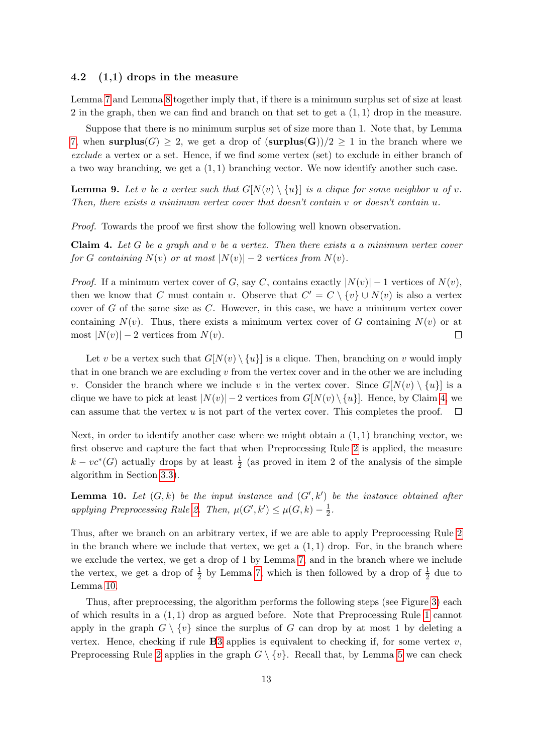### 4.2 (1,1) drops in the measure

Lemma 7 and Lemma 8 together imply that, if there is a minimum surplus set of size at least 2 in the graph, then we can find and branch on that set to get a $(1,1)$ drop in the measure.

Suppose that there is no minimum surplus set of size more than 1. Note that, by Lemma 7, when $\textbf{surplus}(G) \geq 2$, we get a drop of $(\textbf{surplus}(\textbf{G}))/2 \geq 1$ in the branch where we *exclude* a vertex or a set. Hence, if we find some vertex (set) to exclude in either branch of a two way branching, we get a $(1,1)$ branching vector. We now identify another such case.

**Lemma 9.** *Let $v$ be a vertex such that $G[N(v) \setminus \{u\}]$ is a clique for some neighbor $u$ of $v$. Then, there exists a minimum vertex cover that doesn't contain $v$ or doesn't contain $u$.*

*Proof.* Towards the proof we first show the following well known observation.

**Claim 4.** *Let $G$ be a graph and $v$ be a vertex. Then there exists a a minimum vertex cover for $G$ containing $N(v)$ or at most $|N(v)| - 2$ vertices from $N(v)$.*

*Proof.* If a minimum vertex cover of $G$, say $C$, contains exactly $|N(v)| - 1$ vertices of $N(v)$, then we know that $C$ must contain $v$. Observe that $C' = C \setminus \{v\} \cup N(v)$ is also a vertex cover of $G$ of the same size as $C$. However, in this case, we have a minimum vertex cover containing $N(v)$. Thus, there exists a minimum vertex cover of $G$ containing $N(v)$ or at most $|N(v)| - 2$ vertices from $N(v)$. ◻

Let $v$ be a vertex such that $G[N(v) \setminus \{u\}]$ is a clique. Then, branching on $v$ would imply that in one branch we are excluding $v$ from the vertex cover and in the other we are including $v$. Consider the branch where we include $v$ in the vertex cover. Since $G[N(v) \setminus \{u\}]$ is a clique we have to pick at least $|N(v)| - 2$ vertices from $G[N(v) \setminus \{u\}]$. Hence, by Claim 4, we can assume that the vertex $u$ is not part of the vertex cover. This completes the proof. ◻

Next, in order to identify another case where we might obtain a $(1,1)$ branching vector, we first observe and capture the fact that when Preprocessing Rule 2 is applied, the measure $k - vc^*(G)$ actually drops by at least $\frac{1}{2}$ (as proved in item 2 of the analysis of the simple algorithm in Section 3.3).

**Lemma 10.** *Let $(G, k)$ be the input instance and $(G', k')$ be the instance obtained after applying Preprocessing Rule 2. Then, $\mu(G', k') \leq \mu(G, k) - \frac{1}{2}$.*

Thus, after we branch on an arbitrary vertex, if we are able to apply Preprocessing Rule 2 in the branch where we include that vertex, we get a $(1,1)$ drop. For, in the branch where we exclude the vertex, we get a drop of 1 by Lemma 7, and in the branch where we include the vertex, we get a drop of $\frac{1}{2}$ by Lemma 7, which is then followed by a drop of $\frac{1}{2}$ due to Lemma 10.

Thus, after preprocessing, the algorithm performs the following steps (see Figure 3) each of which results in a $(1,1)$ drop as argued before. Note that Preprocessing Rule 1 cannot apply in the graph $G \setminus \{v\}$ since the surplus of $G$ can drop by at most 1 by deleting a vertex. Hence, checking if rule **B**3 applies is equivalent to checking if, for some vertex $v$, Preprocessing Rule 2 applies in the graph $G \setminus \{v\}$. Recall that, by Lemma 5 we can check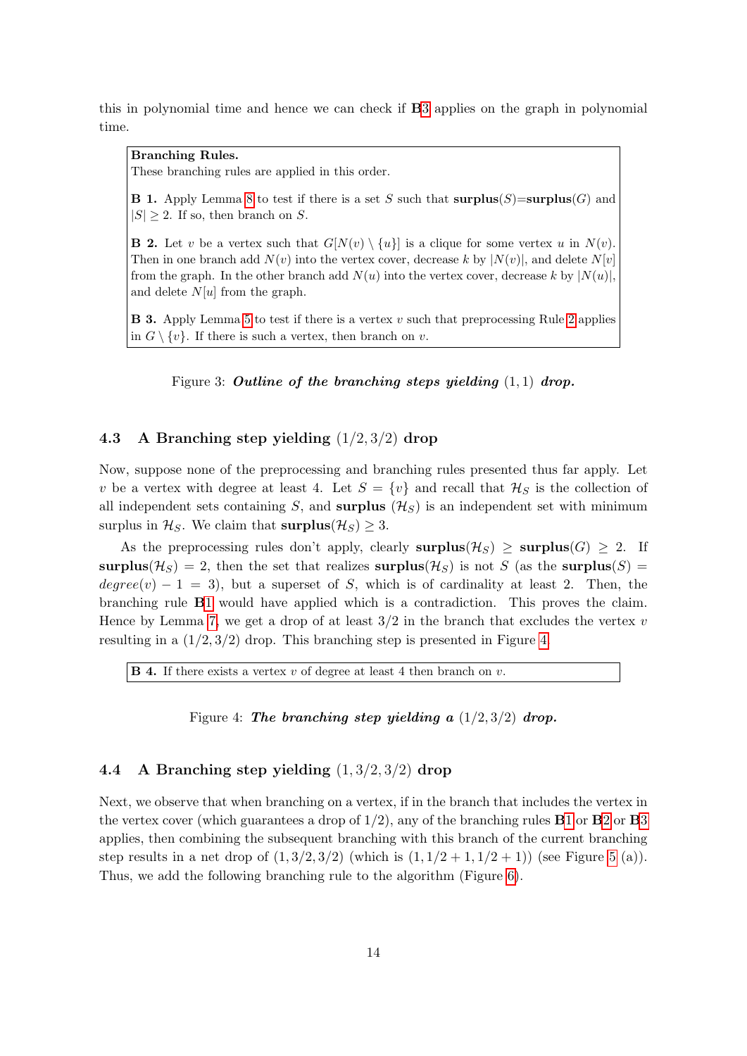this in polynomial time and hence we can check if **B**3 applies on the graph in polynomial time.

> **Branching Rules.**
> These branching rules are applied in this order.
>
> **B 1.** Apply Lemma 8 to test if there is a set $S$ such that **surplus**($S$)=**surplus**($G$) and $|S| \geq 2$. If so, then branch on $S$.
>
> **B 2.** Let $v$ be a vertex such that $G[N(v) \setminus \{u\}]$ is a clique for some vertex $u$ in $N(v)$. Then in one branch add $N(v)$ into the vertex cover, decrease $k$ by $|N(v)|$, and delete $N[v]$ from the graph. In the other branch add $N(u)$ into the vertex cover, decrease $k$ by $|N(u)|$, and delete $N[u]$ from the graph.
>
> **B 3.** Apply Lemma 5 to test if there is a vertex $v$ such that preprocessing Rule 2 applies in $G \setminus \{v\}$. If there is such a vertex, then branch on $v$.

Figure 3: ***Outline of the branching steps yielding*** $(1, 1)$ ***drop.***

### 4.3 A Branching step yielding $(1/2, 3/2)$ drop

Now, suppose none of the preprocessing and branching rules presented thus far apply. Let $v$ be a vertex with degree at least 4. Let $S = \{v\}$ and recall that $\mathcal{H}_S$ is the collection of all independent sets containing $S$, and **surplus** $(\mathcal{H}_S)$ is an independent set with minimum surplus in $\mathcal{H}_S$. We claim that **surplus**$(\mathcal{H}_S) \geq 3$.

As the preprocessing rules don't apply, clearly **surplus**$(\mathcal{H}_S) \geq$ **surplus**$(G) \geq 2$. If **surplus**$(\mathcal{H}_S) = 2$, then the set that realizes **surplus**$(\mathcal{H}_S)$ is not $S$ (as the **surplus**$(S) = degree(v) - 1 = 3$), but a superset of $S$, which is of cardinality at least 2. Then, the branching rule **B**1 would have applied which is a contradiction. This proves the claim. Hence by Lemma 7, we get a drop of at least $3/2$ in the branch that excludes the vertex $v$ resulting in a $(1/2, 3/2)$ drop. This branching step is presented in Figure 4.

> **B 4.** If there exists a vertex $v$ of degree at least 4 then branch on $v$.

Figure 4: ***The branching step yielding a*** $(1/2, 3/2)$ ***drop.***

### 4.4 A Branching step yielding $(1, 3/2, 3/2)$ drop

Next, we observe that when branching on a vertex, if in the branch that includes the vertex in the vertex cover (which guarantees a drop of $1/2$), any of the branching rules **B**1 or **B**2 or **B**3 applies, then combining the subsequent branching with this branch of the current branching step results in a net drop of $(1, 3/2, 3/2)$ (which is $(1, 1/2 + 1, 1/2 + 1)$) (see Figure 5 (a)). Thus, we add the following branching rule to the algorithm (Figure 6).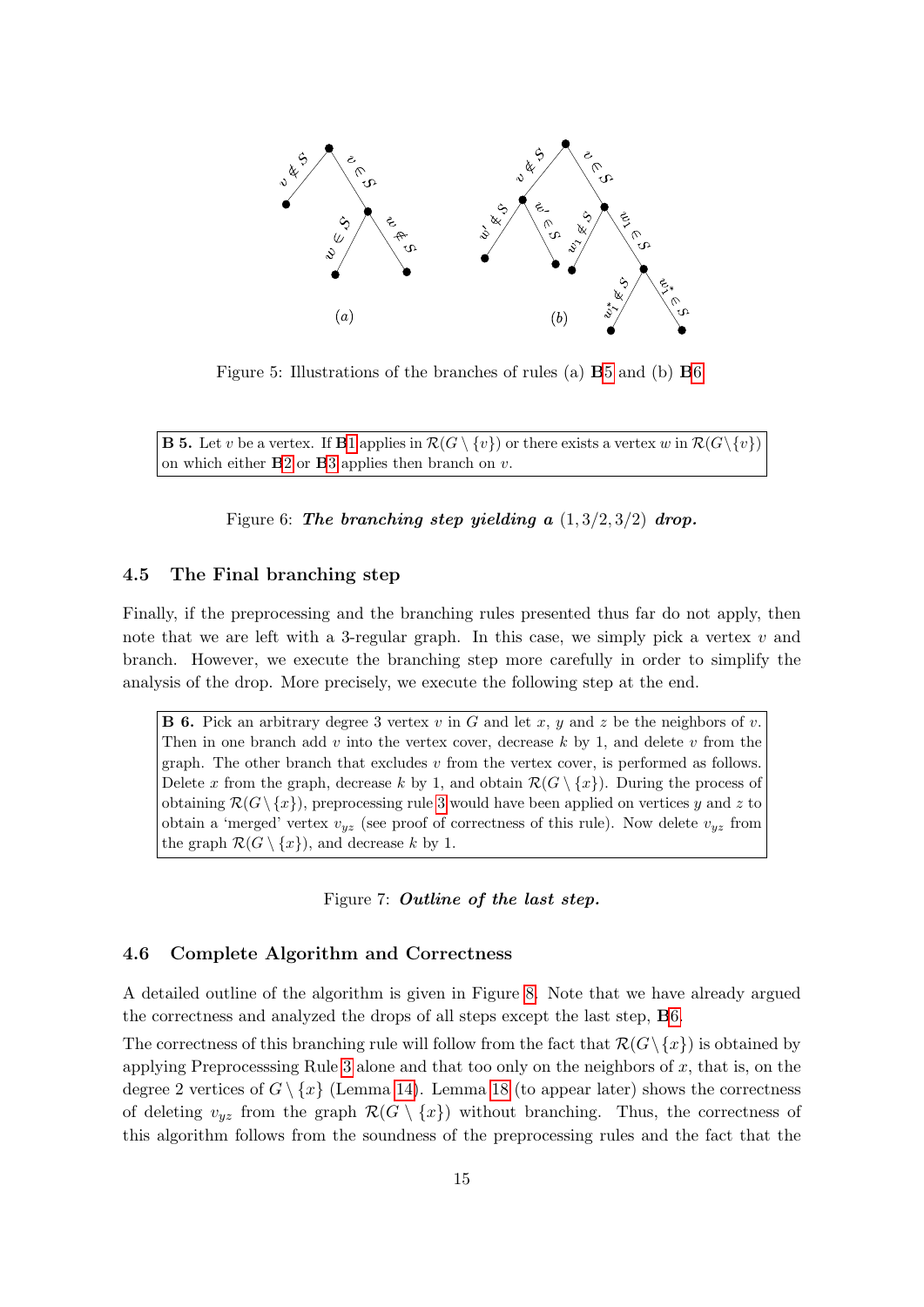Figure 5: Illustrations of the branches of rules (a) **B**5 and (b) **B**6.

> **B 5.** Let $v$ be a vertex. If **B**1 applies in $\mathcal{R}(G \setminus \{v\})$ or there exists a vertex $w$ in $\mathcal{R}(G \setminus \{v\})$ on which either **B**2 or **B**3 applies then branch on $v$.

Figure 6: ***The branching step yielding a*** $(1, 3/2, 3/2)$ ***drop.***

### 4.5 The Final branching step

Finally, if the preprocessing and the branching rules presented thus far do not apply, then note that we are left with a 3-regular graph. In this case, we simply pick a vertex $v$ and branch. However, we execute the branching step more carefully in order to simplify the analysis of the drop. More precisely, we execute the following step at the end.

> **B 6.** Pick an arbitrary degree 3 vertex $v$ in $G$ and let $x$, $y$ and $z$ be the neighbors of $v$. Then in one branch add $v$ into the vertex cover, decrease $k$ by 1, and delete $v$ from the graph. The other branch that excludes $v$ from the vertex cover, is performed as follows. Delete $x$ from the graph, decrease $k$ by 1, and obtain $\mathcal{R}(G \setminus \{x\})$. During the process of obtaining $\mathcal{R}(G \setminus \{x\})$, preprocessing rule 3 would have been applied on vertices $y$ and $z$ to obtain a 'merged' vertex $v_{yz}$ (see proof of correctness of this rule). Now delete $v_{yz}$ from the graph $\mathcal{R}(G \setminus \{x\})$, and decrease $k$ by 1.

Figure 7: ***Outline of the last step.***

### 4.6 Complete Algorithm and Correctness

A detailed outline of the algorithm is given in Figure 8. Note that we have already argued the correctness and analyzed the drops of all steps except the last step, **B**6.

The correctness of this branching rule will follow from the fact that $\mathcal{R}(G \setminus \{x\})$ is obtained by applying Preprocesssing Rule 3 alone and that too only on the neighbors of $x$, that is, on the degree 2 vertices of $G \setminus \{x\}$ (Lemma 14). Lemma 18 (to appear later) shows the correctness of deleting $v_{yz}$ from the graph $\mathcal{R}(G \setminus \{x\})$ without branching. Thus, the correctness of this algorithm follows from the soundness of the preprocessing rules and the fact that the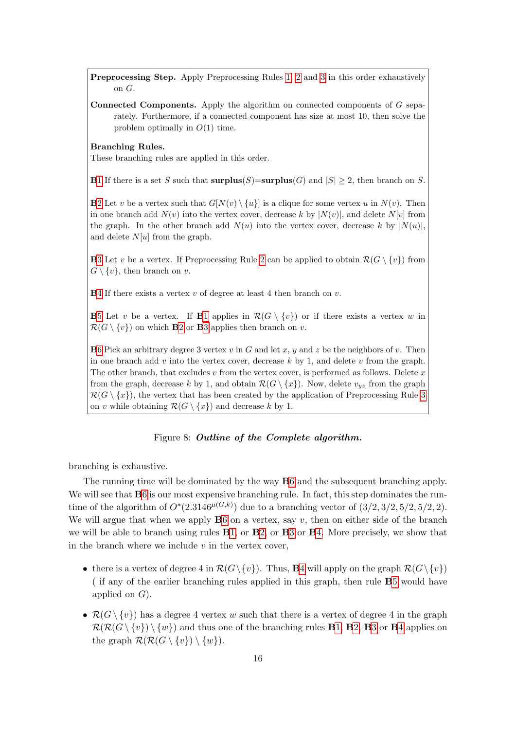**Preprocessing Step.** Apply Preprocessing Rules 1, 2 and 3 in this order exhaustively on $G$.

**Connected Components.** Apply the algorithm on connected components of $G$ separately. Furthermore, if a connected component has size at most 10, then solve the problem optimally in $O(1)$ time.

**Branching Rules.**
These branching rules are applied in this order.

**B1** If there is a set $S$ such that **surplus**$(S)$=**surplus**$(G)$ and $|S| \geq 2$, then branch on $S$.

**B2** Let $v$ be a vertex such that $G[N(v) \setminus \{u\}]$ is a clique for some vertex $u$ in $N(v)$. Then in one branch add $N(v)$ into the vertex cover, decrease $k$ by $|N(v)|$, and delete $N[v]$ from the graph. In the other branch add $N(u)$ into the vertex cover, decrease $k$ by $|N(u)|$, and delete $N[u]$ from the graph.

**B3** Let $v$ be a vertex. If Preprocessing Rule 2 can be applied to obtain $\mathcal{R}(G \setminus \{v\})$ from $G \setminus \{v\}$, then branch on $v$.

**B4** If there exists a vertex $v$ of degree at least 4 then branch on $v$.

**B5** Let $v$ be a vertex. If **B**1 applies in $\mathcal{R}(G \setminus \{v\})$ or if there exists a vertex $w$ in $\mathcal{R}(G \setminus \{v\})$ on which **B**2 or **B**3 applies then branch on $v$.

**B6** Pick an arbitrary degree 3 vertex $v$ in $G$ and let $x$, $y$ and $z$ be the neighbors of $v$. Then in one branch add $v$ into the vertex cover, decrease $k$ by 1, and delete $v$ from the graph. The other branch, that excludes $v$ from the vertex cover, is performed as follows. Delete $x$ from the graph, decrease $k$ by 1, and obtain $\mathcal{R}(G \setminus \{x\})$. Now, delete $v_{yz}$ from the graph $\mathcal{R}(G \setminus \{x\})$, the vertex that has been created by the application of Preprocessing Rule 3 on $v$ while obtaining $\mathcal{R}(G \setminus \{x\})$ and decrease $k$ by 1.

Figure 8: ***Outline of the Complete algorithm.***

branching is exhaustive.

The running time will be dominated by the way **B**6 and the subsequent branching apply. We will see that **B**6 is our most expensive branching rule. In fact, this step dominates the runtime of the algorithm of $O^*(2.3146^{\mu(G,k)})$ due to a branching vector of $(3/2, 3/2, 5/2, 5/2, 2)$. We will argue that when we apply **B**6 on a vertex, say $v$, then on either side of the branch we will be able to branch using rules **B**1, or **B**2, or **B**3 or **B**4. More precisely, we show that in the branch where we include $v$ in the vertex cover,

- there is a vertex of degree 4 in $\mathcal{R}(G \setminus \{v\})$. Thus, **B**4 will apply on the graph $\mathcal{R}(G \setminus \{v\})$ ( if any of the earlier branching rules applied in this graph, then rule **B**5 would have applied on $G$).
- $\mathcal{R}(G \setminus \{v\})$ has a degree 4 vertex $w$ such that there is a vertex of degree 4 in the graph $\mathcal{R}(\mathcal{R}(G \setminus \{v\}) \setminus \{w\})$ and thus one of the branching rules **B**1, **B**2, **B**3 or **B**4 applies on the graph $\mathcal{R}(\mathcal{R}(G \setminus \{v\}) \setminus \{w\})$.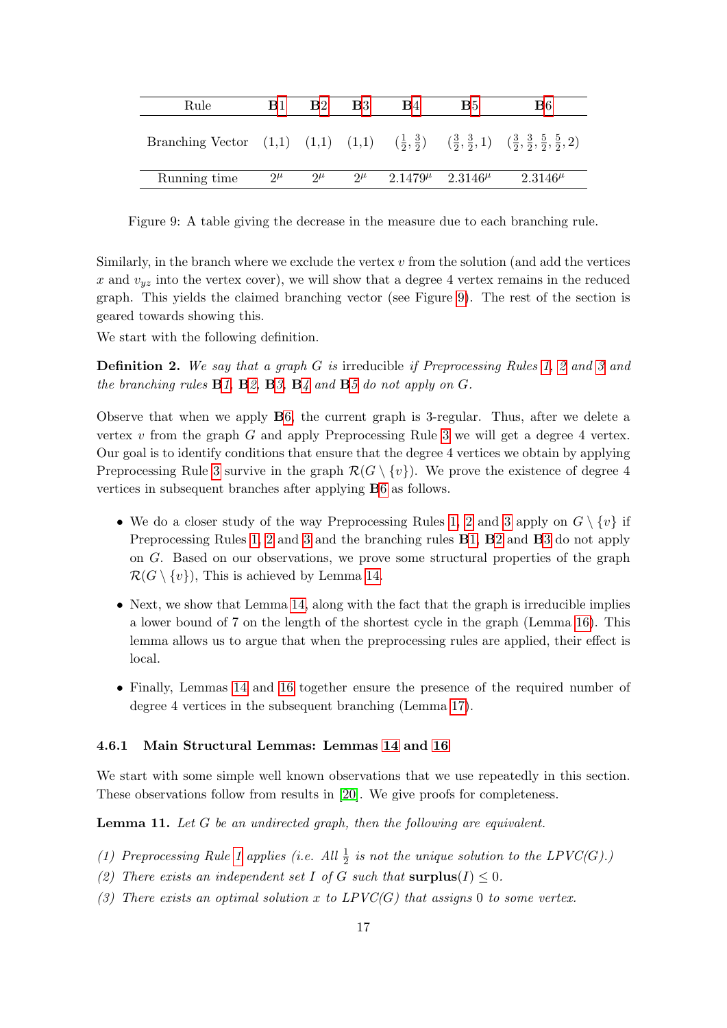| Rule | **B**1 | **B**2 | **B**3 | **B**4 | **B**5 | **B**6 |
|---|---|---|---|---|---|---|
| Branching Vector | (1,1) | (1,1) | (1,1) | $(\frac{1}{2}, \frac{3}{2})$ | $(\frac{3}{2}, \frac{3}{2}, 1)$ | $(\frac{3}{2}, \frac{3}{2}, \frac{5}{2}, \frac{5}{2}, 2)$ |
| Running time | $2^\mu$ | $2^\mu$ | $2^\mu$ | $2.1479^\mu$ | $2.3146^\mu$ | $2.3146^\mu$ |

Figure 9: A table giving the decrease in the measure due to each branching rule.

Similarly, in the branch where we exclude the vertex $v$ from the solution (and add the vertices $x$ and $v_{yz}$ into the vertex cover), we will show that a degree 4 vertex remains in the reduced graph. This yields the claimed branching vector (see Figure 9). The rest of the section is geared towards showing this.

We start with the following definition.

**Definition 2.** *We say that a graph $G$ is* irreducible *if Preprocessing Rules 1, 2 and 3 and the branching rules* **B***1,* **B***2,* **B***3,* **B***4 and* **B***5 do not apply on $G$.*

Observe that when we apply **B**6, the current graph is 3-regular. Thus, after we delete a vertex $v$ from the graph $G$ and apply Preprocessing Rule 3 we will get a degree 4 vertex. Our goal is to identify conditions that ensure that the degree 4 vertices we obtain by applying Preprocessing Rule 3 survive in the graph $\mathcal{R}(G \setminus \{v\})$. We prove the existence of degree 4 vertices in subsequent branches after applying **B**6 as follows.

- We do a closer study of the way Preprocessing Rules 1, 2 and 3 apply on $G \setminus \{v\}$ if Preprocessing Rules 1, 2 and 3 and the branching rules **B**1, **B**2 and **B**3 do not apply on $G$. Based on our observations, we prove some structural properties of the graph $\mathcal{R}(G \setminus \{v\})$, This is achieved by Lemma 14.
- Next, we show that Lemma 14, along with the fact that the graph is irreducible implies a lower bound of 7 on the length of the shortest cycle in the graph (Lemma 16). This lemma allows us to argue that when the preprocessing rules are applied, their effect is local.
- Finally, Lemmas 14 and 16 together ensure the presence of the required number of degree 4 vertices in the subsequent branching (Lemma 17).

#### 4.6.1 Main Structural Lemmas: Lemmas 14 and 16

We start with some simple well known observations that we use repeatedly in this section. These observations follow from results in [20]. We give proofs for completeness.

**Lemma 11.** *Let $G$ be an undirected graph, then the following are equivalent.*

*(1) Preprocessing Rule 1 applies (i.e. All $\frac{1}{2}$ is not the unique solution to the LPVC(G).)*

*(2) There exists an independent set $I$ of $G$ such that* **surplus**$(I) \leq 0$.

*(3) There exists an optimal solution $x$ to LPVC(G) that assigns 0 to some vertex.*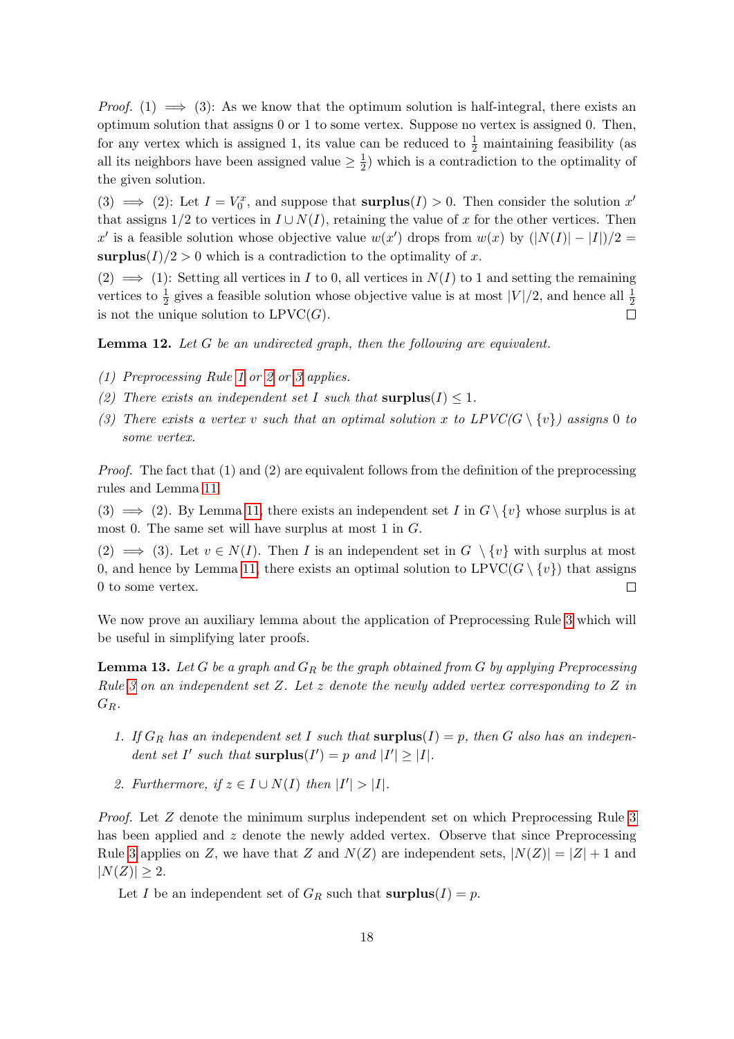*Proof.* (1) $\implies$ (3): As we know that the optimum solution is half-integral, there exists an optimum solution that assigns 0 or 1 to some vertex. Suppose no vertex is assigned 0. Then, for any vertex which is assigned 1, its value can be reduced to $\frac{1}{2}$ maintaining feasibility (as all its neighbors have been assigned value $\geq \frac{1}{2}$) which is a contradiction to the optimality of the given solution.

(3) $\implies$ (2): Let $I = V_0^x$, and suppose that $\textbf{surplus}(I) > 0$. Then consider the solution $x'$ that assigns 1/2 to vertices in $I \cup N(I)$, retaining the value of $x$ for the other vertices. Then $x'$ is a feasible solution whose objective value $w(x')$ drops from $w(x)$ by $(|N(I)| - |I|)/2 = \textbf{surplus}(I)/2 > 0$ which is a contradiction to the optimality of $x$.

(2) $\implies$ (1): Setting all vertices in $I$ to 0, all vertices in $N(I)$ to 1 and setting the remaining vertices to $\frac{1}{2}$ gives a feasible solution whose objective value is at most $|V|/2$, and hence all $\frac{1}{2}$ is not the unique solution to LPVC$(G)$. ◻

**Lemma 12.** *Let $G$ be an undirected graph, then the following are equivalent.*

*(1) Preprocessing Rule 1 or 2 or 3 applies.*

*(2) There exists an independent set $I$ such that $\textbf{surplus}(I) \leq 1$.*

*(3) There exists a vertex $v$ such that an optimal solution $x$ to LPVC$(G \setminus \{v\})$ assigns 0 to some vertex.*

*Proof.* The fact that (1) and (2) are equivalent follows from the definition of the preprocessing rules and Lemma 11.

(3) $\implies$ (2). By Lemma 11, there exists an independent set $I$ in $G \setminus \{v\}$ whose surplus is at most 0. The same set will have surplus at most 1 in $G$.

(2) $\implies$ (3). Let $v \in N(I)$. Then $I$ is an independent set in $G \setminus \{v\}$ with surplus at most 0, and hence by Lemma 11, there exists an optimal solution to LPVC$(G \setminus \{v\})$ that assigns 0 to some vertex. ◻

We now prove an auxiliary lemma about the application of Preprocessing Rule 3 which will be useful in simplifying later proofs.

**Lemma 13.** *Let $G$ be a graph and $G_R$ be the graph obtained from $G$ by applying Preprocessing Rule 3 on an independent set $Z$. Let $z$ denote the newly added vertex corresponding to $Z$ in $G_R$.*

1. *If $G_R$ has an independent set $I$ such that $\textbf{surplus}(I) = p$, then $G$ also has an independent set $I'$ such that $\textbf{surplus}(I') = p$ and $|I'| \geq |I|$.*

2. *Furthermore, if $z \in I \cup N(I)$ then $|I'| > |I|$.*

*Proof.* Let $Z$ denote the minimum surplus independent set on which Preprocessing Rule 3 has been applied and $z$ denote the newly added vertex. Observe that since Preprocessing Rule 3 applies on $Z$, we have that $Z$ and $N(Z)$ are independent sets, $|N(Z)| = |Z| + 1$ and $|N(Z)| \geq 2$.

Let $I$ be an independent set of $G_R$ such that $\textbf{surplus}(I) = p$.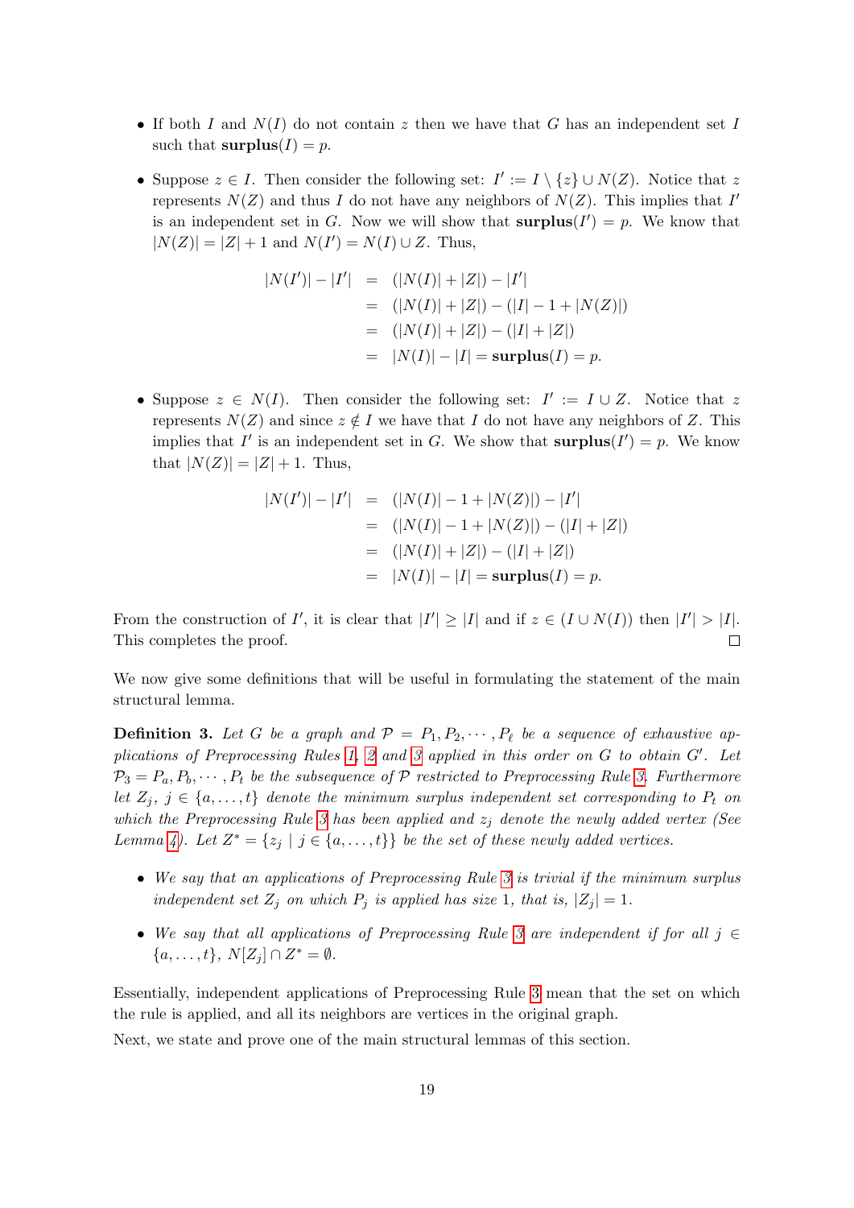- If both $I$ and $N(I)$ do not contain $z$ then we have that $G$ has an independent set $I$ such that $\mathbf{surplus}(I) = p$.
- Suppose $z \in I$. Then consider the following set: $I' := I \setminus \{z\} \cup N(Z)$. Notice that $z$ represents $N(Z)$ and thus $I$ do not have any neighbors of $N(Z)$. This implies that $I'$ is an independent set in $G$. Now we will show that $\mathbf{surplus}(I') = p$. We know that $|N(Z)| = |Z| + 1$ and $N(I') = N(I) \cup Z$. Thus,

$$
\begin{aligned}
|N(I')| - |I'| &= (|N(I)| + |Z|) - |I'| \\
&= (|N(I)| + |Z|) - (|I| - 1 + |N(Z)|) \\
&= (|N(I)| + |Z|) - (|I| + |Z|) \\
&= |N(I)| - |I| = \mathbf{surplus}(I) = p.
\end{aligned}
$$

- Suppose $z \in N(I)$. Then consider the following set: $I' := I \cup Z$. Notice that $z$ represents $N(Z)$ and since $z \notin I$ we have that $I$ do not have any neighbors of $Z$. This implies that $I'$ is an independent set in $G$. We show that $\mathbf{surplus}(I') = p$. We know that $|N(Z)| = |Z| + 1$. Thus,

$$
\begin{aligned}
|N(I')| - |I'| &= (|N(I)| - 1 + |N(Z)|) - |I'| \\
&= (|N(I)| - 1 + |N(Z)|) - (|I| + |Z|) \\
&= (|N(I)| + |Z|) - (|I| + |Z|) \\
&= |N(I)| - |I| = \mathbf{surplus}(I) = p.
\end{aligned}
$$

From the construction of $I'$, it is clear that $|I'| \geq |I|$ and if $z \in (I \cup N(I))$ then $|I'| > |I|$. This completes the proof. ◻

We now give some definitions that will be useful in formulating the statement of the main structural lemma.

**Definition 3.** *Let $G$ be a graph and $\mathcal{P} = P_1, P_2, \cdots, P_\ell$ be a sequence of exhaustive applications of Preprocessing Rules 1, 2 and 3 applied in this order on $G$ to obtain $G'$. Let $\mathcal{P}_3 = P_a, P_b, \cdots, P_t$ be the subsequence of $\mathcal{P}$ restricted to Preprocessing Rule 3. Furthermore let $Z_j$, $j \in \{a, \ldots, t\}$ denote the minimum surplus independent set corresponding to $P_t$ on which the Preprocessing Rule 3 has been applied and $z_j$ denote the newly added vertex (See Lemma 4). Let $Z^* = \{z_j \mid j \in \{a, \ldots, t\}\}$ be the set of these newly added vertices.*

- *We say that an applications of Preprocessing Rule 3 is trivial if the minimum surplus independent set $Z_j$ on which $P_j$ is applied has size 1, that is, $|Z_j| = 1$.*
- *We say that all applications of Preprocessing Rule 3 are independent if for all $j \in \{a, \ldots, t\}$, $N[Z_j] \cap Z^* = \emptyset$.*

Essentially, independent applications of Preprocessing Rule 3 mean that the set on which the rule is applied, and all its neighbors are vertices in the original graph.

Next, we state and prove one of the main structural lemmas of this section.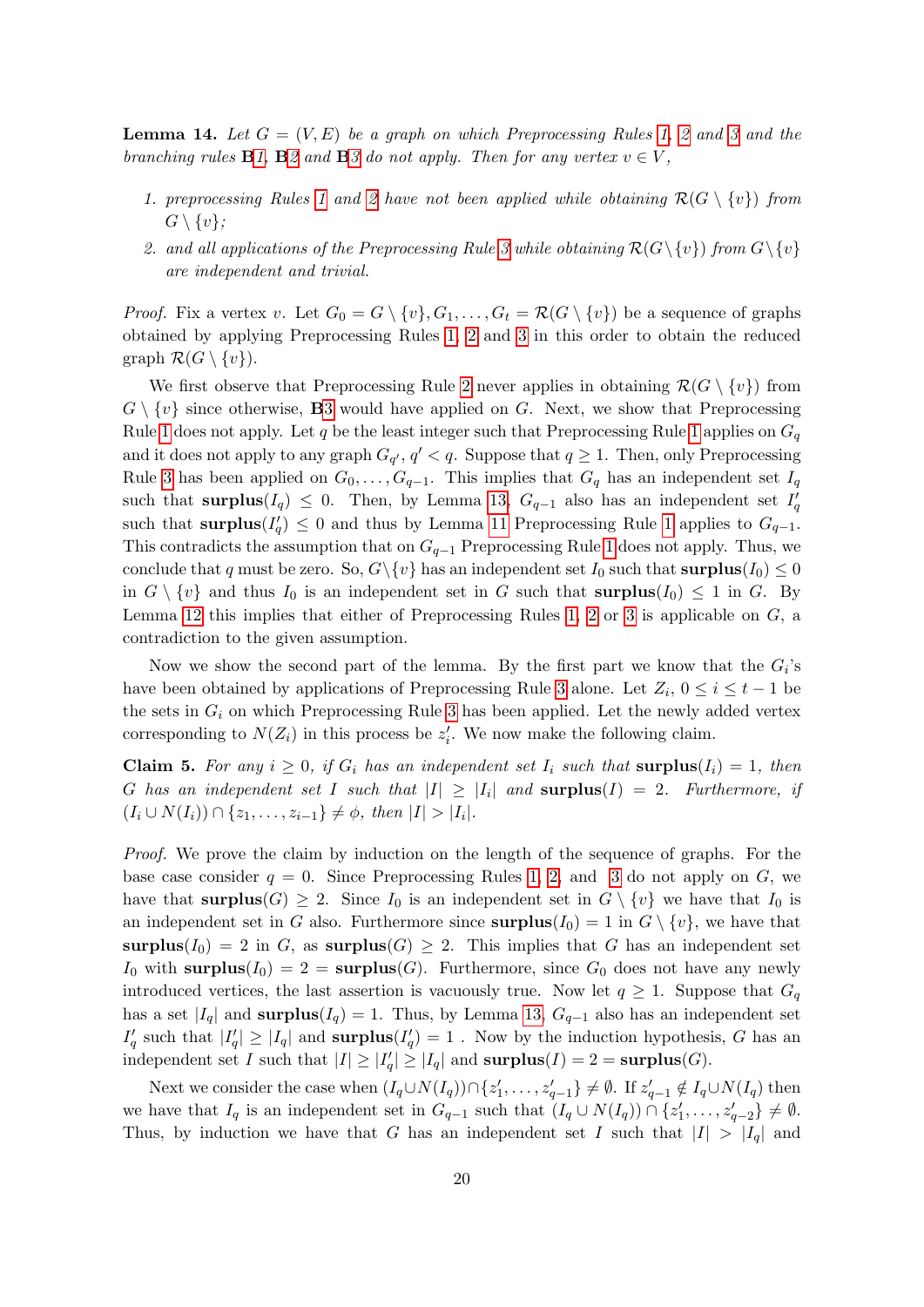**Lemma 14.** *Let $G = (V, E)$ be a graph on which Preprocessing Rules 1, 2 and 3 and the branching rules* **B**1*,* **B**2 *and* **B**3 *do not apply. Then for any vertex $v \in V$,*

1. *preprocessing Rules 1 and 2 have not been applied while obtaining $\mathcal{R}(G \setminus \{v\})$ from $G \setminus \{v\}$;*
2. *and all applications of the Preprocessing Rule 3 while obtaining $\mathcal{R}(G \setminus \{v\})$ from $G \setminus \{v\}$ are independent and trivial.*

*Proof.* Fix a vertex $v$. Let $G_0 = G \setminus \{v\}, G_1, \ldots, G_t = \mathcal{R}(G \setminus \{v\})$ be a sequence of graphs obtained by applying Preprocessing Rules 1, 2 and 3 in this order to obtain the reduced graph $\mathcal{R}(G \setminus \{v\})$.

We first observe that Preprocessing Rule 2 never applies in obtaining $\mathcal{R}(G \setminus \{v\})$ from $G \setminus \{v\}$ since otherwise, **B**3 would have applied on $G$. Next, we show that Preprocessing Rule 1 does not apply. Let $q$ be the least integer such that Preprocessing Rule 1 applies on $G_q$ and it does not apply to any graph $G_{q'}$, $q' < q$. Suppose that $q \geq 1$. Then, only Preprocessing Rule 3 has been applied on $G_0, \ldots, G_{q-1}$. This implies that $G_q$ has an independent set $I_q$ such that $\textbf{surplus}(I_q) \leq 0$. Then, by Lemma 13, $G_{q-1}$ also has an independent set $I'_q$ such that $\textbf{surplus}(I'_q) \leq 0$ and thus by Lemma 11 Preprocessing Rule 1 applies to $G_{q-1}$. This contradicts the assumption that on $G_{q-1}$ Preprocessing Rule 1 does not apply. Thus, we conclude that $q$ must be zero. So, $G \setminus \{v\}$ has an independent set $I_0$ such that $\textbf{surplus}(I_0) \leq 0$ in $G \setminus \{v\}$ and thus $I_0$ is an independent set in $G$ such that $\textbf{surplus}(I_0) \leq 1$ in $G$. By Lemma 12 this implies that either of Preprocessing Rules 1, 2 or 3 is applicable on $G$, a contradiction to the given assumption.

Now we show the second part of the lemma. By the first part we know that the $G_i$'s have been obtained by applications of Preprocessing Rule 3 alone. Let $Z_i$, $0 \leq i \leq t-1$ be the sets in $G_i$ on which Preprocessing Rule 3 has been applied. Let the newly added vertex corresponding to $N(Z_i)$ in this process be $z'_i$. We now make the following claim.

**Claim 5.** *For any $i \geq 0$, if $G_i$ has an independent set $I_i$ such that $\textbf{surplus}(I_i) = 1$, then $G$ has an independent set $I$ such that $|I| \geq |I_i|$ and $\textbf{surplus}(I) = 2$. Furthermore, if $(I_i \cup N(I_i)) \cap \{z_1, \ldots, z_{i-1}\} \neq \phi$, then $|I| > |I_i|$.*

*Proof.* We prove the claim by induction on the length of the sequence of graphs. For the base case consider $q = 0$. Since Preprocessing Rules 1, 2, and 3 do not apply on $G$, we have that $\textbf{surplus}(G) \geq 2$. Since $I_0$ is an independent set in $G \setminus \{v\}$ we have that $I_0$ is an independent set in $G$ also. Furthermore since $\textbf{surplus}(I_0) = 1$ in $G \setminus \{v\}$, we have that $\textbf{surplus}(I_0) = 2$ in $G$, as $\textbf{surplus}(G) \geq 2$. This implies that $G$ has an independent set $I_0$ with $\textbf{surplus}(I_0) = 2 = \textbf{surplus}(G)$. Furthermore, since $G_0$ does not have any newly introduced vertices, the last assertion is vacuously true. Now let $q \geq 1$. Suppose that $G_q$ has a set $|I_q|$ and $\textbf{surplus}(I_q) = 1$. Thus, by Lemma 13, $G_{q-1}$ also has an independent set $I'_q$ such that $|I'_q| \geq |I_q|$ and $\textbf{surplus}(I'_q) = 1$ . Now by the induction hypothesis, $G$ has an independent set $I$ such that $|I| \geq |I'_q| \geq |I_q|$ and $\textbf{surplus}(I) = 2 = \textbf{surplus}(G)$.

Next we consider the case when $(I_q \cup N(I_q)) \cap \{z'_1, \ldots, z'_{q-1}\} \neq \emptyset$. If $z'_{q-1} \notin I_q \cup N(I_q)$ then we have that $I_q$ is an independent set in $G_{q-1}$ such that $(I_q \cup N(I_q)) \cap \{z'_1, \ldots, z'_{q-2}\} \neq \emptyset$. Thus, by induction we have that $G$ has an independent set $I$ such that $|I| > |I_q|$ and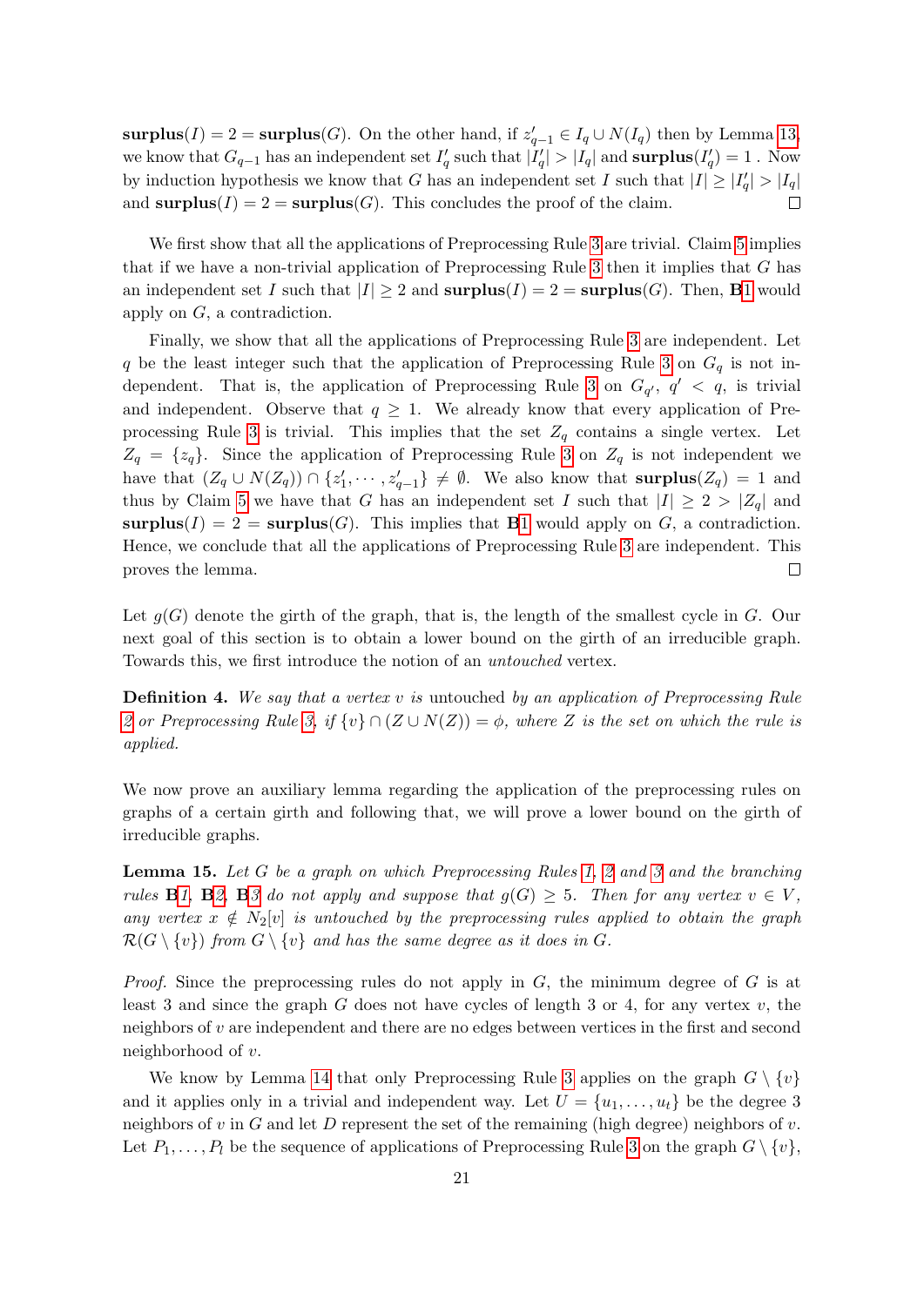**surplus**$(I) = 2 =$ **surplus**$(G)$. On the other hand, if $z'_{q-1} \in I_q \cup N(I_q)$ then by Lemma 13, we know that $G_{q-1}$ has an independent set $I'_q$ such that $|I'_q| > |I_q|$ and **surplus**$(I'_q) = 1$ . Now by induction hypothesis we know that $G$ has an independent set $I$ such that $|I| \geq |I'_q| > |I_q|$ and **surplus**$(I) = 2 =$ **surplus**$(G)$. This concludes the proof of the claim. $\square$

We first show that all the applications of Preprocessing Rule 3 are trivial. Claim 5 implies that if we have a non-trivial application of Preprocessing Rule 3 then it implies that $G$ has an independent set $I$ such that $|I| \geq 2$ and **surplus**$(I) = 2 =$ **surplus**$(G)$. Then, **B**1 would apply on $G$, a contradiction.

Finally, we show that all the applications of Preprocessing Rule 3 are independent. Let $q$ be the least integer such that the application of Preprocessing Rule 3 on $G_q$ is not independent. That is, the application of Preprocessing Rule 3 on $G_{q'}$, $q' < q$, is trivial and independent. Observe that $q \geq 1$. We already know that every application of Preprocessing Rule 3 is trivial. This implies that the set $Z_q$ contains a single vertex. Let $Z_q = \{z_q\}$. Since the application of Preprocessing Rule 3 on $Z_q$ is not independent we have that $(Z_q \cup N(Z_q)) \cap \{z'_1, \cdots, z'_{q-1}\} \neq \emptyset$. We also know that **surplus**$(Z_q) = 1$ and thus by Claim 5 we have that $G$ has an independent set $I$ such that $|I| \geq 2 > |Z_q|$ and **surplus**$(I) = 2 =$ **surplus**$(G)$. This implies that **B**1 would apply on $G$, a contradiction. Hence, we conclude that all the applications of Preprocessing Rule 3 are independent. This proves the lemma. $\square$

Let $g(G)$ denote the girth of the graph, that is, the length of the smallest cycle in $G$. Our next goal of this section is to obtain a lower bound on the girth of an irreducible graph. Towards this, we first introduce the notion of an *untouched* vertex.

**Definition 4.** *We say that a vertex $v$ is* untouched *by an application of Preprocessing Rule 2 or Preprocessing Rule 3, if $\{v\} \cap (Z \cup N(Z)) = \phi$, where $Z$ is the set on which the rule is applied.*

We now prove an auxiliary lemma regarding the application of the preprocessing rules on graphs of a certain girth and following that, we will prove a lower bound on the girth of irreducible graphs.

**Lemma 15.** *Let $G$ be a graph on which Preprocessing Rules 1, 2 and 3 and the branching rules* **B***1,* **B***2,* **B***3 do not apply and suppose that $g(G) \geq 5$. Then for any vertex $v \in V$, any vertex $x \notin N_2[v]$ is untouched by the preprocessing rules applied to obtain the graph $\mathcal{R}(G \setminus \{v\})$ from $G \setminus \{v\}$ and has the same degree as it does in $G$.*

*Proof.* Since the preprocessing rules do not apply in $G$, the minimum degree of $G$ is at least 3 and since the graph $G$ does not have cycles of length 3 or 4, for any vertex $v$, the neighbors of $v$ are independent and there are no edges between vertices in the first and second neighborhood of $v$.

We know by Lemma 14 that only Preprocessing Rule 3 applies on the graph $G \setminus \{v\}$ and it applies only in a trivial and independent way. Let $U = \{u_1, \ldots, u_t\}$ be the degree 3 neighbors of $v$ in $G$ and let $D$ represent the set of the remaining (high degree) neighbors of $v$. Let $P_1, \ldots, P_l$ be the sequence of applications of Preprocessing Rule 3 on the graph $G \setminus \{v\}$,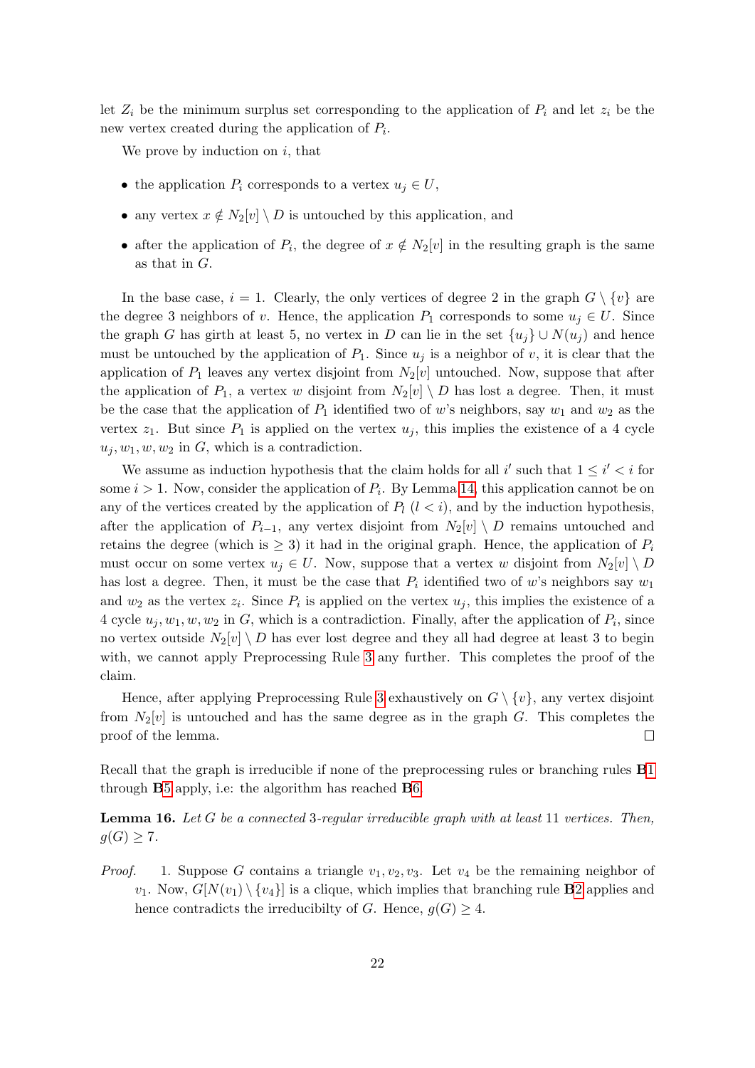let $Z_i$ be the minimum surplus set corresponding to the application of $P_i$ and let $z_i$ be the new vertex created during the application of $P_i$.

We prove by induction on $i$, that

- the application $P_i$ corresponds to a vertex $u_j \in U$,
- any vertex $x \notin N_2[v] \setminus D$ is untouched by this application, and
- after the application of $P_i$, the degree of $x \notin N_2[v]$ in the resulting graph is the same as that in $G$.

In the base case, $i = 1$. Clearly, the only vertices of degree 2 in the graph $G \setminus \{v\}$ are the degree 3 neighbors of $v$. Hence, the application $P_1$ corresponds to some $u_j \in U$. Since the graph $G$ has girth at least 5, no vertex in $D$ can lie in the set $\{u_j\} \cup N(u_j)$ and hence must be untouched by the application of $P_1$. Since $u_j$ is a neighbor of $v$, it is clear that the application of $P_1$ leaves any vertex disjoint from $N_2[v]$ untouched. Now, suppose that after the application of $P_1$, a vertex $w$ disjoint from $N_2[v] \setminus D$ has lost a degree. Then, it must be the case that the application of $P_1$ identified two of $w$'s neighbors, say $w_1$ and $w_2$ as the vertex $z_1$. But since $P_1$ is applied on the vertex $u_j$, this implies the existence of a 4 cycle $u_j, w_1, w, w_2$ in $G$, which is a contradiction.

We assume as induction hypothesis that the claim holds for all $i'$ such that $1 \leq i' < i$ for some $i > 1$. Now, consider the application of $P_i$. By Lemma 14, this application cannot be on any of the vertices created by the application of $P_l$ ($l < i$), and by the induction hypothesis, after the application of $P_{i-1}$, any vertex disjoint from $N_2[v] \setminus D$ remains untouched and retains the degree (which is $\geq 3$) it had in the original graph. Hence, the application of $P_i$ must occur on some vertex $u_j \in U$. Now, suppose that a vertex $w$ disjoint from $N_2[v] \setminus D$ has lost a degree. Then, it must be the case that $P_i$ identified two of $w$'s neighbors say $w_1$ and $w_2$ as the vertex $z_i$. Since $P_i$ is applied on the vertex $u_j$, this implies the existence of a 4 cycle $u_j, w_1, w, w_2$ in $G$, which is a contradiction. Finally, after the application of $P_i$, since no vertex outside $N_2[v] \setminus D$ has ever lost degree and they all had degree at least 3 to begin with, we cannot apply Preprocessing Rule 3 any further. This completes the proof of the claim.

Hence, after applying Preprocessing Rule 3 exhaustively on $G \setminus \{v\}$, any vertex disjoint from $N_2[v]$ is untouched and has the same degree as in the graph $G$. This completes the proof of the lemma. □

Recall that the graph is irreducible if none of the preprocessing rules or branching rules **B**1 through **B**5 apply, i.e: the algorithm has reached **B**6.

**Lemma 16.** *Let $G$ be a connected 3-regular irreducible graph with at least 11 vertices. Then, $g(G) \geq 7$.*

*Proof.* 1. Suppose $G$ contains a triangle $v_1, v_2, v_3$. Let $v_4$ be the remaining neighbor of $v_1$. Now, $G[N(v_1) \setminus \{v_4\}]$ is a clique, which implies that branching rule **B**2 applies and hence contradicts the irreducibilty of $G$. Hence, $g(G) \geq 4$.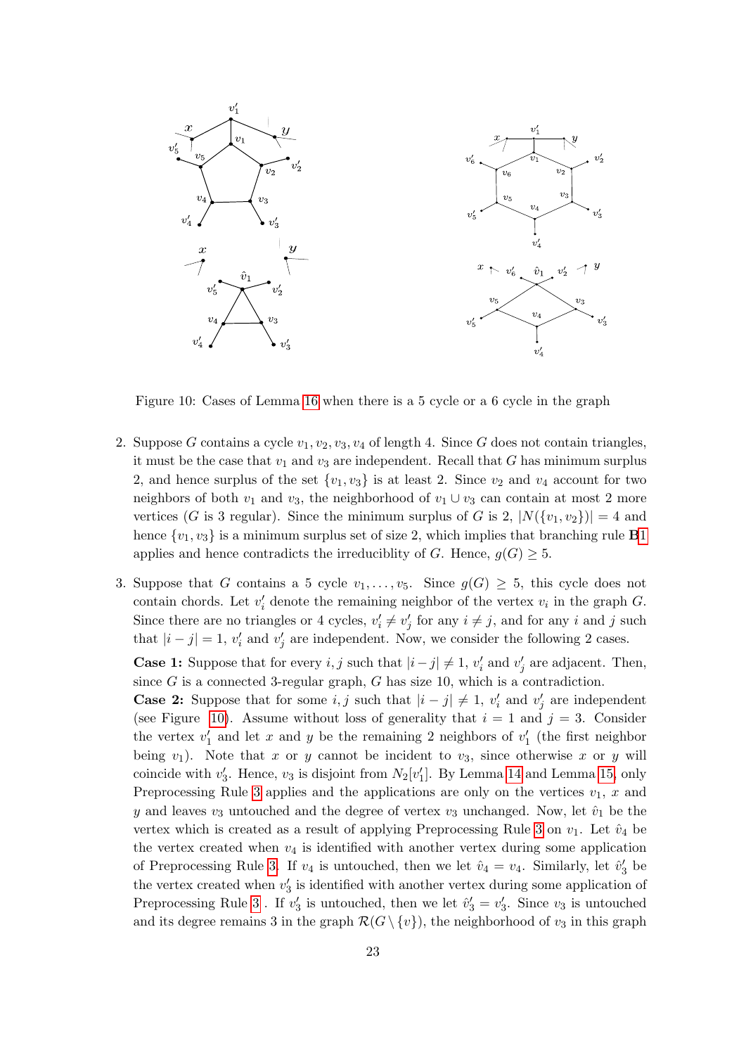Figure 10: Cases of Lemma 16 when there is a 5 cycle or a 6 cycle in the graph

2. Suppose $G$ contains a cycle $v_1, v_2, v_3, v_4$ of length 4. Since $G$ does not contain triangles, it must be the case that $v_1$ and $v_3$ are independent. Recall that $G$ has minimum surplus 2, and hence surplus of the set $\{v_1, v_3\}$ is at least 2. Since $v_2$ and $v_4$ account for two neighbors of both $v_1$ and $v_3$, the neighborhood of $v_1 \cup v_3$ can contain at most 2 more vertices ($G$ is 3 regular). Since the minimum surplus of $G$ is 2, $|N(\{v_1, v_2\})| = 4$ and hence $\{v_1, v_3\}$ is a minimum surplus set of size 2, which implies that branching rule **B**1 applies and hence contradicts the irreduciblity of $G$. Hence, $g(G) \geq 5$.

3. Suppose that $G$ contains a 5 cycle $v_1, \ldots, v_5$. Since $g(G) \geq 5$, this cycle does not contain chords. Let $v_i'$ denote the remaining neighbor of the vertex $v_i$ in the graph $G$. Since there are no triangles or 4 cycles, $v_i' \neq v_j'$ for any $i \neq j$, and for any $i$ and $j$ such that $|i - j| = 1$, $v_i'$ and $v_j'$ are independent. Now, we consider the following 2 cases.

   **Case 1:** Suppose that for every $i, j$ such that $|i - j| \neq 1$, $v_i'$ and $v_j'$ are adjacent. Then, since $G$ is a connected 3-regular graph, $G$ has size 10, which is a contradiction.

   **Case 2:** Suppose that for some $i, j$ such that $|i - j| \neq 1$, $v_i'$ and $v_j'$ are independent (see Figure 10). Assume without loss of generality that $i = 1$ and $j = 3$. Consider the vertex $v_1'$ and let $x$ and $y$ be the remaining 2 neighbors of $v_1'$ (the first neighbor being $v_1$). Note that $x$ or $y$ cannot be incident to $v_3$, since otherwise $x$ or $y$ will coincide with $v_3'$. Hence, $v_3$ is disjoint from $N_2[v_1']$. By Lemma 14 and Lemma 15, only Preprocessing Rule 3 applies and the applications are only on the vertices $v_1$, $x$ and $y$ and leaves $v_3$ untouched and the degree of vertex $v_3$ unchanged. Now, let $\hat{v}_1$ be the vertex which is created as a result of applying Preprocessing Rule 3 on $v_1$. Let $\hat{v}_4$ be the vertex created when $v_4$ is identified with another vertex during some application of Preprocessing Rule 3. If $v_4$ is untouched, then we let $\hat{v}_4 = v_4$. Similarly, let $\hat{v}_3'$ be the vertex created when $v_3'$ is identified with another vertex during some application of Preprocessing Rule 3 . If $v_3'$ is untouched, then we let $\hat{v}_3' = v_3'$. Since $v_3$ is untouched and its degree remains 3 in the graph $\mathcal{R}(G \setminus \{v\})$, the neighborhood of $v_3$ in this graph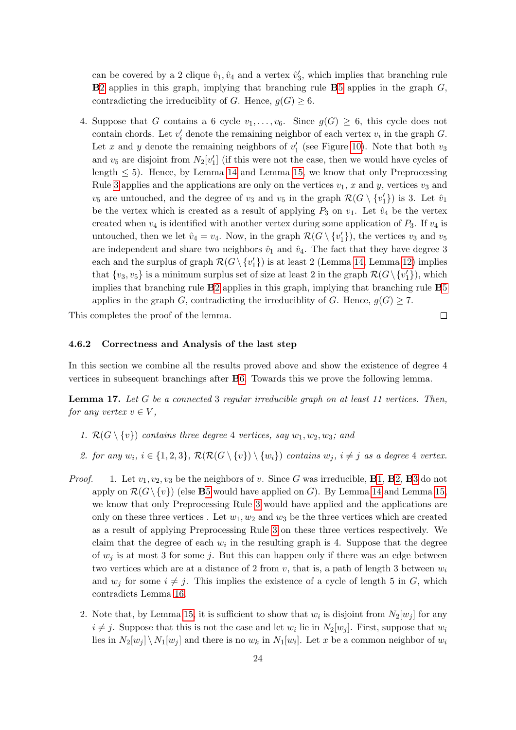can be covered by a 2 clique $\hat{v}_1, \hat{v}_4$ and a vertex $\hat{v}'_3$, which implies that branching rule **B**2 applies in this graph, implying that branching rule **B**5 applies in the graph $G$, contradicting the irreduciblity of $G$. Hence, $g(G) \geq 6$.

4. Suppose that $G$ contains a 6 cycle $v_1, \ldots, v_6$. Since $g(G) \geq 6$, this cycle does not contain chords. Let $v'_i$ denote the remaining neighbor of each vertex $v_i$ in the graph $G$. Let $x$ and $y$ denote the remaining neighbors of $v'_1$ (see Figure 10). Note that both $v_3$ and $v_5$ are disjoint from $N_2[v'_1]$ (if this were not the case, then we would have cycles of length $\leq 5$). Hence, by Lemma 14 and Lemma 15, we know that only Preprocessing Rule 3 applies and the applications are only on the vertices $v_1$, $x$ and $y$, vertices $v_3$ and $v_5$ are untouched, and the degree of $v_3$ and $v_5$ in the graph $\mathcal{R}(G \setminus \{v'_1\})$ is 3. Let $\hat{v}_1$ be the vertex which is created as a result of applying $P_3$ on $v_1$. Let $\hat{v}_4$ be the vertex created when $v_4$ is identified with another vertex during some application of $P_3$. If $v_4$ is untouched, then we let $\hat{v}_4 = v_4$. Now, in the graph $\mathcal{R}(G \setminus \{v'_1\})$, the vertices $v_3$ and $v_5$ are independent and share two neighbors $\hat{v}_1$ and $\hat{v}_4$. The fact that they have degree 3 each and the surplus of graph $\mathcal{R}(G \setminus \{v'_1\})$ is at least 2 (Lemma 14, Lemma 12) implies that $\{v_3, v_5\}$ is a minimum surplus set of size at least 2 in the graph $\mathcal{R}(G \setminus \{v'_1\})$, which implies that branching rule **B**2 applies in this graph, implying that branching rule **B**5 applies in the graph $G$, contradicting the irreduciblity of $G$. Hence, $g(G) \geq 7$.

This completes the proof of the lemma. □

### 4.6.2 Correctness and Analysis of the last step

In this section we combine all the results proved above and show the existence of degree 4 vertices in subsequent branchings after **B**6. Towards this we prove the following lemma.

**Lemma 17.** *Let $G$ be a connected 3 regular irreducible graph on at least 11 vertices. Then, for any vertex $v \in V$,*

1. *$\mathcal{R}(G \setminus \{v\})$ contains three degree 4 vertices, say $w_1, w_2, w_3$; and*
2. *for any $w_i$, $i \in \{1, 2, 3\}$, $\mathcal{R}(\mathcal{R}(G \setminus \{v\}) \setminus \{w_i\})$ contains $w_j$, $i \neq j$ as a degree 4 vertex.*

*Proof.* 1. Let $v_1, v_2, v_3$ be the neighbors of $v$. Since $G$ was irreducible, **B**1, **B**2, **B**3 do not apply on $\mathcal{R}(G \setminus \{v\})$ (else **B**5 would have applied on $G$). By Lemma 14 and Lemma 15, we know that only Preprocessing Rule 3 would have applied and the applications are only on these three vertices . Let $w_1, w_2$ and $w_3$ be the three vertices which are created as a result of applying Preprocessing Rule 3 on these three vertices respectively. We claim that the degree of each $w_i$ in the resulting graph is 4. Suppose that the degree of $w_j$ is at most 3 for some $j$. But this can happen only if there was an edge between two vertices which are at a distance of 2 from $v$, that is, a path of length 3 between $w_i$ and $w_j$ for some $i \neq j$. This implies the existence of a cycle of length 5 in $G$, which contradicts Lemma 16.

2. Note that, by Lemma 15, it is sufficient to show that $w_i$ is disjoint from $N_2[w_j]$ for any $i \neq j$. Suppose that this is not the case and let $w_i$ lie in $N_2[w_j]$. First, suppose that $w_i$ lies in $N_2[w_j] \setminus N_1[w_j]$ and there is no $w_k$ in $N_1[w_i]$. Let $x$ be a common neighbor of $w_i$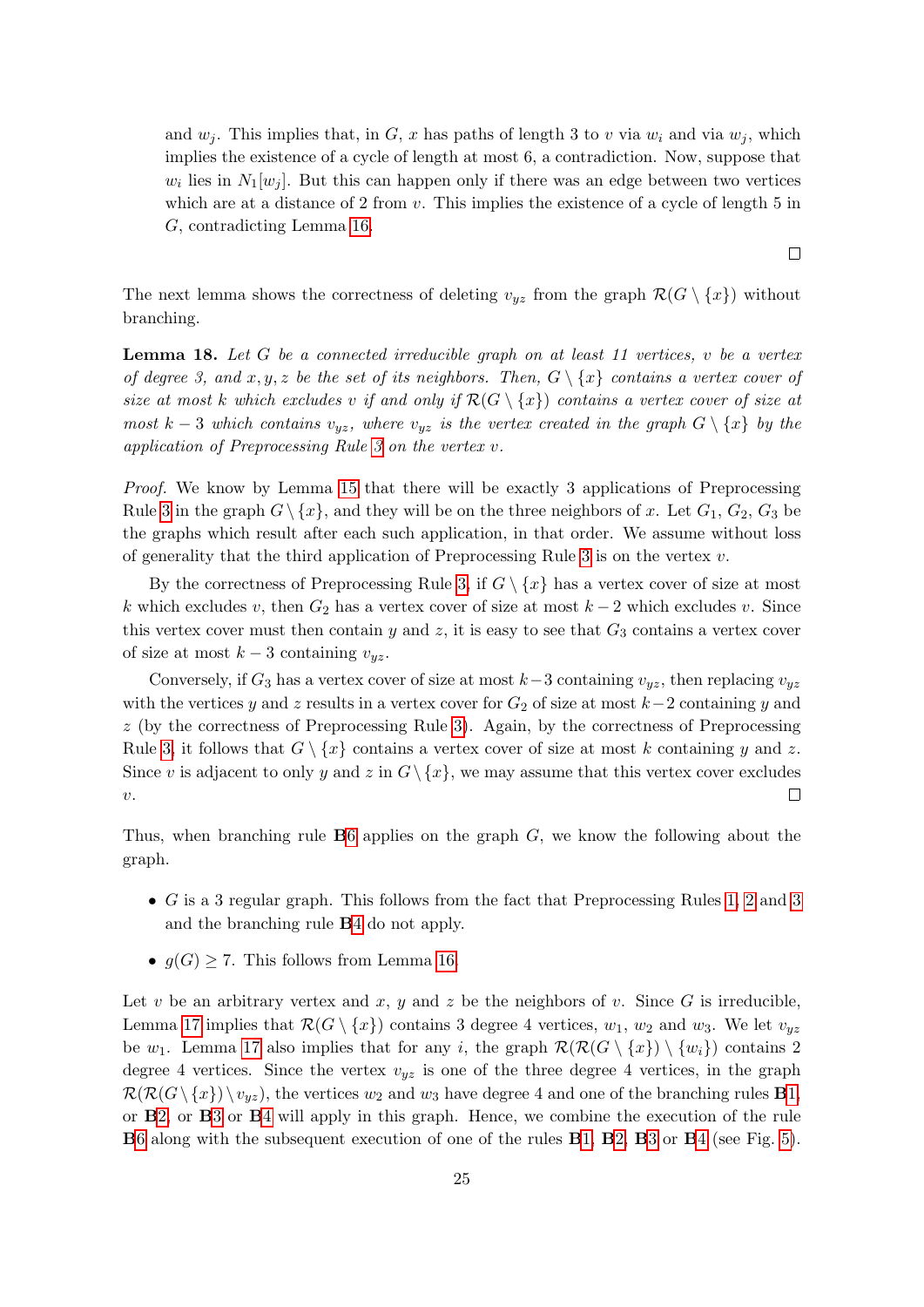and $w_j$. This implies that, in $G$, $x$ has paths of length 3 to $v$ via $w_i$ and via $w_j$, which implies the existence of a cycle of length at most 6, a contradiction. Now, suppose that $w_i$ lies in $N_1[w_j]$. But this can happen only if there was an edge between two vertices which are at a distance of 2 from $v$. This implies the existence of a cycle of length 5 in $G$, contradicting Lemma 16.

∎

The next lemma shows the correctness of deleting $v_{yz}$ from the graph $\mathcal{R}(G \setminus \{x\})$ without branching.

**Lemma 18.** *Let $G$ be a connected irreducible graph on at least 11 vertices, $v$ be a vertex of degree 3, and $x, y, z$ be the set of its neighbors. Then, $G \setminus \{x\}$ contains a vertex cover of size at most $k$ which excludes $v$ if and only if $\mathcal{R}(G \setminus \{x\})$ contains a vertex cover of size at most $k - 3$ which contains $v_{yz}$, where $v_{yz}$ is the vertex created in the graph $G \setminus \{x\}$ by the application of Preprocessing Rule 3 on the vertex $v$.*

*Proof.* We know by Lemma 15 that there will be exactly 3 applications of Preprocessing Rule 3 in the graph $G \setminus \{x\}$, and they will be on the three neighbors of $x$. Let $G_1$, $G_2$, $G_3$ be the graphs which result after each such application, in that order. We assume without loss of generality that the third application of Preprocessing Rule 3 is on the vertex $v$.

By the correctness of Preprocessing Rule 3, if $G \setminus \{x\}$ has a vertex cover of size at most $k$ which excludes $v$, then $G_2$ has a vertex cover of size at most $k - 2$ which excludes $v$. Since this vertex cover must then contain $y$ and $z$, it is easy to see that $G_3$ contains a vertex cover of size at most $k - 3$ containing $v_{yz}$.

Conversely, if $G_3$ has a vertex cover of size at most $k-3$ containing $v_{yz}$, then replacing $v_{yz}$ with the vertices $y$ and $z$ results in a vertex cover for $G_2$ of size at most $k-2$ containing $y$ and $z$ (by the correctness of Preprocessing Rule 3). Again, by the correctness of Preprocessing Rule 3, it follows that $G \setminus \{x\}$ contains a vertex cover of size at most $k$ containing $y$ and $z$. Since $v$ is adjacent to only $y$ and $z$ in $G \setminus \{x\}$, we may assume that this vertex cover excludes $v$. ∎

Thus, when branching rule **B**6 applies on the graph $G$, we know the following about the graph.

- $G$ is a 3 regular graph. This follows from the fact that Preprocessing Rules 1, 2 and 3 and the branching rule **B**4 do not apply.
- $g(G) \geq 7$. This follows from Lemma 16.

Let $v$ be an arbitrary vertex and $x$, $y$ and $z$ be the neighbors of $v$. Since $G$ is irreducible, Lemma 17 implies that $\mathcal{R}(G \setminus \{x\})$ contains 3 degree 4 vertices, $w_1$, $w_2$ and $w_3$. We let $v_{yz}$ be $w_1$. Lemma 17 also implies that for any $i$, the graph $\mathcal{R}(\mathcal{R}(G \setminus \{x\}) \setminus \{w_i\})$ contains 2 degree 4 vertices. Since the vertex $v_{yz}$ is one of the three degree 4 vertices, in the graph $\mathcal{R}(\mathcal{R}(G \setminus \{x\}) \setminus v_{yz})$, the vertices $w_2$ and $w_3$ have degree 4 and one of the branching rules **B**1, or **B**2, or **B**3 or **B**4 will apply in this graph. Hence, we combine the execution of the rule **B**6 along with the subsequent execution of one of the rules **B**1, **B**2, **B**3 or **B**4 (see Fig. 5).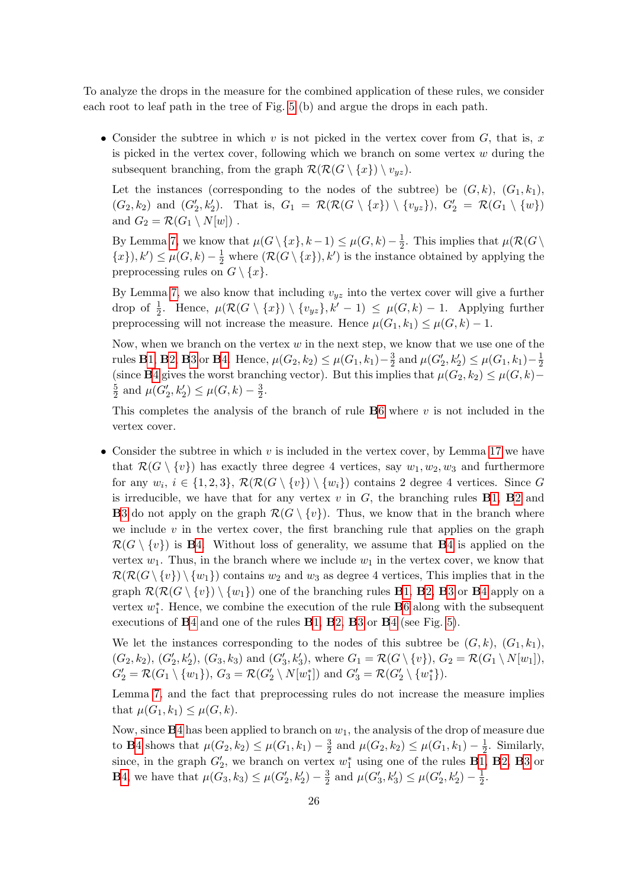To analyze the drops in the measure for the combined application of these rules, we consider each root to leaf path in the tree of Fig. 5 (b) and argue the drops in each path.

- Consider the subtree in which $v$ is not picked in the vertex cover from $G$, that is, $x$ is picked in the vertex cover, following which we branch on some vertex $w$ during the subsequent branching, from the graph $\mathcal{R}(\mathcal{R}(G \setminus \{x\}) \setminus v_{yz})$.

  Let the instances (corresponding to the nodes of the subtree) be $(G, k)$, $(G_1, k_1)$, $(G_2, k_2)$ and $(G_2', k_2')$. That is, $G_1 = \mathcal{R}(\mathcal{R}(G \setminus \{x\}) \setminus \{v_{yz}\})$, $G_2' = \mathcal{R}(G_1 \setminus \{w\})$ and $G_2 = \mathcal{R}(G_1 \setminus N[w])$ .

  By Lemma 7, we know that $\mu(G \setminus \{x\}, k-1) \leq \mu(G, k) - \frac{1}{2}$. This implies that $\mu(\mathcal{R}(G \setminus \{x\}), k') \leq \mu(G, k) - \frac{1}{2}$ where $(\mathcal{R}(G \setminus \{x\}), k')$ is the instance obtained by applying the preprocessing rules on $G \setminus \{x\}$.

  By Lemma 7, we also know that including $v_{yz}$ into the vertex cover will give a further drop of $\frac{1}{2}$. Hence, $\mu(\mathcal{R}(G \setminus \{x\}) \setminus \{v_{yz}\}, k'-1) \leq \mu(G, k) - 1$. Applying further preprocessing will not increase the measure. Hence $\mu(G_1, k_1) \leq \mu(G, k) - 1$.

  Now, when we branch on the vertex $w$ in the next step, we know that we use one of the rules **B**1, **B**2, **B**3 or **B**4. Hence, $\mu(G_2, k_2) \leq \mu(G_1, k_1) - \frac{3}{2}$ and $\mu(G_2', k_2') \leq \mu(G_1, k_1) - \frac{1}{2}$ (since **B**4 gives the worst branching vector). But this implies that $\mu(G_2, k_2) \leq \mu(G, k) - \frac{5}{2}$ and $\mu(G_2', k_2') \leq \mu(G, k) - \frac{3}{2}$.

  This completes the analysis of the branch of rule **B**6 where $v$ is not included in the vertex cover.

- Consider the subtree in which $v$ is included in the vertex cover, by Lemma 17 we have that $\mathcal{R}(G \setminus \{v\})$ has exactly three degree 4 vertices, say $w_1, w_2, w_3$ and furthermore for any $w_i$, $i \in \{1, 2, 3\}$, $\mathcal{R}(\mathcal{R}(G \setminus \{v\}) \setminus \{w_i\})$ contains 2 degree 4 vertices. Since $G$ is irreducible, we have that for any vertex $v$ in $G$, the branching rules **B**1, **B**2 and **B**3 do not apply on the graph $\mathcal{R}(G \setminus \{v\})$. Thus, we know that in the branch where we include $v$ in the vertex cover, the first branching rule that applies on the graph $\mathcal{R}(G \setminus \{v\})$ is **B**4. Without loss of generality, we assume that **B**4 is applied on the vertex $w_1$. Thus, in the branch where we include $w_1$ in the vertex cover, we know that $\mathcal{R}(\mathcal{R}(G \setminus \{v\}) \setminus \{w_1\})$ contains $w_2$ and $w_3$ as degree 4 vertices, This implies that in the graph $\mathcal{R}(\mathcal{R}(G \setminus \{v\}) \setminus \{w_1\})$ one of the branching rules **B**1, **B**2, **B**3 or **B**4 apply on a vertex $w_1^*$. Hence, we combine the execution of the rule **B**6 along with the subsequent executions of **B**4 and one of the rules **B**1, **B**2, **B**3 or **B**4 (see Fig. 5).

  We let the instances corresponding to the nodes of this subtree be $(G, k)$, $(G_1, k_1)$, $(G_2, k_2)$, $(G_2', k_2')$, $(G_3, k_3)$ and $(G_3', k_3')$, where $G_1 = \mathcal{R}(G \setminus \{v\})$, $G_2 = \mathcal{R}(G_1 \setminus N[w_1])$, $G_2' = \mathcal{R}(G_1 \setminus \{w_1\})$, $G_3 = \mathcal{R}(G_2' \setminus N[w_1^*])$ and $G_3' = \mathcal{R}(G_2' \setminus \{w_1^*\})$.

  Lemma 7, and the fact that preprocessing rules do not increase the measure implies that $\mu(G_1, k_1) \leq \mu(G, k)$.

  Now, since **B**4 has been applied to branch on $w_1$, the analysis of the drop of measure due to **B**4 shows that $\mu(G_2, k_2) \leq \mu(G_1, k_1) - \frac{3}{2}$ and $\mu(G_2, k_2) \leq \mu(G_1, k_1) - \frac{1}{2}$. Similarly, since, in the graph $G_2'$, we branch on vertex $w_1^*$ using one of the rules **B**1, **B**2, **B**3 or **B**4, we have that $\mu(G_3, k_3) \leq \mu(G_2', k_2') - \frac{3}{2}$ and $\mu(G_3', k_3') \leq \mu(G_2', k_2') - \frac{1}{2}$.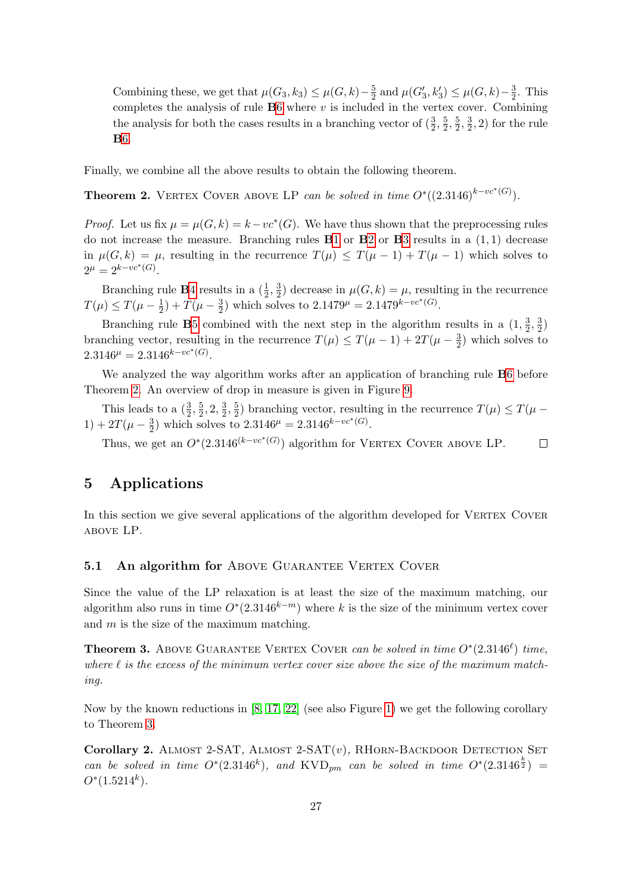Combining these, we get that $\mu(G_3, k_3) \leq \mu(G, k) - \frac{5}{2}$ and $\mu(G'_3, k'_3) \leq \mu(G, k) - \frac{3}{2}$. This completes the analysis of rule **B**6 where $v$ is included in the vertex cover. Combining the analysis for both the cases results in a branching vector of $(\frac{3}{2}, \frac{5}{2}, \frac{5}{2}, \frac{3}{2}, 2)$ for the rule **B**6.

Finally, we combine all the above results to obtain the following theorem.

**Theorem 2.** Vertex Cover above LP *can be solved in time* $O^*((2.3146)^{k-vc^*(G)})$.

*Proof.* Let us fix $\mu = \mu(G, k) = k - vc^*(G)$. We have thus shown that the preprocessing rules do not increase the measure. Branching rules **B**1 or **B**2 or **B**3 results in a $(1, 1)$ decrease in $\mu(G, k) = \mu$, resulting in the recurrence $T(\mu) \leq T(\mu - 1) + T(\mu - 1)$ which solves to $2^\mu = 2^{k-vc^*(G)}$.

Branching rule **B**4 results in a $(\frac{1}{2}, \frac{3}{2})$ decrease in $\mu(G, k) = \mu$, resulting in the recurrence $T(\mu) \leq T(\mu - \frac{1}{2}) + T(\mu - \frac{3}{2})$ which solves to $2.1479^\mu = 2.1479^{k-vc^*(G)}$.

Branching rule **B**5 combined with the next step in the algorithm results in a $(1, \frac{3}{2}, \frac{3}{2})$ branching vector, resulting in the recurrence $T(\mu) \leq T(\mu - 1) + 2T(\mu - \frac{3}{2})$ which solves to $2.3146^\mu = 2.3146^{k-vc^*(G)}$.

We analyzed the way algorithm works after an application of branching rule **B**6 before Theorem 2. An overview of drop in measure is given in Figure 9.

This leads to a $(\frac{3}{2}, \frac{5}{2}, 2, \frac{3}{2}, \frac{5}{2})$ branching vector, resulting in the recurrence $T(\mu) \leq T(\mu - 1) + 2T(\mu - \frac{3}{2})$ which solves to $2.3146^\mu = 2.3146^{k-vc^*(G)}$.

Thus, we get an $O^*(2.3146^{(k-vc^*(G))})$ algorithm for Vertex Cover above LP. $\square$

## 5 Applications

In this section we give several applications of the algorithm developed for Vertex Cover above LP.

### 5.1 An algorithm for Above Guarantee Vertex Cover

Since the value of the LP relaxation is at least the size of the maximum matching, our algorithm also runs in time $O^*(2.3146^{k-m})$ where $k$ is the size of the minimum vertex cover and $m$ is the size of the maximum matching.

**Theorem 3.** Above Guarantee Vertex Cover *can be solved in time* $O^*(2.3146^\ell)$ *time, where* $\ell$ *is the excess of the minimum vertex cover size above the size of the maximum matching.*

Now by the known reductions in [8, 17, 22] (see also Figure 1) we get the following corollary to Theorem 3.

**Corollary 2.** Almost 2-SAT, Almost 2-SAT$(v)$, RHorn-Backdoor Detection Set *can be solved in time* $O^*(2.3146^k)$*, and* KVD$_{pm}$ *can be solved in time* $O^*(2.3146^{\frac{k}{2}}) = O^*(1.5214^k)$.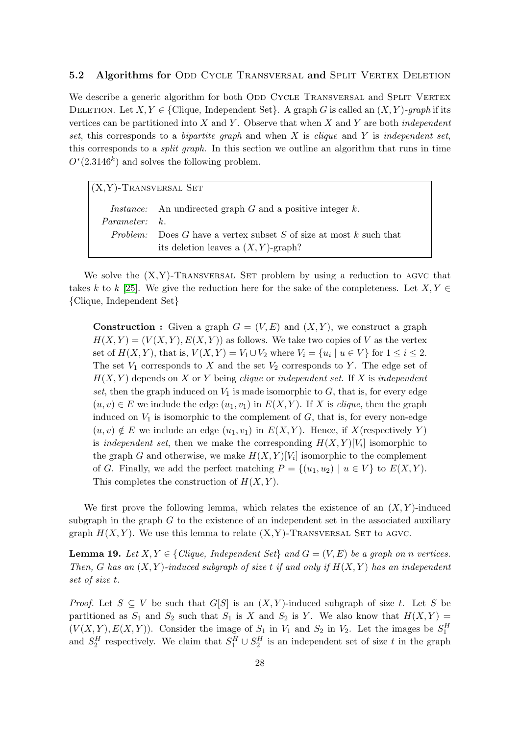### 5.2 Algorithms for Odd Cycle Transversal and Split Vertex Deletion

We describe a generic algorithm for both Odd Cycle Transversal and Split Vertex Deletion. Let $X, Y \in$ {Clique, Independent Set}. A graph $G$ is called an $(X, Y)$*-graph* if its vertices can be partitioned into $X$ and $Y$. Observe that when $X$ and $Y$ are both *independent set*, this corresponds to a *bipartite graph* and when $X$ is *clique* and $Y$ is *independent set*, this corresponds to a *split graph*. In this section we outline an algorithm that runs in time $O^*(2.3146^k)$ and solves the following problem.

> (X,Y)-Transversal Set
>
> *Instance:* An undirected graph $G$ and a positive integer $k$.
>
> *Parameter:* $k$.
>
> *Problem:* Does $G$ have a vertex subset $S$ of size at most $k$ such that its deletion leaves a $(X, Y)$-graph?

We solve the (X,Y)-Transversal Set problem by using a reduction to agvc that takes $k$ to $k$ [25]. We give the reduction here for the sake of the completeness. Let $X, Y \in$ {Clique, Independent Set}

> **Construction :** Given a graph $G = (V, E)$ and $(X, Y)$, we construct a graph $H(X, Y) = (V(X, Y), E(X, Y))$ as follows. We take two copies of $V$ as the vertex set of $H(X, Y)$, that is, $V(X, Y) = V_1 \cup V_2$ where $V_i = \{u_i \mid u \in V\}$ for $1 \leq i \leq 2$. The set $V_1$ corresponds to $X$ and the set $V_2$ corresponds to $Y$. The edge set of $H(X, Y)$ depends on $X$ or $Y$ being *clique* or *independent set*. If $X$ is *independent set*, then the graph induced on $V_1$ is made isomorphic to $G$, that is, for every edge $(u, v) \in E$ we include the edge $(u_1, v_1)$ in $E(X, Y)$. If $X$ is *clique*, then the graph induced on $V_1$ is isomorphic to the complement of $G$, that is, for every non-edge $(u, v) \notin E$ we include an edge $(u_1, v_1)$ in $E(X, Y)$. Hence, if $X$(respectively $Y$) is *independent set*, then we make the corresponding $H(X, Y)[V_i]$ isomorphic to the graph $G$ and otherwise, we make $H(X, Y)[V_i]$ isomorphic to the complement of $G$. Finally, we add the perfect matching $P = \{(u_1, u_2) \mid u \in V\}$ to $E(X, Y)$. This completes the construction of $H(X, Y)$.

We first prove the following lemma, which relates the existence of an $(X, Y)$-induced subgraph in the graph $G$ to the existence of an independent set in the associated auxiliary graph $H(X, Y)$. We use this lemma to relate (X,Y)-Transversal Set to agvc.

**Lemma 19.** *Let $X, Y \in$ {Clique, Independent Set} and $G = (V, E)$ be a graph on $n$ vertices. Then, $G$ has an $(X, Y)$-induced subgraph of size $t$ if and only if $H(X, Y)$ has an independent set of size $t$.*

*Proof.* Let $S \subseteq V$ be such that $G[S]$ is an $(X, Y)$-induced subgraph of size $t$. Let $S$ be partitioned as $S_1$ and $S_2$ such that $S_1$ is $X$ and $S_2$ is $Y$. We also know that $H(X, Y) = (V(X, Y), E(X, Y))$. Consider the image of $S_1$ in $V_1$ and $S_2$ in $V_2$. Let the images be $S_1^H$ and $S_2^H$ respectively. We claim that $S_1^H \cup S_2^H$ is an independent set of size $t$ in the graph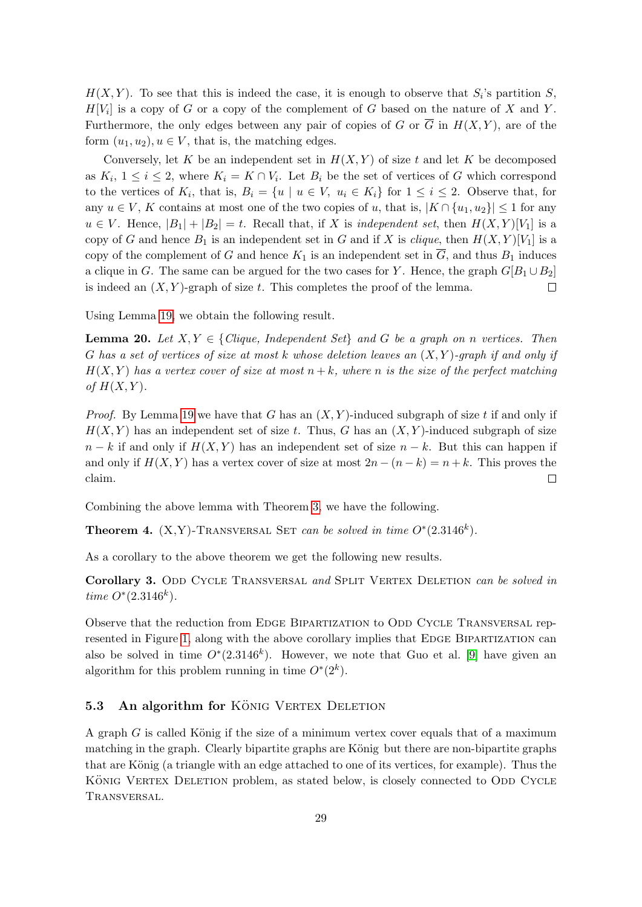$H(X,Y)$. To see that this is indeed the case, it is enough to observe that $S_i$'s partition $S$, $H[V_i]$ is a copy of $G$ or a copy of the complement of $G$ based on the nature of $X$ and $Y$. Furthermore, the only edges between any pair of copies of $G$ or $\overline{G}$ in $H(X,Y)$, are of the form $(u_1, u_2), u \in V$, that is, the matching edges.

Conversely, let $K$ be an independent set in $H(X,Y)$ of size $t$ and let $K$ be decomposed as $K_i$, $1 \leq i \leq 2$, where $K_i = K \cap V_i$. Let $B_i$ be the set of vertices of $G$ which correspond to the vertices of $K_i$, that is, $B_i = \{u \mid u \in V,\ u_i \in K_i\}$ for $1 \leq i \leq 2$. Observe that, for any $u \in V$, $K$ contains at most one of the two copies of $u$, that is, $|K \cap \{u_1, u_2\}| \leq 1$ for any $u \in V$. Hence, $|B_1| + |B_2| = t$. Recall that, if $X$ is *independent set*, then $H(X,Y)[V_1]$ is a copy of $G$ and hence $B_1$ is an independent set in $G$ and if $X$ is *clique*, then $H(X,Y)[V_1]$ is a copy of the complement of $G$ and hence $K_1$ is an independent set in $\overline{G}$, and thus $B_1$ induces a clique in $G$. The same can be argued for the two cases for $Y$. Hence, the graph $G[B_1 \cup B_2]$ is indeed an $(X,Y)$-graph of size $t$. This completes the proof of the lemma. □

Using Lemma 19, we obtain the following result.

**Lemma 20.** *Let $X, Y \in$ {Clique, Independent Set} and $G$ be a graph on $n$ vertices. Then $G$ has a set of vertices of size at most $k$ whose deletion leaves an $(X,Y)$-graph if and only if $H(X,Y)$ has a vertex cover of size at most $n+k$, where $n$ is the size of the perfect matching of $H(X,Y)$.*

*Proof.* By Lemma 19 we have that $G$ has an $(X,Y)$-induced subgraph of size $t$ if and only if $H(X,Y)$ has an independent set of size $t$. Thus, $G$ has an $(X,Y)$-induced subgraph of size $n-k$ if and only if $H(X,Y)$ has an independent set of size $n-k$. But this can happen if and only if $H(X,Y)$ has a vertex cover of size at most $2n-(n-k) = n+k$. This proves the claim. □

Combining the above lemma with Theorem 3, we have the following.

**Theorem 4.** (X,Y)-Transversal Set *can be solved in time $O^*(2.3146^k)$.*

As a corollary to the above theorem we get the following new results.

**Corollary 3.** Odd Cycle Transversal *and* Split Vertex Deletion *can be solved in time $O^*(2.3146^k)$.*

Observe that the reduction from Edge Bipartization to Odd Cycle Transversal represented in Figure 1, along with the above corollary implies that Edge Bipartization can also be solved in time $O^*(2.3146^k)$. However, we note that Guo et al. [9] have given an algorithm for this problem running in time $O^*(2^k)$.

### 5.3 An algorithm for König Vertex Deletion

A graph $G$ is called König if the size of a minimum vertex cover equals that of a maximum matching in the graph. Clearly bipartite graphs are König but there are non-bipartite graphs that are König (a triangle with an edge attached to one of its vertices, for example). Thus the König Vertex Deletion problem, as stated below, is closely connected to Odd Cycle Transversal.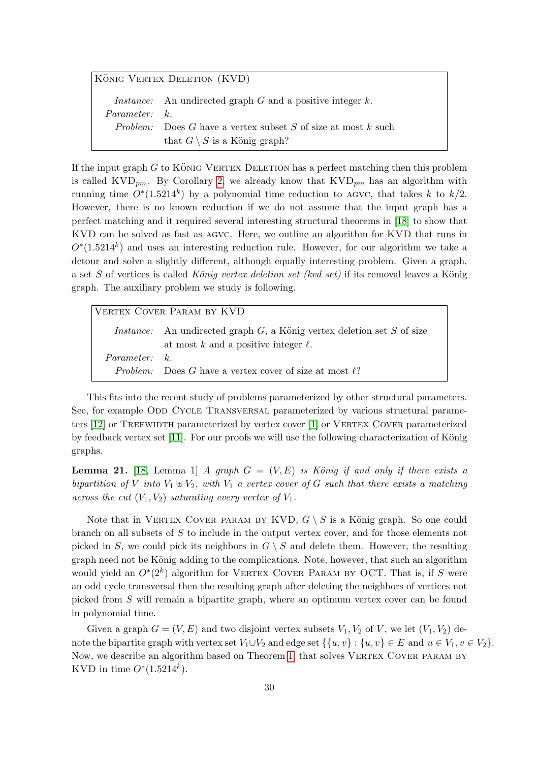| König Vertex Deletion (KVD) | |
|---|---|
| *Instance:* | An undirected graph $G$ and a positive integer $k$. |
| *Parameter:* | $k$. |
| *Problem:* | Does $G$ have a vertex subset $S$ of size at most $k$ such that $G \setminus S$ is a König graph? |

If the input graph $G$ to König Vertex Deletion has a perfect matching then this problem is called $\text{KVD}_{pm}$. By Corollary 2, we already know that $\text{KVD}_{pm}$ has an algorithm with running time $O^*(1.5214^k)$ by a polynomial time reduction to agvc, that takes $k$ to $k/2$. However, there is no known reduction if we do not assume that the input graph has a perfect matching and it required several interesting structural theorems in [18] to show that KVD can be solved as fast as agvc. Here, we outline an algorithm for KVD that runs in $O^*(1.5214^k)$ and uses an interesting reduction rule. However, for our algorithm we take a detour and solve a slightly different, although equally interesting problem. Given a graph, a set $S$ of vertices is called *König vertex deletion set (kvd set)* if its removal leaves a König graph. The auxiliary problem we study is following.

| Vertex Cover Param by KVD | |
|---|---|
| *Instance:* | An undirected graph $G$, a König vertex deletion set $S$ of size at most $k$ and a positive integer $\ell$. |
| *Parameter:* | $k$. |
| *Problem:* | Does $G$ have a vertex cover of size at most $\ell$? |

This fits into the recent study of problems parameterized by other structural parameters. See, for example Odd Cycle Transversal parameterized by various structural parameters [12] or Treewidth parameterized by vertex cover [1] or Vertex Cover parameterized by feedback vertex set [11]. For our proofs we will use the following characterization of König graphs.

**Lemma 21.** [18, Lemma 1] *A graph $G = (V, E)$ is König if and only if there exists a bipartition of $V$ into $V_1 \uplus V_2$, with $V_1$ a vertex cover of $G$ such that there exists a matching across the cut $(V_1, V_2)$ saturating every vertex of $V_1$.*

Note that in Vertex Cover param by KVD, $G \setminus S$ is a König graph. So one could branch on all subsets of $S$ to include in the output vertex cover, and for those elements not picked in $S$, we could pick its neighbors in $G \setminus S$ and delete them. However, the resulting graph need not be König adding to the complications. Note, however, that such an algorithm would yield an $O^*(2^k)$ algorithm for Vertex Cover Param by OCT. That is, if $S$ were an odd cycle transversal then the resulting graph after deleting the neighbors of vertices not picked from $S$ will remain a bipartite graph, where an optimum vertex cover can be found in polynomial time.

Given a graph $G = (V, E)$ and two disjoint vertex subsets $V_1, V_2$ of $V$, we let $(V_1, V_2)$ denote the bipartite graph with vertex set $V_1 \cup V_2$ and edge set $\{\{u, v\} : \{u, v\} \in E \text{ and } u \in V_1, v \in V_2\}$. Now, we describe an algorithm based on Theorem 1, that solves Vertex Cover param by KVD in time $O^*(1.5214^k)$.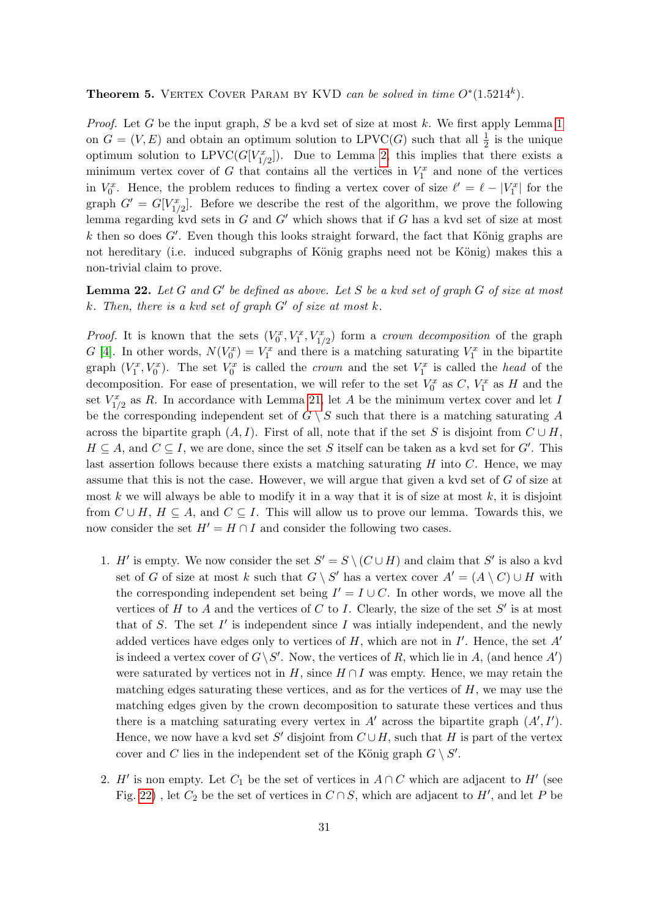**Theorem 5.** Vertex Cover Param by KVD *can be solved in time* $O^*(1.5214^k)$.

*Proof.* Let $G$ be the input graph, $S$ be a kvd set of size at most $k$. We first apply Lemma 1 on $G = (V, E)$ and obtain an optimum solution to LPVC($G$) such that all $\frac{1}{2}$ is the unique optimum solution to LPVC($G[V^x_{1/2}]$). Due to Lemma 2, this implies that there exists a minimum vertex cover of $G$ that contains all the vertices in $V^x_1$ and none of the vertices in $V^x_0$. Hence, the problem reduces to finding a vertex cover of size $\ell' = \ell - |V^x_1|$ for the graph $G' = G[V^x_{1/2}]$. Before we describe the rest of the algorithm, we prove the following lemma regarding kvd sets in $G$ and $G'$ which shows that if $G$ has a kvd set of size at most $k$ then so does $G'$. Even though this looks straight forward, the fact that König graphs are not hereditary (i.e. induced subgraphs of König graphs need not be König) makes this a non-trivial claim to prove.

**Lemma 22.** *Let $G$ and $G'$ be defined as above. Let $S$ be a kvd set of graph $G$ of size at most $k$. Then, there is a kvd set of graph $G'$ of size at most $k$.*

*Proof.* It is known that the sets $(V^x_0, V^x_1, V^x_{1/2})$ form a *crown decomposition* of the graph $G$ [4]. In other words, $N(V^x_0) = V^x_1$ and there is a matching saturating $V^x_1$ in the bipartite graph $(V^x_1, V^x_0)$. The set $V^x_0$ is called the *crown* and the set $V^x_1$ is called the *head* of the decomposition. For ease of presentation, we will refer to the set $V^x_0$ as $C$, $V^x_1$ as $H$ and the set $V^x_{1/2}$ as $R$. In accordance with Lemma 21, let $A$ be the minimum vertex cover and let $I$ be the corresponding independent set of $G \setminus S$ such that there is a matching saturating $A$ across the bipartite graph $(A, I)$. First of all, note that if the set $S$ is disjoint from $C \cup H$, $H \subseteq A$, and $C \subseteq I$, we are done, since the set $S$ itself can be taken as a kvd set for $G'$. This last assertion follows because there exists a matching saturating $H$ into $C$. Hence, we may assume that this is not the case. However, we will argue that given a kvd set of $G$ of size at most $k$ we will always be able to modify it in a way that it is of size at most $k$, it is disjoint from $C \cup H$, $H \subseteq A$, and $C \subseteq I$. This will allow us to prove our lemma. Towards this, we now consider the set $H' = H \cap I$ and consider the following two cases.

1. $H'$ is empty. We now consider the set $S' = S \setminus (C \cup H)$ and claim that $S'$ is also a kvd set of $G$ of size at most $k$ such that $G \setminus S'$ has a vertex cover $A' = (A \setminus C) \cup H$ with the corresponding independent set being $I' = I \cup C$. In other words, we move all the vertices of $H$ to $A$ and the vertices of $C$ to $I$. Clearly, the size of the set $S'$ is at most that of $S$. The set $I'$ is independent since $I$ was intially independent, and the newly added vertices have edges only to vertices of $H$, which are not in $I'$. Hence, the set $A'$ is indeed a vertex cover of $G \setminus S'$. Now, the vertices of $R$, which lie in $A$, (and hence $A'$) were saturated by vertices not in $H$, since $H \cap I$ was empty. Hence, we may retain the matching edges saturating these vertices, and as for the vertices of $H$, we may use the matching edges given by the crown decomposition to saturate these vertices and thus there is a matching saturating every vertex in $A'$ across the bipartite graph $(A', I')$. Hence, we now have a kvd set $S'$ disjoint from $C \cup H$, such that $H$ is part of the vertex cover and $C$ lies in the independent set of the König graph $G \setminus S'$.

2. $H'$ is non empty. Let $C_1$ be the set of vertices in $A \cap C$ which are adjacent to $H'$ (see Fig. 22) , let $C_2$ be the set of vertices in $C \cap S$, which are adjacent to $H'$, and let $P$ be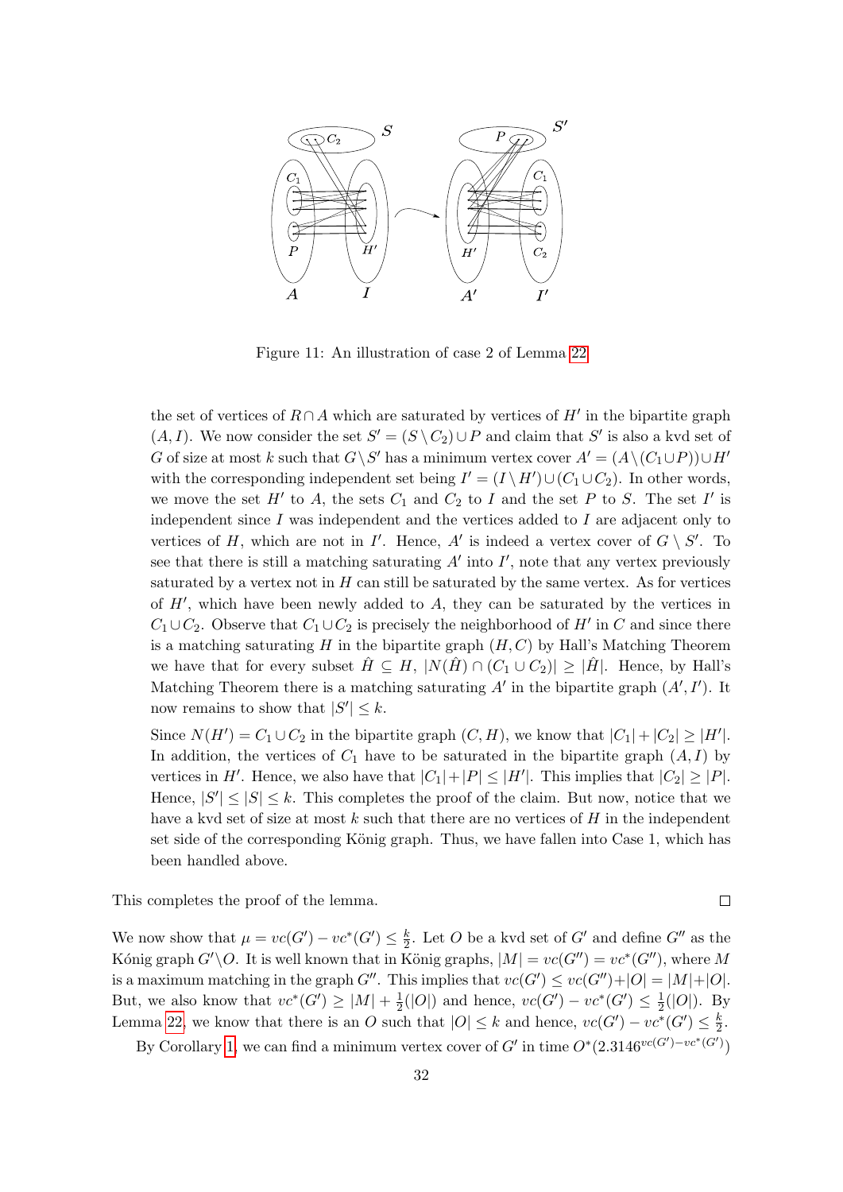Figure 11: An illustration of case 2 of Lemma 22

the set of vertices of $R \cap A$ which are saturated by vertices of $H'$ in the bipartite graph $(A, I)$. We now consider the set $S' = (S \setminus C_2) \cup P$ and claim that $S'$ is also a kvd set of $G$ of size at most $k$ such that $G \setminus S'$ has a minimum vertex cover $A' = (A \setminus (C_1 \cup P)) \cup H'$ with the corresponding independent set being $I' = (I \setminus H') \cup (C_1 \cup C_2)$. In other words, we move the set $H'$ to $A$, the sets $C_1$ and $C_2$ to $I$ and the set $P$ to $S$. The set $I'$ is independent since $I$ was independent and the vertices added to $I$ are adjacent only to vertices of $H$, which are not in $I'$. Hence, $A'$ is indeed a vertex cover of $G \setminus S'$. To see that there is still a matching saturating $A'$ into $I'$, note that any vertex previously saturated by a vertex not in $H$ can still be saturated by the same vertex. As for vertices of $H'$, which have been newly added to $A$, they can be saturated by the vertices in $C_1 \cup C_2$. Observe that $C_1 \cup C_2$ is precisely the neighborhood of $H'$ in $C$ and since there is a matching saturating $H$ in the bipartite graph $(H, C)$ by Hall's Matching Theorem we have that for every subset $\hat{H} \subseteq H$, $|N(\hat{H}) \cap (C_1 \cup C_2)| \geq |\hat{H}|$. Hence, by Hall's Matching Theorem there is a matching saturating $A'$ in the bipartite graph $(A', I')$. It now remains to show that $|S'| \leq k$.

Since $N(H') = C_1 \cup C_2$ in the bipartite graph $(C, H)$, we know that $|C_1| + |C_2| \geq |H'|$. In addition, the vertices of $C_1$ have to be saturated in the bipartite graph $(A, I)$ by vertices in $H'$. Hence, we also have that $|C_1| + |P| \leq |H'|$. This implies that $|C_2| \geq |P|$. Hence, $|S'| \leq |S| \leq k$. This completes the proof of the claim. But now, notice that we have a kvd set of size at most $k$ such that there are no vertices of $H$ in the independent set side of the corresponding König graph. Thus, we have fallen into Case 1, which has been handled above.

This completes the proof of the lemma. $\square$

We now show that $\mu = vc(G') - vc^*(G') \leq \frac{k}{2}$. Let $O$ be a kvd set of $G'$ and define $G''$ as the Kónig graph $G' \setminus O$. It is well known that in König graphs, $|M| = vc(G'') = vc^*(G'')$, where $M$ is a maximum matching in the graph $G''$. This implies that $vc(G') \leq vc(G'') + |O| = |M| + |O|$. But, we also know that $vc^*(G') \geq |M| + \frac{1}{2}(|O|)$ and hence, $vc(G') - vc^*(G') \leq \frac{1}{2}(|O|)$. By Lemma 22, we know that there is an $O$ such that $|O| \leq k$ and hence, $vc(G') - vc^*(G') \leq \frac{k}{2}$.

By Corollary 1, we can find a minimum vertex cover of $G'$ in time $O^*(2.3146^{vc(G') - vc^*(G')})$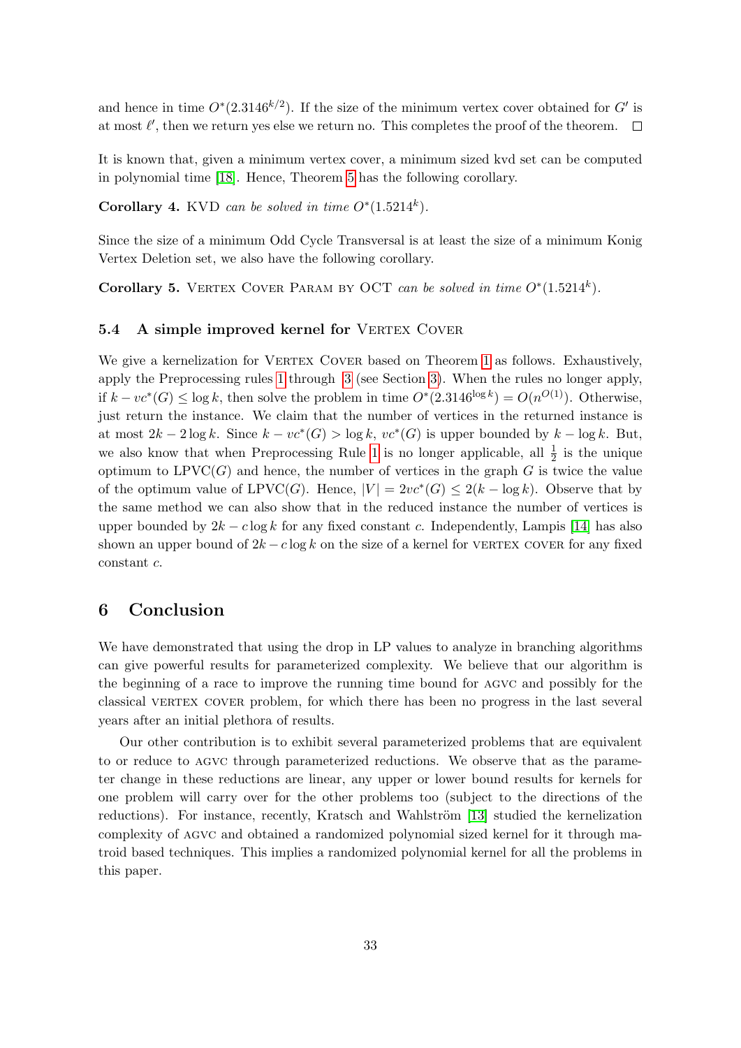and hence in time $O^*(2.3146^{k/2})$. If the size of the minimum vertex cover obtained for $G'$ is at most $\ell'$, then we return yes else we return no. This completes the proof of the theorem. ☐

It is known that, given a minimum vertex cover, a minimum sized kvd set can be computed in polynomial time [18]. Hence, Theorem 5 has the following corollary.

**Corollary 4.** KVD *can be solved in time* $O^*(1.5214^k)$.

Since the size of a minimum Odd Cycle Transversal is at least the size of a minimum Konig Vertex Deletion set, we also have the following corollary.

**Corollary 5.** Vertex Cover Param by OCT *can be solved in time* $O^*(1.5214^k)$.

### 5.4 A simple improved kernel for Vertex Cover

We give a kernelization for Vertex Cover based on Theorem 1 as follows. Exhaustively, apply the Preprocessing rules 1 through 3 (see Section 3). When the rules no longer apply, if $k - vc^*(G) \leq \log k$, then solve the problem in time $O^*(2.3146^{\log k}) = O(n^{O(1)})$. Otherwise, just return the instance. We claim that the number of vertices in the returned instance is at most $2k - 2\log k$. Since $k - vc^*(G) > \log k$, $vc^*(G)$ is upper bounded by $k - \log k$. But, we also know that when Preprocessing Rule 1 is no longer applicable, all $\frac{1}{2}$ is the unique optimum to LPVC($G$) and hence, the number of vertices in the graph $G$ is twice the value of the optimum value of LPVC($G$). Hence, $|V| = 2vc^*(G) \leq 2(k - \log k)$. Observe that by the same method we can also show that in the reduced instance the number of vertices is upper bounded by $2k - c\log k$ for any fixed constant $c$. Independently, Lampis [14] has also shown an upper bound of $2k - c\log k$ on the size of a kernel for vertex cover for any fixed constant $c$.

## 6 Conclusion

We have demonstrated that using the drop in LP values to analyze in branching algorithms can give powerful results for parameterized complexity. We believe that our algorithm is the beginning of a race to improve the running time bound for agvc and possibly for the classical vertex cover problem, for which there has been no progress in the last several years after an initial plethora of results.

Our other contribution is to exhibit several parameterized problems that are equivalent to or reduce to agvc through parameterized reductions. We observe that as the parameter change in these reductions are linear, any upper or lower bound results for kernels for one problem will carry over for the other problems too (subject to the directions of the reductions). For instance, recently, Kratsch and Wahlström [13] studied the kernelization complexity of agvc and obtained a randomized polynomial sized kernel for it through matroid based techniques. This implies a randomized polynomial kernel for all the problems in this paper.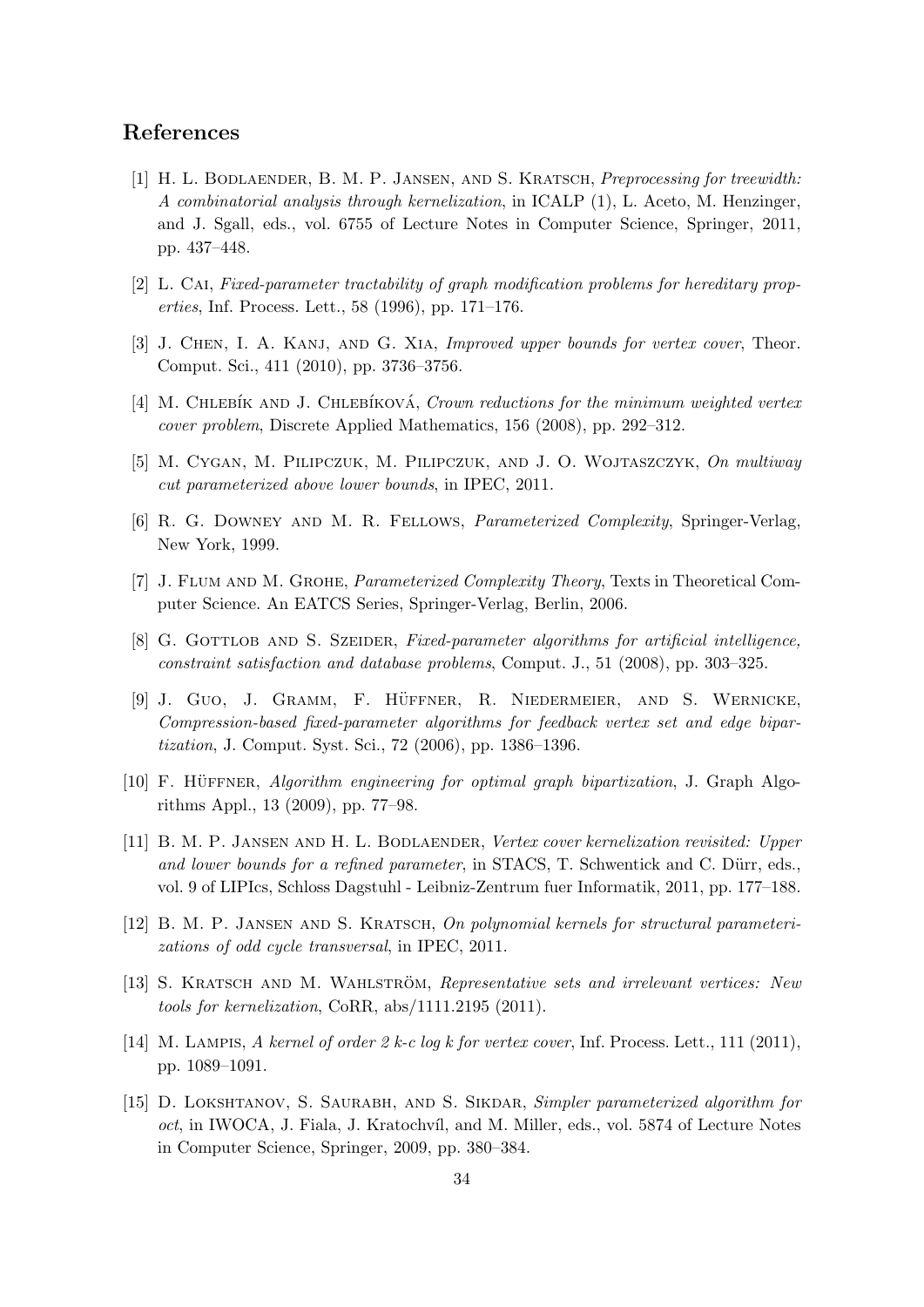## References

[1] H. L. Bodlaender, B. M. P. Jansen, and S. Kratsch, *Preprocessing for treewidth: A combinatorial analysis through kernelization*, in ICALP (1), L. Aceto, M. Henzinger, and J. Sgall, eds., vol. 6755 of Lecture Notes in Computer Science, Springer, 2011, pp. 437–448.

[2] L. Cai, *Fixed-parameter tractability of graph modification problems for hereditary properties*, Inf. Process. Lett., 58 (1996), pp. 171–176.

[3] J. Chen, I. A. Kanj, and G. Xia, *Improved upper bounds for vertex cover*, Theor. Comput. Sci., 411 (2010), pp. 3736–3756.

[4] M. Chlebík and J. Chlebíková, *Crown reductions for the minimum weighted vertex cover problem*, Discrete Applied Mathematics, 156 (2008), pp. 292–312.

[5] M. Cygan, M. Pilipczuk, M. Pilipczuk, and J. O. Wojtaszczyk, *On multiway cut parameterized above lower bounds*, in IPEC, 2011.

[6] R. G. Downey and M. R. Fellows, *Parameterized Complexity*, Springer-Verlag, New York, 1999.

[7] J. Flum and M. Grohe, *Parameterized Complexity Theory*, Texts in Theoretical Computer Science. An EATCS Series, Springer-Verlag, Berlin, 2006.

[8] G. Gottlob and S. Szeider, *Fixed-parameter algorithms for artificial intelligence, constraint satisfaction and database problems*, Comput. J., 51 (2008), pp. 303–325.

[9] J. Guo, J. Gramm, F. Hüffner, R. Niedermeier, and S. Wernicke, *Compression-based fixed-parameter algorithms for feedback vertex set and edge bipartization*, J. Comput. Syst. Sci., 72 (2006), pp. 1386–1396.

[10] F. Hüffner, *Algorithm engineering for optimal graph bipartization*, J. Graph Algorithms Appl., 13 (2009), pp. 77–98.

[11] B. M. P. Jansen and H. L. Bodlaender, *Vertex cover kernelization revisited: Upper and lower bounds for a refined parameter*, in STACS, T. Schwentick and C. Dürr, eds., vol. 9 of LIPIcs, Schloss Dagstuhl - Leibniz-Zentrum fuer Informatik, 2011, pp. 177–188.

[12] B. M. P. Jansen and S. Kratsch, *On polynomial kernels for structural parameterizations of odd cycle transversal*, in IPEC, 2011.

[13] S. Kratsch and M. Wahlström, *Representative sets and irrelevant vertices: New tools for kernelization*, CoRR, abs/1111.2195 (2011).

[14] M. Lampis, *A kernel of order 2 k-c log k for vertex cover*, Inf. Process. Lett., 111 (2011), pp. 1089–1091.

[15] D. Lokshtanov, S. Saurabh, and S. Sikdar, *Simpler parameterized algorithm for oct*, in IWOCA, J. Fiala, J. Kratochvíl, and M. Miller, eds., vol. 5874 of Lecture Notes in Computer Science, Springer, 2009, pp. 380–384.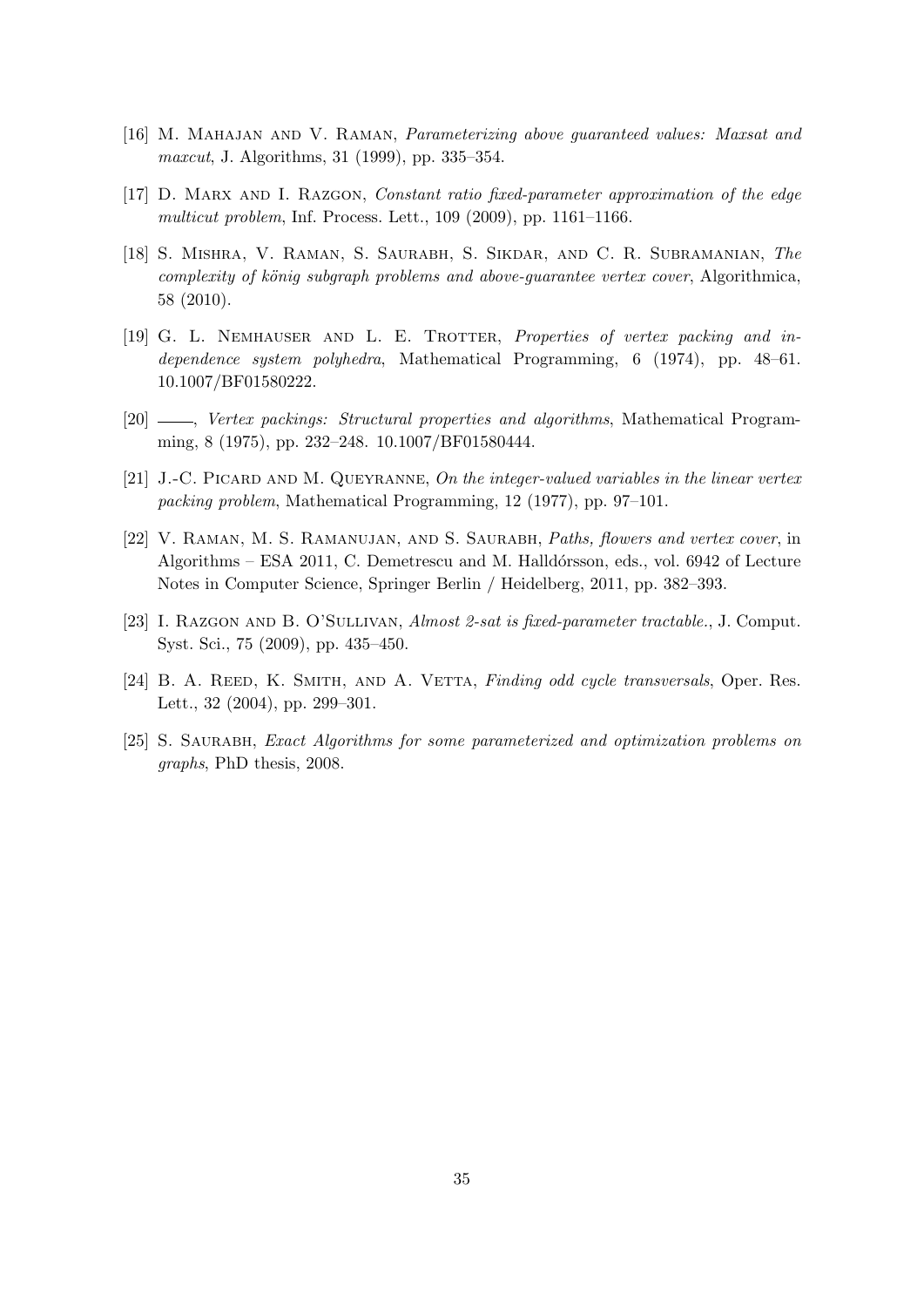[16] M. Mahajan and V. Raman, *Parameterizing above guaranteed values: Maxsat and maxcut*, J. Algorithms, 31 (1999), pp. 335–354.

[17] D. Marx and I. Razgon, *Constant ratio fixed-parameter approximation of the edge multicut problem*, Inf. Process. Lett., 109 (2009), pp. 1161–1166.

[18] S. Mishra, V. Raman, S. Saurabh, S. Sikdar, and C. R. Subramanian, *The complexity of könig subgraph problems and above-guarantee vertex cover*, Algorithmica, 58 (2010).

[19] G. L. Nemhauser and L. E. Trotter, *Properties of vertex packing and independence system polyhedra*, Mathematical Programming, 6 (1974), pp. 48–61. 10.1007/BF01580222.

[20] ——, *Vertex packings: Structural properties and algorithms*, Mathematical Programming, 8 (1975), pp. 232–248. 10.1007/BF01580444.

[21] J.-C. Picard and M. Queyranne, *On the integer-valued variables in the linear vertex packing problem*, Mathematical Programming, 12 (1977), pp. 97–101.

[22] V. Raman, M. S. Ramanujan, and S. Saurabh, *Paths, flowers and vertex cover*, in Algorithms – ESA 2011, C. Demetrescu and M. Halldórsson, eds., vol. 6942 of Lecture Notes in Computer Science, Springer Berlin / Heidelberg, 2011, pp. 382–393.

[23] I. Razgon and B. O'Sullivan, *Almost 2-sat is fixed-parameter tractable.*, J. Comput. Syst. Sci., 75 (2009), pp. 435–450.

[24] B. A. Reed, K. Smith, and A. Vetta, *Finding odd cycle transversals*, Oper. Res. Lett., 32 (2004), pp. 299–301.

[25] S. Saurabh, *Exact Algorithms for some parameterized and optimization problems on graphs*, PhD thesis, 2008.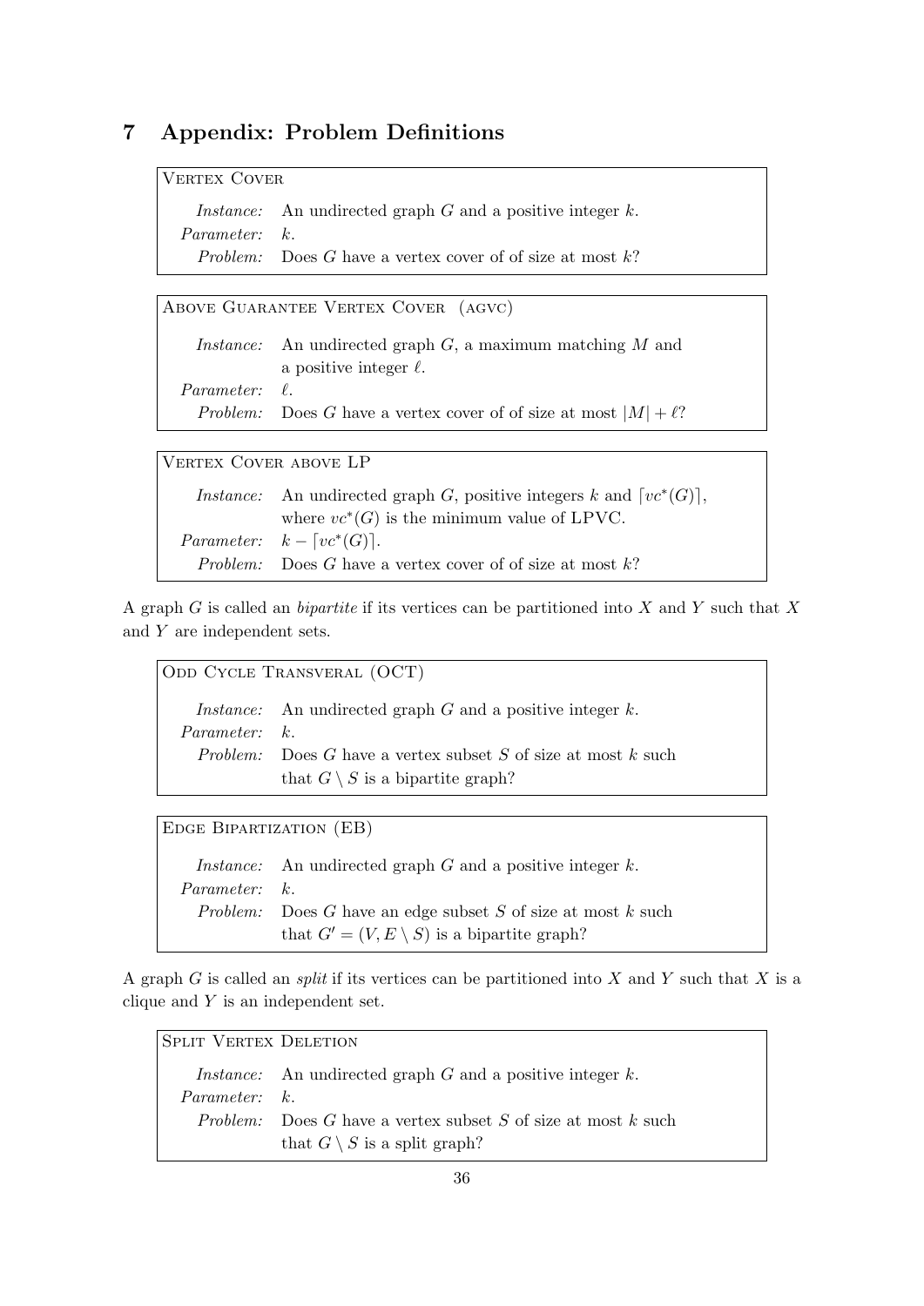## 7 Appendix: Problem Definitions

| Vertex Cover | |
|---|---|
| *Instance:* | An undirected graph $G$ and a positive integer $k$. |
| *Parameter:* | $k$. |
| *Problem:* | Does $G$ have a vertex cover of of size at most $k$? |

| Above Guarantee Vertex Cover (agvc) | |
|---|---|
| *Instance:* | An undirected graph $G$, a maximum matching $M$ and a positive integer $\ell$. |
| *Parameter:* | $\ell$. |
| *Problem:* | Does $G$ have a vertex cover of of size at most $\|M\| + \ell$? |

| Vertex Cover above LP | |
|---|---|
| *Instance:* | An undirected graph $G$, positive integers $k$ and $\lceil vc^*(G) \rceil$, where $vc^*(G)$ is the minimum value of LPVC. |
| *Parameter:* | $k - \lceil vc^*(G) \rceil$. |
| *Problem:* | Does $G$ have a vertex cover of of size at most $k$? |

A graph $G$ is called an *bipartite* if its vertices can be partitioned into $X$ and $Y$ such that $X$ and $Y$ are independent sets.

| Odd Cycle Transveral (OCT) | |
|---|---|
| *Instance:* | An undirected graph $G$ and a positive integer $k$. |
| *Parameter:* | $k$. |
| *Problem:* | Does $G$ have a vertex subset $S$ of size at most $k$ such that $G \setminus S$ is a bipartite graph? |

| Edge Bipartization (EB) | |
|---|---|
| *Instance:* | An undirected graph $G$ and a positive integer $k$. |
| *Parameter:* | $k$. |
| *Problem:* | Does $G$ have an edge subset $S$ of size at most $k$ such that $G' = (V, E \setminus S)$ is a bipartite graph? |

A graph $G$ is called an *split* if its vertices can be partitioned into $X$ and $Y$ such that $X$ is a clique and $Y$ is an independent set.

| Split Vertex Deletion | |
|---|---|
| *Instance:* | An undirected graph $G$ and a positive integer $k$. |
| *Parameter:* | $k$. |
| *Problem:* | Does $G$ have a vertex subset $S$ of size at most $k$ such that $G \setminus S$ is a split graph? |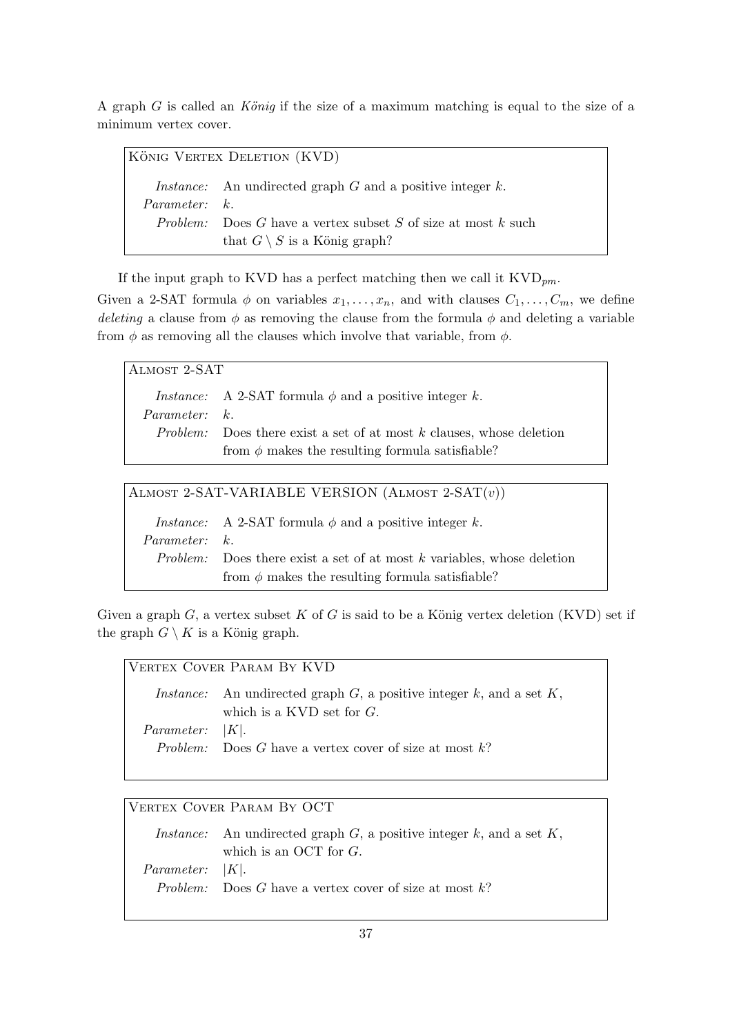A graph $G$ is called an *König* if the size of a maximum matching is equal to the size of a minimum vertex cover.

> **König Vertex Deletion (KVD)**
>
> *Instance:* An undirected graph $G$ and a positive integer $k$.
> *Parameter:* $k$.
> *Problem:* Does $G$ have a vertex subset $S$ of size at most $k$ such that $G \setminus S$ is a König graph?

If the input graph to KVD has a perfect matching then we call it $\text{KVD}_{pm}$.

Given a 2-SAT formula $\phi$ on variables $x_1, \ldots, x_n$, and with clauses $C_1, \ldots, C_m$, we define *deleting* a clause from $\phi$ as removing the clause from the formula $\phi$ and deleting a variable from $\phi$ as removing all the clauses which involve that variable, from $\phi$.

> **Almost 2-SAT**
>
> *Instance:* A 2-SAT formula $\phi$ and a positive integer $k$.
> *Parameter:* $k$.
> *Problem:* Does there exist a set of at most $k$ clauses, whose deletion from $\phi$ makes the resulting formula satisfiable?

> **Almost 2-SAT-Variable Version (Almost 2-SAT($v$))**
>
> *Instance:* A 2-SAT formula $\phi$ and a positive integer $k$.
> *Parameter:* $k$.
> *Problem:* Does there exist a set of at most $k$ variables, whose deletion from $\phi$ makes the resulting formula satisfiable?

Given a graph $G$, a vertex subset $K$ of $G$ is said to be a König vertex deletion (KVD) set if the graph $G \setminus K$ is a König graph.

> **Vertex Cover Param By KVD**
>
> *Instance:* An undirected graph $G$, a positive integer $k$, and a set $K$, which is a KVD set for $G$.
> *Parameter:* $|K|$.
> *Problem:* Does $G$ have a vertex cover of size at most $k$?

> **Vertex Cover Param By OCT**
>
> *Instance:* An undirected graph $G$, a positive integer $k$, and a set $K$, which is an OCT for $G$.
> *Parameter:* $|K|$.
> *Problem:* Does $G$ have a vertex cover of size at most $k$?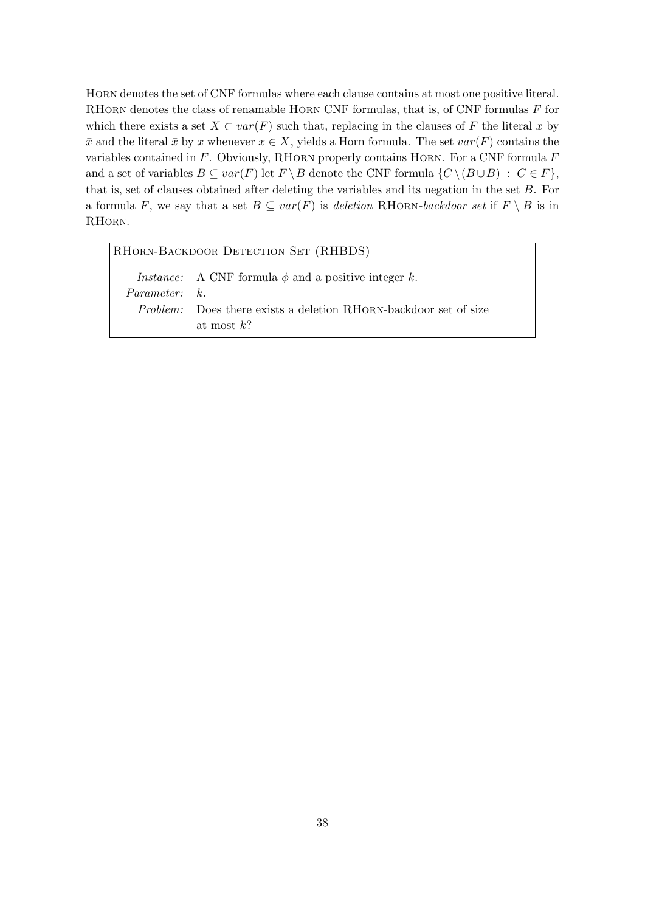Horn denotes the set of CNF formulas where each clause contains at most one positive literal. RHorn denotes the class of renamable Horn CNF formulas, that is, of CNF formulas $F$ for which there exists a set $X \subset var(F)$ such that, replacing in the clauses of $F$ the literal $x$ by $\bar{x}$ and the literal $\bar{x}$ by $x$ whenever $x \in X$, yields a Horn formula. The set $var(F)$ contains the variables contained in $F$. Obviously, RHorn properly contains Horn. For a CNF formula $F$ and a set of variables $B \subseteq var(F)$ let $F \setminus B$ denote the CNF formula $\{C \setminus (B \cup \overline{B}) \ : \ C \in F\}$, that is, set of clauses obtained after deleting the variables and its negation in the set $B$. For a formula $F$, we say that a set $B \subseteq var(F)$ is *deletion* RHorn*-backdoor set* if $F \setminus B$ is in RHorn.

**RHorn-Backdoor Detection Set (RHBDS)**

*Instance:* A CNF formula $\phi$ and a positive integer $k$.
*Parameter:* $k$.
*Problem:* Does there exists a deletion RHorn-backdoor set of size at most $k$?